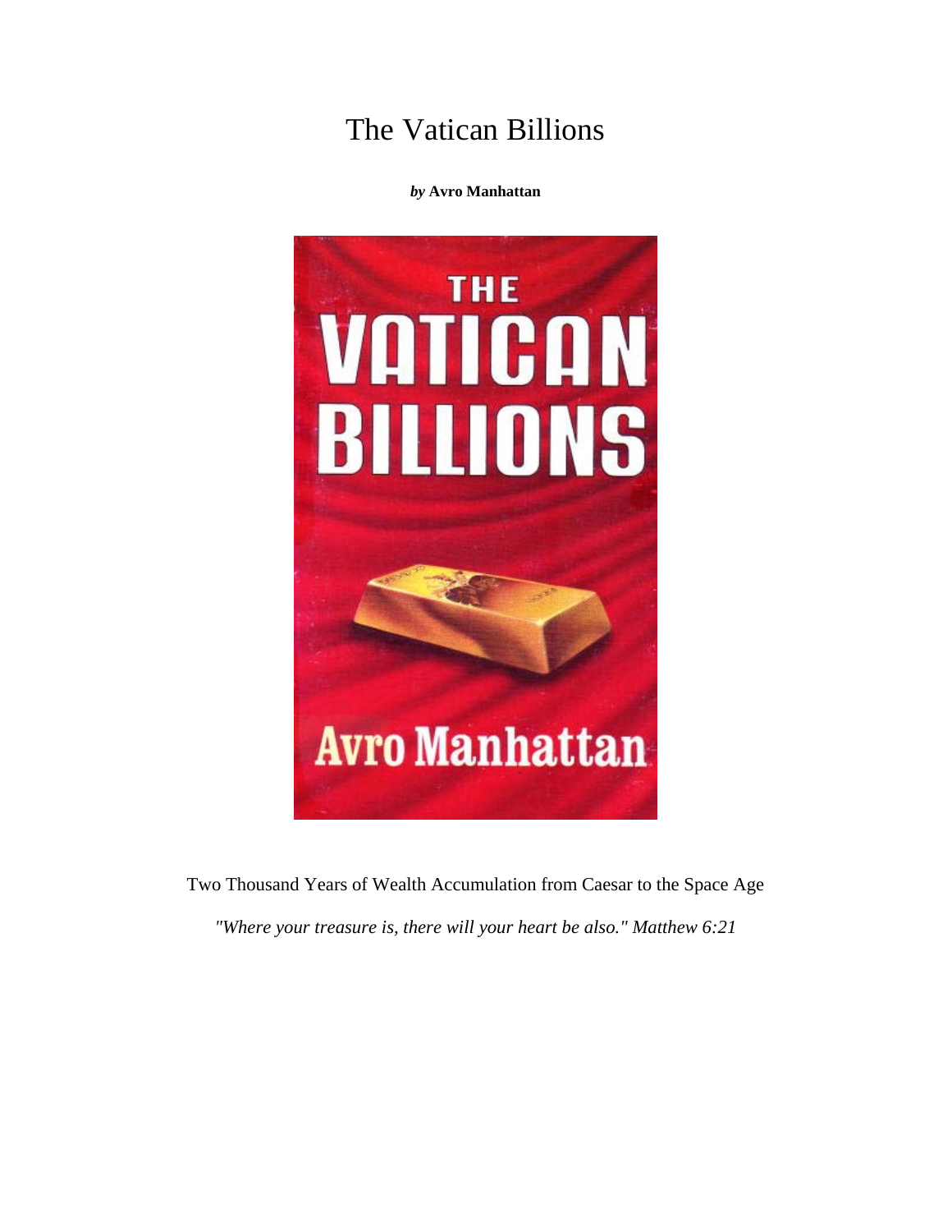# The Vatican Billions

*by* **Avro Manhattan**

Two Thousand Years of Wealth Accumulation from Caesar to the Space Age

*"Where your treasure is, there will your heart be also." Matthew 6:21*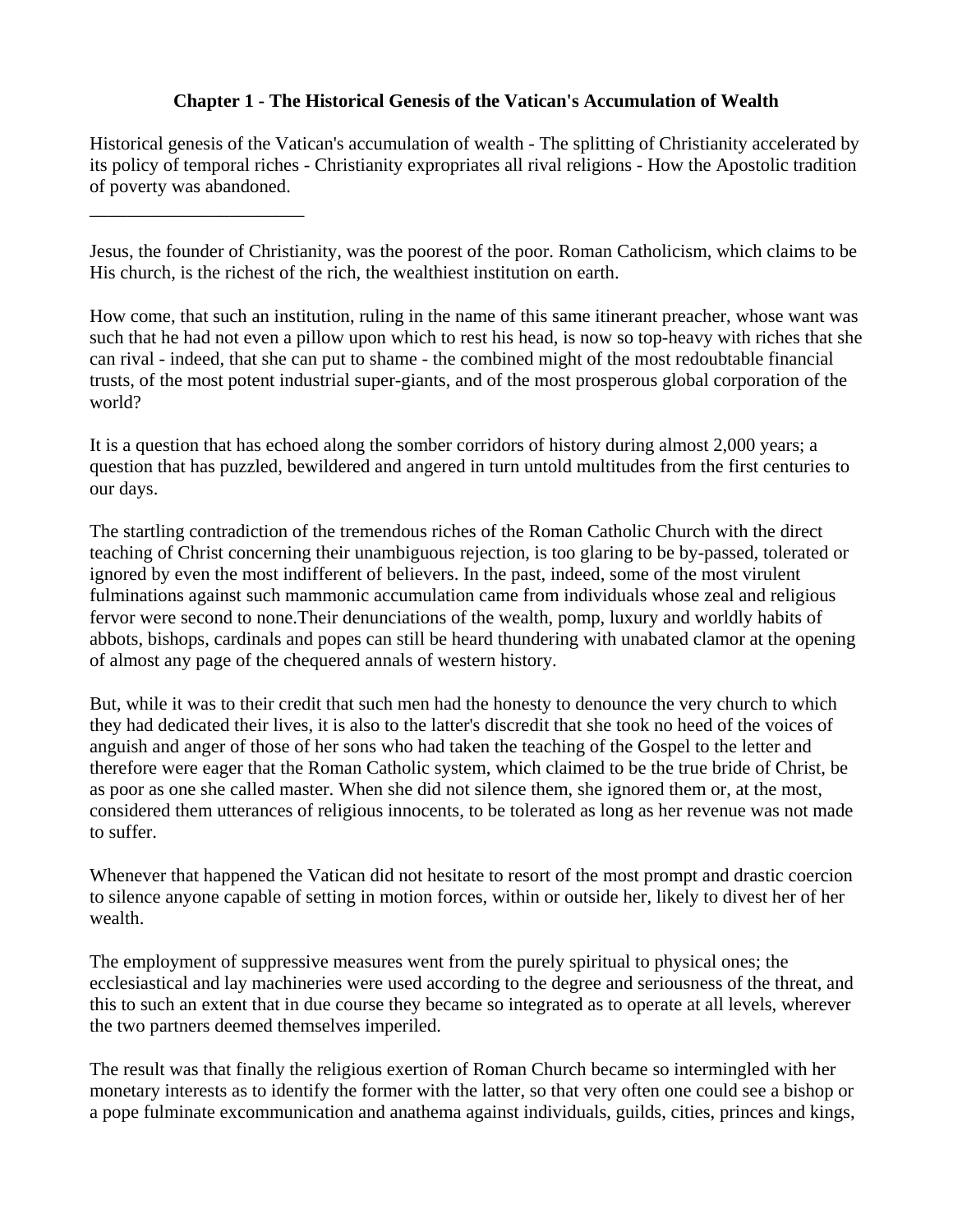**Chapter 1 - The Historical Genesis of the Vatican's Accumulation of Wealth**

Historical genesis of the Vatican's accumulation of wealth - The splitting of Christianity accelerated by its policy of temporal riches - Christianity expropriates all rival religions - How the Apostolic tradition of poverty was abandoned.

________________________

Jesus, the founder of Christianity, was the poorest of the poor. Roman Catholicism, which claims to be His church, is the richest of the rich, the wealthiest institution on earth.

How come, that such an institution, ruling in the name of this same itinerant preacher, whose want was such that he had not even a pillow upon which to rest his head, is now so top-heavy with riches that she can rival - indeed, that she can put to shame - the combined might of the most redoubtable financial trusts, of the most potent industrial super-giants, and of the most prosperous global corporation of the world?

It is a question that has echoed along the somber corridors of history during almost 2,000 years; a question that has puzzled, bewildered and angered in turn untold multitudes from the first centuries to our days.

The startling contradiction of the tremendous riches of the Roman Catholic Church with the direct teaching of Christ concerning their unambiguous rejection, is too glaring to be by-passed, tolerated or ignored by even the most indifferent of believers. In the past, indeed, some of the most virulent fulminations against such mammonic accumulation came from individuals whose zeal and religious fervor were second to none.Their denunciations of the wealth, pomp, luxury and worldly habits of abbots, bishops, cardinals and popes can still be heard thundering with unabated clamor at the opening of almost any page of the chequered annals of western history.

But, while it was to their credit that such men had the honesty to denounce the very church to which they had dedicated their lives, it is also to the latter's discredit that she took no heed of the voices of anguish and anger of those of her sons who had taken the teaching of the Gospel to the letter and therefore were eager that the Roman Catholic system, which claimed to be the true bride of Christ, be as poor as one she called master. When she did not silence them, she ignored them or, at the most, considered them utterances of religious innocents, to be tolerated as long as her revenue was not made to suffer.

Whenever that happened the Vatican did not hesitate to resort of the most prompt and drastic coercion to silence anyone capable of setting in motion forces, within or outside her, likely to divest her of her wealth.

The employment of suppressive measures went from the purely spiritual to physical ones; the ecclesiastical and lay machineries were used according to the degree and seriousness of the threat, and this to such an extent that in due course they became so integrated as to operate at all levels, wherever the two partners deemed themselves imperiled.

The result was that finally the religious exertion of Roman Church became so intermingled with her monetary interests as to identify the former with the latter, so that very often one could see a bishop or a pope fulminate excommunication and anathema against individuals, guilds, cities, princes and kings,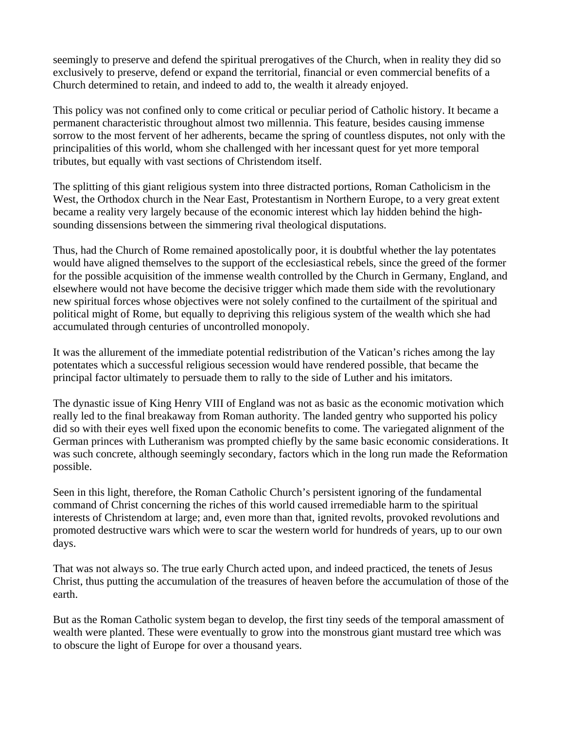seemingly to preserve and defend the spiritual prerogatives of the Church, when in reality they did so exclusively to preserve, defend or expand the territorial, financial or even commercial benefits of a Church determined to retain, and indeed to add to, the wealth it already enjoyed.

This policy was not confined only to come critical or peculiar period of Catholic history. It became a permanent characteristic throughout almost two millennia. This feature, besides causing immense sorrow to the most fervent of her adherents, became the spring of countless disputes, not only with the principalities of this world, whom she challenged with her incessant quest for yet more temporal tributes, but equally with vast sections of Christendom itself.

The splitting of this giant religious system into three distracted portions, Roman Catholicism in the West, the Orthodox church in the Near East, Protestantism in Northern Europe, to a very great extent became a reality very largely because of the economic interest which lay hidden behind the high-sounding dissensions between the simmering rival theological disputations.

Thus, had the Church of Rome remained apostolically poor, it is doubtful whether the lay potentates would have aligned themselves to the support of the ecclesiastical rebels, since the greed of the former for the possible acquisition of the immense wealth controlled by the Church in Germany, England, and elsewhere would not have become the decisive trigger which made them side with the revolutionary new spiritual forces whose objectives were not solely confined to the curtailment of the spiritual and political might of Rome, but equally to depriving this religious system of the wealth which she had accumulated through centuries of uncontrolled monopoly.

It was the allurement of the immediate potential redistribution of the Vatican's riches among the lay potentates which a successful religious secession would have rendered possible, that became the principal factor ultimately to persuade them to rally to the side of Luther and his imitators.

The dynastic issue of King Henry VIII of England was not as basic as the economic motivation which really led to the final breakaway from Roman authority. The landed gentry who supported his policy did so with their eyes well fixed upon the economic benefits to come. The variegated alignment of the German princes with Lutheranism was prompted chiefly by the same basic economic considerations. It was such concrete, although seemingly secondary, factors which in the long run made the Reformation possible.

Seen in this light, therefore, the Roman Catholic Church's persistent ignoring of the fundamental command of Christ concerning the riches of this world caused irremediable harm to the spiritual interests of Christendom at large; and, even more than that, ignited revolts, provoked revolutions and promoted destructive wars which were to scar the western world for hundreds of years, up to our own days.

That was not always so. The true early Church acted upon, and indeed practiced, the tenets of Jesus Christ, thus putting the accumulation of the treasures of heaven before the accumulation of those of the earth.

But as the Roman Catholic system began to develop, the first tiny seeds of the temporal amassment of wealth were planted. These were eventually to grow into the monstrous giant mustard tree which was to obscure the light of Europe for over a thousand years.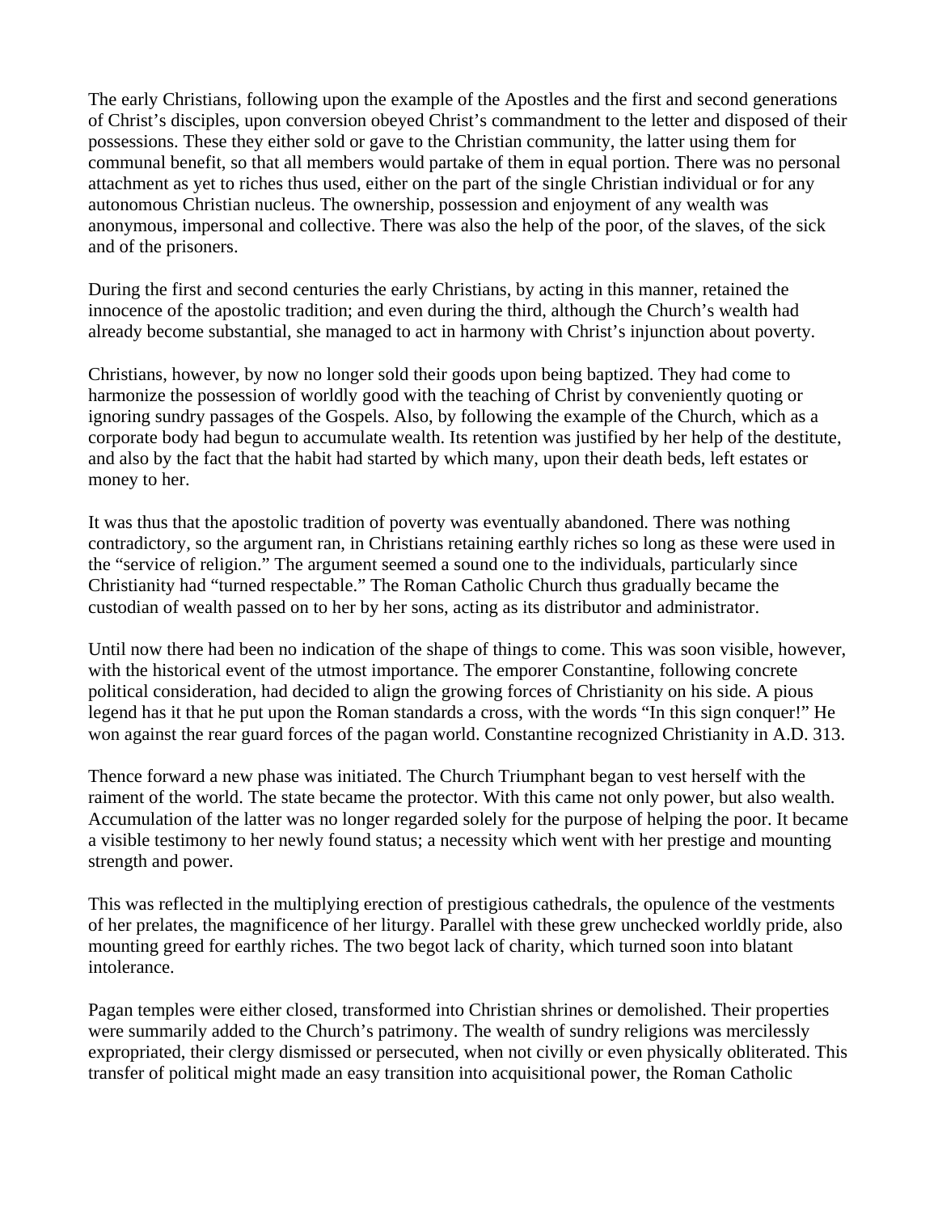The early Christians, following upon the example of the Apostles and the first and second generations of Christ's disciples, upon conversion obeyed Christ's commandment to the letter and disposed of their possessions. These they either sold or gave to the Christian community, the latter using them for communal benefit, so that all members would partake of them in equal portion. There was no personal attachment as yet to riches thus used, either on the part of the single Christian individual or for any autonomous Christian nucleus. The ownership, possession and enjoyment of any wealth was anonymous, impersonal and collective. There was also the help of the poor, of the slaves, of the sick and of the prisoners.

During the first and second centuries the early Christians, by acting in this manner, retained the innocence of the apostolic tradition; and even during the third, although the Church's wealth had already become substantial, she managed to act in harmony with Christ's injunction about poverty.

Christians, however, by now no longer sold their goods upon being baptized. They had come to harmonize the possession of worldly good with the teaching of Christ by conveniently quoting or ignoring sundry passages of the Gospels. Also, by following the example of the Church, which as a corporate body had begun to accumulate wealth. Its retention was justified by her help of the destitute, and also by the fact that the habit had started by which many, upon their death beds, left estates or money to her.

It was thus that the apostolic tradition of poverty was eventually abandoned. There was nothing contradictory, so the argument ran, in Christians retaining earthly riches so long as these were used in the "service of religion." The argument seemed a sound one to the individuals, particularly since Christianity had "turned respectable." The Roman Catholic Church thus gradually became the custodian of wealth passed on to her by her sons, acting as its distributor and administrator.

Until now there had been no indication of the shape of things to come. This was soon visible, however, with the historical event of the utmost importance. The emporer Constantine, following concrete political consideration, had decided to align the growing forces of Christianity on his side. A pious legend has it that he put upon the Roman standards a cross, with the words "In this sign conquer!" He won against the rear guard forces of the pagan world. Constantine recognized Christianity in A.D. 313.

Thence forward a new phase was initiated. The Church Triumphant began to vest herself with the raiment of the world. The state became the protector. With this came not only power, but also wealth. Accumulation of the latter was no longer regarded solely for the purpose of helping the poor. It became a visible testimony to her newly found status; a necessity which went with her prestige and mounting strength and power.

This was reflected in the multiplying erection of prestigious cathedrals, the opulence of the vestments of her prelates, the magnificence of her liturgy. Parallel with these grew unchecked worldly pride, also mounting greed for earthly riches. The two begot lack of charity, which turned soon into blatant intolerance.

Pagan temples were either closed, transformed into Christian shrines or demolished. Their properties were summarily added to the Church's patrimony. The wealth of sundry religions was mercilessly expropriated, their clergy dismissed or persecuted, when not civilly or even physically obliterated. This transfer of political might made an easy transition into acquisitional power, the Roman Catholic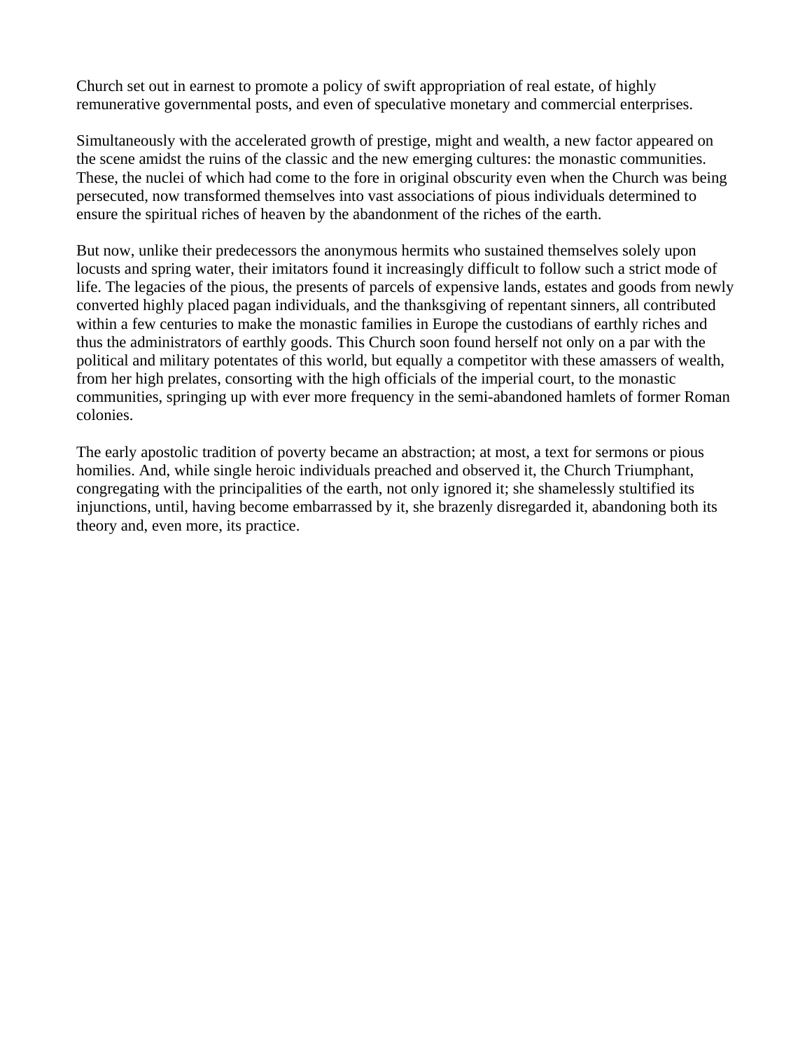Church set out in earnest to promote a policy of swift appropriation of real estate, of highly remunerative governmental posts, and even of speculative monetary and commercial enterprises.

Simultaneously with the accelerated growth of prestige, might and wealth, a new factor appeared on the scene amidst the ruins of the classic and the new emerging cultures: the monastic communities. These, the nuclei of which had come to the fore in original obscurity even when the Church was being persecuted, now transformed themselves into vast associations of pious individuals determined to ensure the spiritual riches of heaven by the abandonment of the riches of the earth.

But now, unlike their predecessors the anonymous hermits who sustained themselves solely upon locusts and spring water, their imitators found it increasingly difficult to follow such a strict mode of life. The legacies of the pious, the presents of parcels of expensive lands, estates and goods from newly converted highly placed pagan individuals, and the thanksgiving of repentant sinners, all contributed within a few centuries to make the monastic families in Europe the custodians of earthly riches and thus the administrators of earthly goods. This Church soon found herself not only on a par with the political and military potentates of this world, but equally a competitor with these amassers of wealth, from her high prelates, consorting with the high officials of the imperial court, to the monastic communities, springing up with ever more frequency in the semi-abandoned hamlets of former Roman colonies.

The early apostolic tradition of poverty became an abstraction; at most, a text for sermons or pious homilies. And, while single heroic individuals preached and observed it, the Church Triumphant, congregating with the principalities of the earth, not only ignored it; she shamelessly stultified its injunctions, until, having become embarrassed by it, she brazenly disregarded it, abandoning both its theory and, even more, its practice.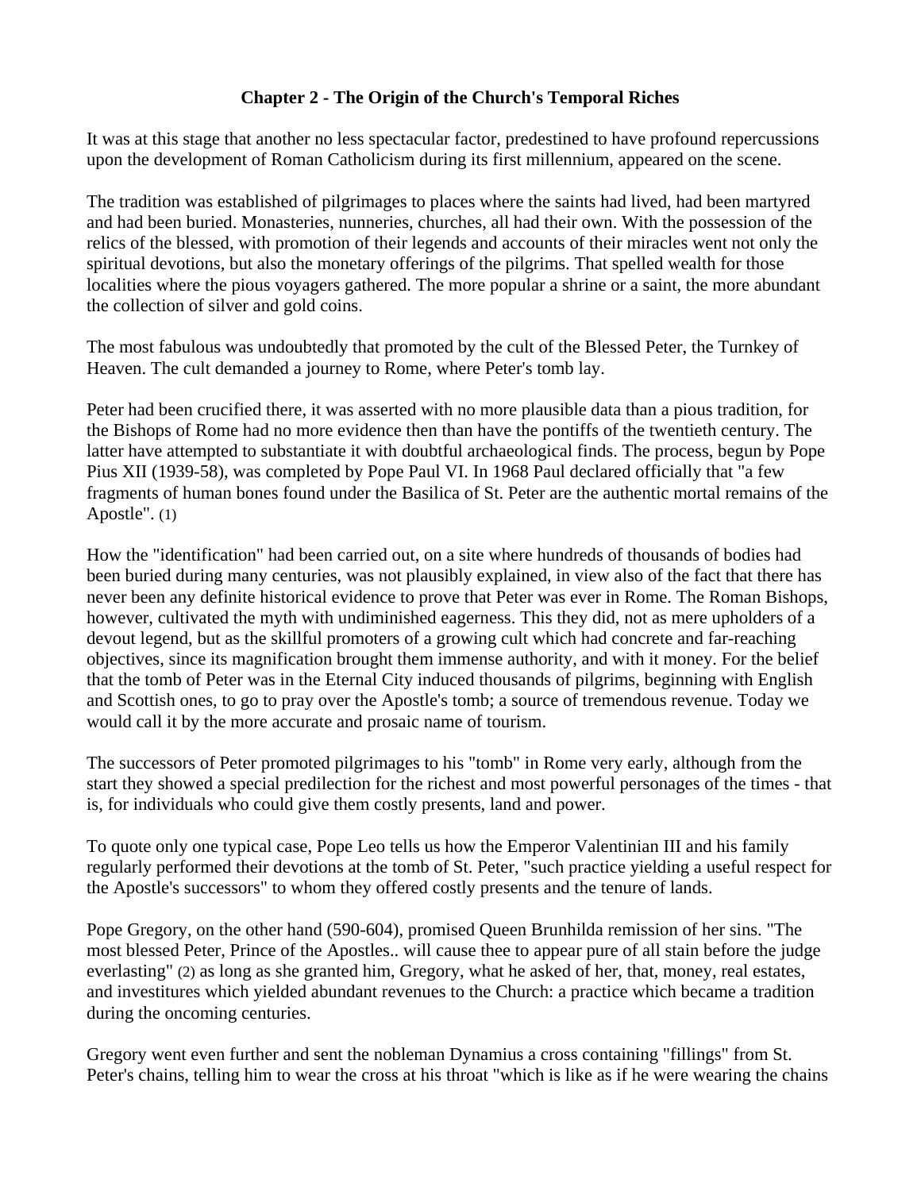## Chapter 2 - The Origin of the Church's Temporal Riches

It was at this stage that another no less spectacular factor, predestined to have profound repercussions upon the development of Roman Catholicism during its first millennium, appeared on the scene.

The tradition was established of pilgrimages to places where the saints had lived, had been martyred and had been buried. Monasteries, nunneries, churches, all had their own. With the possession of the relics of the blessed, with promotion of their legends and accounts of their miracles went not only the spiritual devotions, but also the monetary offerings of the pilgrims. That spelled wealth for those localities where the pious voyagers gathered. The more popular a shrine or a saint, the more abundant the collection of silver and gold coins.

The most fabulous was undoubtedly that promoted by the cult of the Blessed Peter, the Turnkey of Heaven. The cult demanded a journey to Rome, where Peter's tomb lay.

Peter had been crucified there, it was asserted with no more plausible data than a pious tradition, for the Bishops of Rome had no more evidence then than have the pontiffs of the twentieth century. The latter have attempted to substantiate it with doubtful archaeological finds. The process, begun by Pope Pius XII (1939-58), was completed by Pope Paul VI. In 1968 Paul declared officially that "a few fragments of human bones found under the Basilica of St. Peter are the authentic mortal remains of the Apostle". (1)

How the "identification" had been carried out, on a site where hundreds of thousands of bodies had been buried during many centuries, was not plausibly explained, in view also of the fact that there has never been any definite historical evidence to prove that Peter was ever in Rome. The Roman Bishops, however, cultivated the myth with undiminished eagerness. This they did, not as mere upholders of a devout legend, but as the skillful promoters of a growing cult which had concrete and far-reaching objectives, since its magnification brought them immense authority, and with it money. For the belief that the tomb of Peter was in the Eternal City induced thousands of pilgrims, beginning with English and Scottish ones, to go to pray over the Apostle's tomb; a source of tremendous revenue. Today we would call it by the more accurate and prosaic name of tourism.

The successors of Peter promoted pilgrimages to his "tomb" in Rome very early, although from the start they showed a special predilection for the richest and most powerful personages of the times - that is, for individuals who could give them costly presents, land and power.

To quote only one typical case, Pope Leo tells us how the Emperor Valentinian III and his family regularly performed their devotions at the tomb of St. Peter, "such practice yielding a useful respect for the Apostle's successors" to whom they offered costly presents and the tenure of lands.

Pope Gregory, on the other hand (590-604), promised Queen Brunhilda remission of her sins. "The most blessed Peter, Prince of the Apostles.. will cause thee to appear pure of all stain before the judge everlasting" (2) as long as she granted him, Gregory, what he asked of her, that, money, real estates, and investitures which yielded abundant revenues to the Church: a practice which became a tradition during the oncoming centuries.

Gregory went even further and sent the nobleman Dynamius a cross containing "fillings" from St. Peter's chains, telling him to wear the cross at his throat "which is like as if he were wearing the chains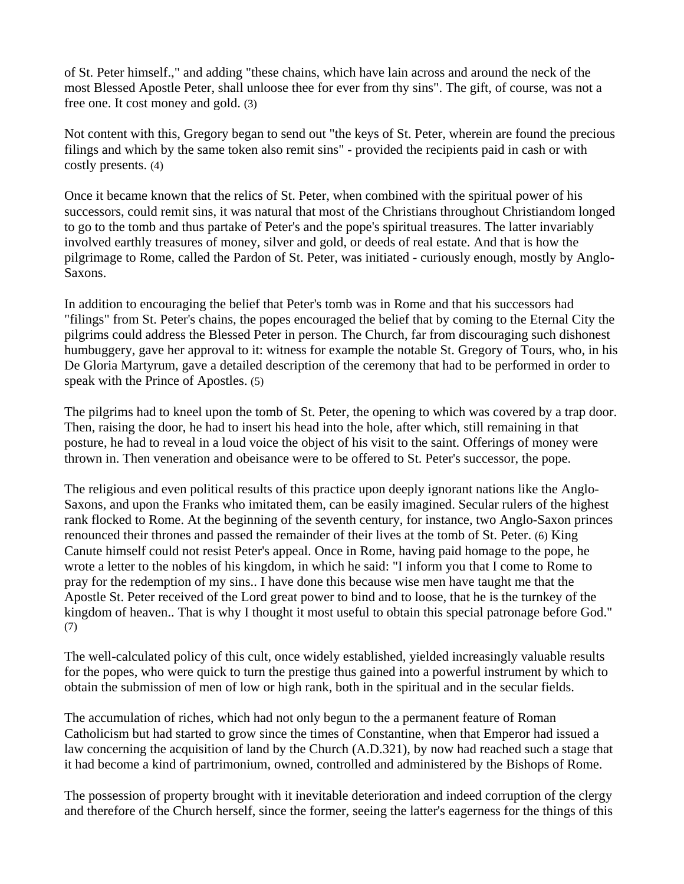of St. Peter himself.," and adding "these chains, which have lain across and around the neck of the most Blessed Apostle Peter, shall unloose thee for ever from thy sins". The gift, of course, was not a free one. It cost money and gold. (3)

Not content with this, Gregory began to send out "the keys of St. Peter, wherein are found the precious filings and which by the same token also remit sins" - provided the recipients paid in cash or with costly presents. (4)

Once it became known that the relics of St. Peter, when combined with the spiritual power of his successors, could remit sins, it was natural that most of the Christians throughout Christiandom longed to go to the tomb and thus partake of Peter's and the pope's spiritual treasures. The latter invariably involved earthly treasures of money, silver and gold, or deeds of real estate. And that is how the pilgrimage to Rome, called the Pardon of St. Peter, was initiated - curiously enough, mostly by Anglo-Saxons.

In addition to encouraging the belief that Peter's tomb was in Rome and that his successors had "filings" from St. Peter's chains, the popes encouraged the belief that by coming to the Eternal City the pilgrims could address the Blessed Peter in person. The Church, far from discouraging such dishonest humbuggery, gave her approval to it: witness for example the notable St. Gregory of Tours, who, in his De Gloria Martyrum, gave a detailed description of the ceremony that had to be performed in order to speak with the Prince of Apostles. (5)

The pilgrims had to kneel upon the tomb of St. Peter, the opening to which was covered by a trap door. Then, raising the door, he had to insert his head into the hole, after which, still remaining in that posture, he had to reveal in a loud voice the object of his visit to the saint. Offerings of money were thrown in. Then veneration and obeisance were to be offered to St. Peter's successor, the pope.

The religious and even political results of this practice upon deeply ignorant nations like the Anglo-Saxons, and upon the Franks who imitated them, can be easily imagined. Secular rulers of the highest rank flocked to Rome. At the beginning of the seventh century, for instance, two Anglo-Saxon princes renounced their thrones and passed the remainder of their lives at the tomb of St. Peter. (6) King Canute himself could not resist Peter's appeal. Once in Rome, having paid homage to the pope, he wrote a letter to the nobles of his kingdom, in which he said: "I inform you that I come to Rome to pray for the redemption of my sins.. I have done this because wise men have taught me that the Apostle St. Peter received of the Lord great power to bind and to loose, that he is the turnkey of the kingdom of heaven.. That is why I thought it most useful to obtain this special patronage before God." (7)

The well-calculated policy of this cult, once widely established, yielded increasingly valuable results for the popes, who were quick to turn the prestige thus gained into a powerful instrument by which to obtain the submission of men of low or high rank, both in the spiritual and in the secular fields.

The accumulation of riches, which had not only begun to the a permanent feature of Roman Catholicism but had started to grow since the times of Constantine, when that Emperor had issued a law concerning the acquisition of land by the Church (A.D.321), by now had reached such a stage that it had become a kind of partrimonium, owned, controlled and administered by the Bishops of Rome.

The possession of property brought with it inevitable deterioration and indeed corruption of the clergy and therefore of the Church herself, since the former, seeing the latter's eagerness for the things of this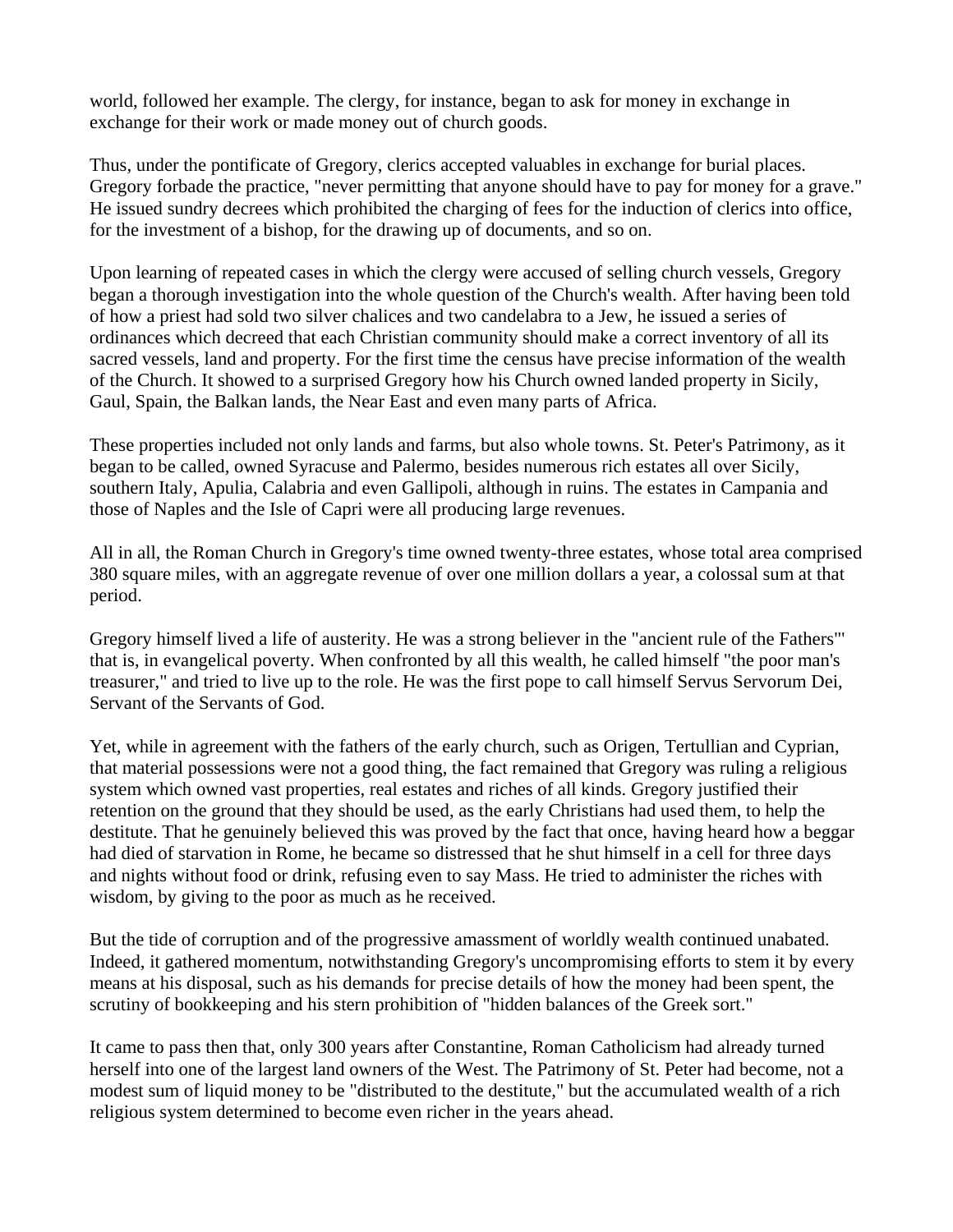world, followed her example. The clergy, for instance, began to ask for money in exchange in exchange for their work or made money out of church goods.

Thus, under the pontificate of Gregory, clerics accepted valuables in exchange for burial places. Gregory forbade the practice, "never permitting that anyone should have to pay for money for a grave." He issued sundry decrees which prohibited the charging of fees for the induction of clerics into office, for the investment of a bishop, for the drawing up of documents, and so on.

Upon learning of repeated cases in which the clergy were accused of selling church vessels, Gregory began a thorough investigation into the whole question of the Church's wealth. After having been told of how a priest had sold two silver chalices and two candelabra to a Jew, he issued a series of ordinances which decreed that each Christian community should make a correct inventory of all its sacred vessels, land and property. For the first time the census have precise information of the wealth of the Church. It showed to a surprised Gregory how his Church owned landed property in Sicily, Gaul, Spain, the Balkan lands, the Near East and even many parts of Africa.

These properties included not only lands and farms, but also whole towns. St. Peter's Patrimony, as it began to be called, owned Syracuse and Palermo, besides numerous rich estates all over Sicily, southern Italy, Apulia, Calabria and even Gallipoli, although in ruins. The estates in Campania and those of Naples and the Isle of Capri were all producing large revenues.

All in all, the Roman Church in Gregory's time owned twenty-three estates, whose total area comprised 380 square miles, with an aggregate revenue of over one million dollars a year, a colossal sum at that period.

Gregory himself lived a life of austerity. He was a strong believer in the "ancient rule of the Fathers"' that is, in evangelical poverty. When confronted by all this wealth, he called himself "the poor man's treasurer," and tried to live up to the role. He was the first pope to call himself Servus Servorum Dei, Servant of the Servants of God.

Yet, while in agreement with the fathers of the early church, such as Origen, Tertullian and Cyprian, that material possessions were not a good thing, the fact remained that Gregory was ruling a religious system which owned vast properties, real estates and riches of all kinds. Gregory justified their retention on the ground that they should be used, as the early Christians had used them, to help the destitute. That he genuinely believed this was proved by the fact that once, having heard how a beggar had died of starvation in Rome, he became so distressed that he shut himself in a cell for three days and nights without food or drink, refusing even to say Mass. He tried to administer the riches with wisdom, by giving to the poor as much as he received.

But the tide of corruption and of the progressive amassment of worldly wealth continued unabated. Indeed, it gathered momentum, notwithstanding Gregory's uncompromising efforts to stem it by every means at his disposal, such as his demands for precise details of how the money had been spent, the scrutiny of bookkeeping and his stern prohibition of "hidden balances of the Greek sort."

It came to pass then that, only 300 years after Constantine, Roman Catholicism had already turned herself into one of the largest land owners of the West. The Patrimony of St. Peter had become, not a modest sum of liquid money to be "distributed to the destitute," but the accumulated wealth of a rich religious system determined to become even richer in the years ahead.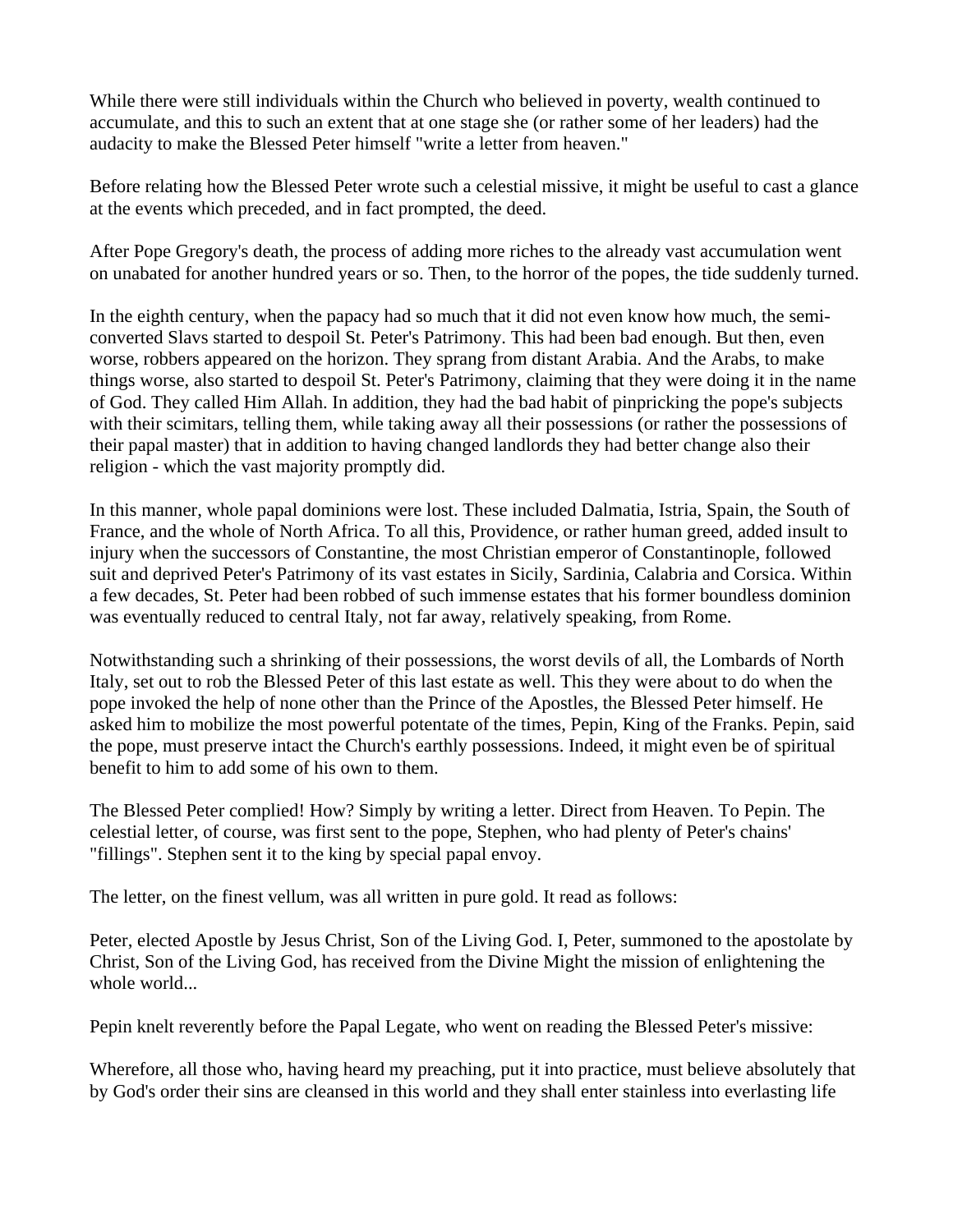While there were still individuals within the Church who believed in poverty, wealth continued to accumulate, and this to such an extent that at one stage she (or rather some of her leaders) had the audacity to make the Blessed Peter himself "write a letter from heaven."

Before relating how the Blessed Peter wrote such a celestial missive, it might be useful to cast a glance at the events which preceded, and in fact prompted, the deed.

After Pope Gregory's death, the process of adding more riches to the already vast accumulation went on unabated for another hundred years or so. Then, to the horror of the popes, the tide suddenly turned.

In the eighth century, when the papacy had so much that it did not even know how much, the semi-converted Slavs started to despoil St. Peter's Patrimony. This had been bad enough. But then, even worse, robbers appeared on the horizon. They sprang from distant Arabia. And the Arabs, to make things worse, also started to despoil St. Peter's Patrimony, claiming that they were doing it in the name of God. They called Him Allah. In addition, they had the bad habit of pinpricking the pope's subjects with their scimitars, telling them, while taking away all their possessions (or rather the possessions of their papal master) that in addition to having changed landlords they had better change also their religion - which the vast majority promptly did.

In this manner, whole papal dominions were lost. These included Dalmatia, Istria, Spain, the South of France, and the whole of North Africa. To all this, Providence, or rather human greed, added insult to injury when the successors of Constantine, the most Christian emperor of Constantinople, followed suit and deprived Peter's Patrimony of its vast estates in Sicily, Sardinia, Calabria and Corsica. Within a few decades, St. Peter had been robbed of such immense estates that his former boundless dominion was eventually reduced to central Italy, not far away, relatively speaking, from Rome.

Notwithstanding such a shrinking of their possessions, the worst devils of all, the Lombards of North Italy, set out to rob the Blessed Peter of this last estate as well. This they were about to do when the pope invoked the help of none other than the Prince of the Apostles, the Blessed Peter himself. He asked him to mobilize the most powerful potentate of the times, Pepin, King of the Franks. Pepin, said the pope, must preserve intact the Church's earthly possessions. Indeed, it might even be of spiritual benefit to him to add some of his own to them.

The Blessed Peter complied! How? Simply by writing a letter. Direct from Heaven. To Pepin. The celestial letter, of course, was first sent to the pope, Stephen, who had plenty of Peter's chains' "fillings". Stephen sent it to the king by special papal envoy.

The letter, on the finest vellum, was all written in pure gold. It read as follows:

Peter, elected Apostle by Jesus Christ, Son of the Living God. I, Peter, summoned to the apostolate by Christ, Son of the Living God, has received from the Divine Might the mission of enlightening the whole world...

Pepin knelt reverently before the Papal Legate, who went on reading the Blessed Peter's missive:

Wherefore, all those who, having heard my preaching, put it into practice, must believe absolutely that by God's order their sins are cleansed in this world and they shall enter stainless into everlasting life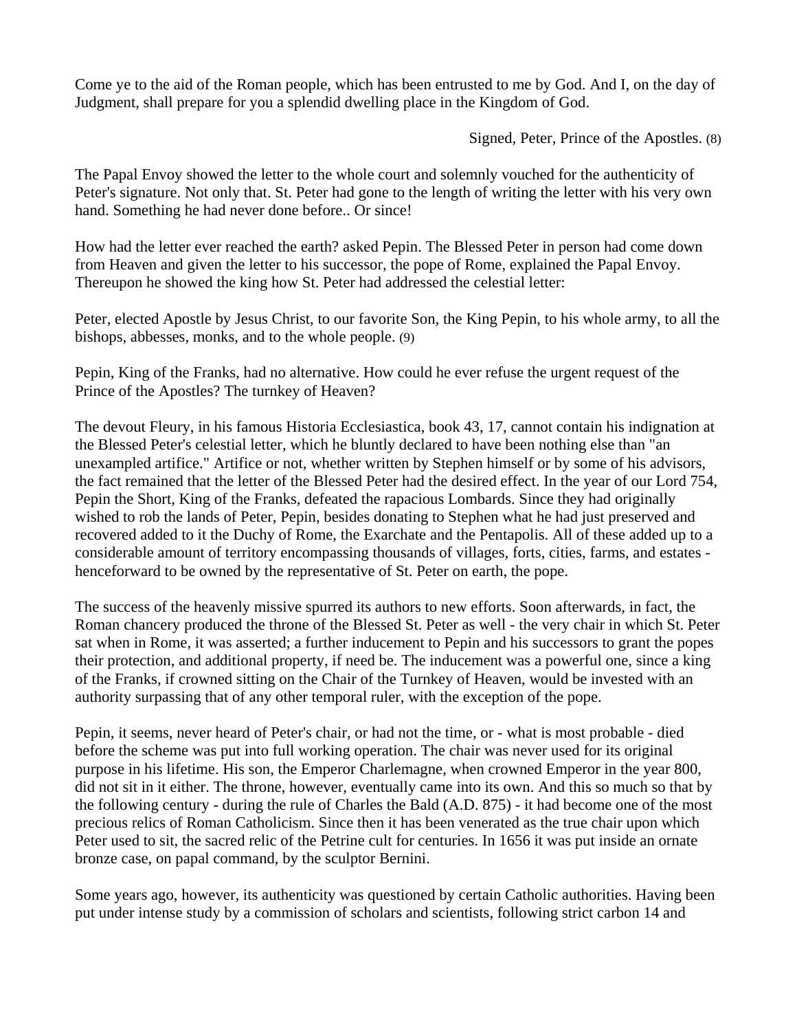Come ye to the aid of the Roman people, which has been entrusted to me by God. And I, on the day of Judgment, shall prepare for you a splendid dwelling place in the Kingdom of God.

Signed, Peter, Prince of the Apostles. (8)

The Papal Envoy showed the letter to the whole court and solemnly vouched for the authenticity of Peter's signature. Not only that. St. Peter had gone to the length of writing the letter with his very own hand. Something he had never done before.. Or since!

How had the letter ever reached the earth? asked Pepin. The Blessed Peter in person had come down from Heaven and given the letter to his successor, the pope of Rome, explained the Papal Envoy. Thereupon he showed the king how St. Peter had addressed the celestial letter:

Peter, elected Apostle by Jesus Christ, to our favorite Son, the King Pepin, to his whole army, to all the bishops, abbesses, monks, and to the whole people. (9)

Pepin, King of the Franks, had no alternative. How could he ever refuse the urgent request of the Prince of the Apostles? The turnkey of Heaven?

The devout Fleury, in his famous Historia Ecclesiastica, book 43, 17, cannot contain his indignation at the Blessed Peter's celestial letter, which he bluntly declared to have been nothing else than "an unexampled artifice." Artifice or not, whether written by Stephen himself or by some of his advisors, the fact remained that the letter of the Blessed Peter had the desired effect. In the year of our Lord 754, Pepin the Short, King of the Franks, defeated the rapacious Lombards. Since they had originally wished to rob the lands of Peter, Pepin, besides donating to Stephen what he had just preserved and recovered added to it the Duchy of Rome, the Exarchate and the Pentapolis. All of these added up to a considerable amount of territory encompassing thousands of villages, forts, cities, farms, and estates - henceforward to be owned by the representative of St. Peter on earth, the pope.

The success of the heavenly missive spurred its authors to new efforts. Soon afterwards, in fact, the Roman chancery produced the throne of the Blessed St. Peter as well - the very chair in which St. Peter sat when in Rome, it was asserted; a further inducement to Pepin and his successors to grant the popes their protection, and additional property, if need be. The inducement was a powerful one, since a king of the Franks, if crowned sitting on the Chair of the Turnkey of Heaven, would be invested with an authority surpassing that of any other temporal ruler, with the exception of the pope.

Pepin, it seems, never heard of Peter's chair, or had not the time, or - what is most probable - died before the scheme was put into full working operation. The chair was never used for its original purpose in his lifetime. His son, the Emperor Charlemagne, when crowned Emperor in the year 800, did not sit in it either. The throne, however, eventually came into its own. And this so much so that by the following century - during the rule of Charles the Bald (A.D. 875) - it had become one of the most precious relics of Roman Catholicism. Since then it has been venerated as the true chair upon which Peter used to sit, the sacred relic of the Petrine cult for centuries. In 1656 it was put inside an ornate bronze case, on papal command, by the sculptor Bernini.

Some years ago, however, its authenticity was questioned by certain Catholic authorities. Having been put under intense study by a commission of scholars and scientists, following strict carbon 14 and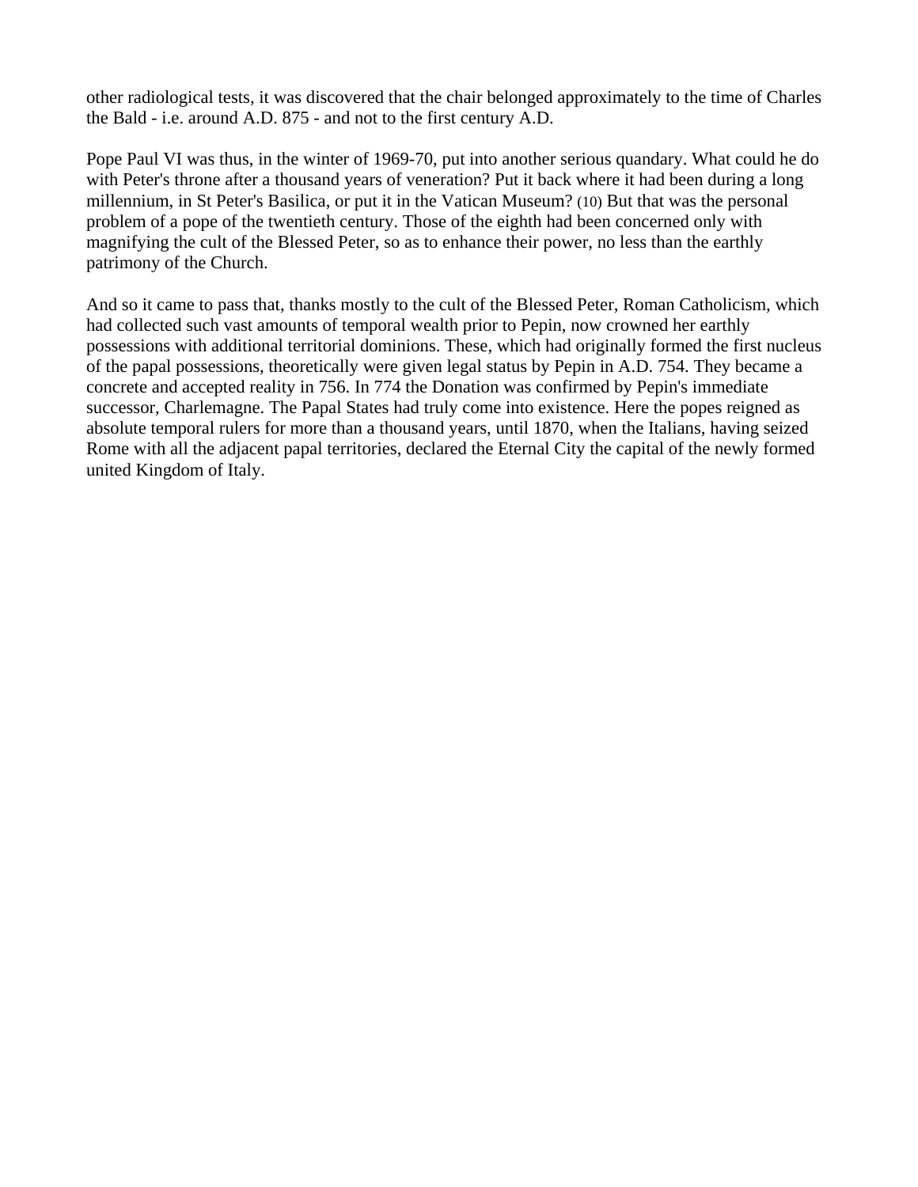other radiological tests, it was discovered that the chair belonged approximately to the time of Charles the Bald - i.e. around A.D. 875 - and not to the first century A.D.

Pope Paul VI was thus, in the winter of 1969-70, put into another serious quandary. What could he do with Peter's throne after a thousand years of veneration? Put it back where it had been during a long millennium, in St Peter's Basilica, or put it in the Vatican Museum? (10) But that was the personal problem of a pope of the twentieth century. Those of the eighth had been concerned only with magnifying the cult of the Blessed Peter, so as to enhance their power, no less than the earthly patrimony of the Church.

And so it came to pass that, thanks mostly to the cult of the Blessed Peter, Roman Catholicism, which had collected such vast amounts of temporal wealth prior to Pepin, now crowned her earthly possessions with additional territorial dominions. These, which had originally formed the first nucleus of the papal possessions, theoretically were given legal status by Pepin in A.D. 754. They became a concrete and accepted reality in 756. In 774 the Donation was confirmed by Pepin's immediate successor, Charlemagne. The Papal States had truly come into existence. Here the popes reigned as absolute temporal rulers for more than a thousand years, until 1870, when the Italians, having seized Rome with all the adjacent papal territories, declared the Eternal City the capital of the newly formed united Kingdom of Italy.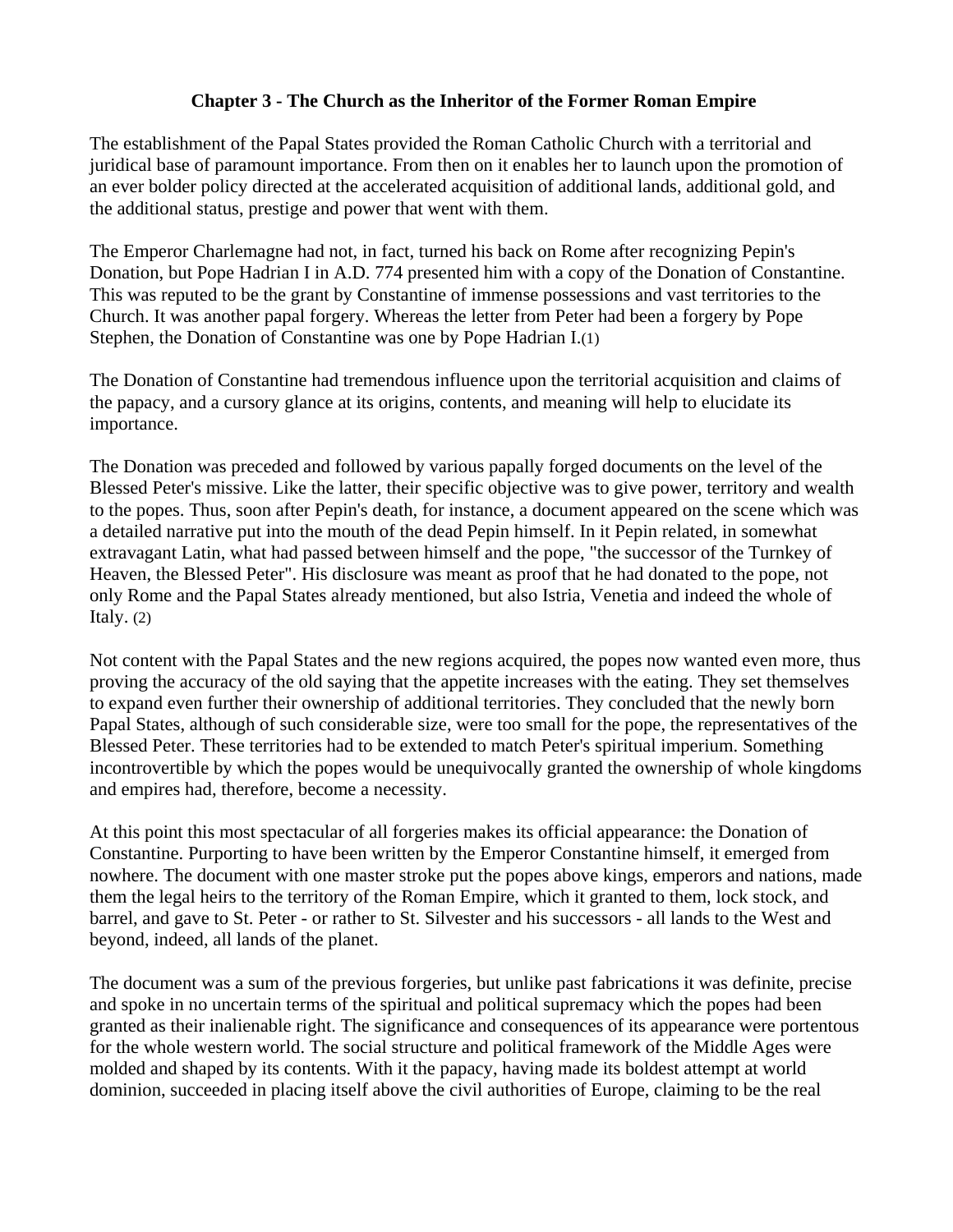## Chapter 3 - The Church as the Inheritor of the Former Roman Empire

The establishment of the Papal States provided the Roman Catholic Church with a territorial and juridical base of paramount importance. From then on it enables her to launch upon the promotion of an ever bolder policy directed at the accelerated acquisition of additional lands, additional gold, and the additional status, prestige and power that went with them.

The Emperor Charlemagne had not, in fact, turned his back on Rome after recognizing Pepin's Donation, but Pope Hadrian I in A.D. 774 presented him with a copy of the Donation of Constantine. This was reputed to be the grant by Constantine of immense possessions and vast territories to the Church. It was another papal forgery. Whereas the letter from Peter had been a forgery by Pope Stephen, the Donation of Constantine was one by Pope Hadrian I.(1)

The Donation of Constantine had tremendous influence upon the territorial acquisition and claims of the papacy, and a cursory glance at its origins, contents, and meaning will help to elucidate its importance.

The Donation was preceded and followed by various papally forged documents on the level of the Blessed Peter's missive. Like the latter, their specific objective was to give power, territory and wealth to the popes. Thus, soon after Pepin's death, for instance, a document appeared on the scene which was a detailed narrative put into the mouth of the dead Pepin himself. In it Pepin related, in somewhat extravagant Latin, what had passed between himself and the pope, "the successor of the Turnkey of Heaven, the Blessed Peter". His disclosure was meant as proof that he had donated to the pope, not only Rome and the Papal States already mentioned, but also Istria, Venetia and indeed the whole of Italy. (2)

Not content with the Papal States and the new regions acquired, the popes now wanted even more, thus proving the accuracy of the old saying that the appetite increases with the eating. They set themselves to expand even further their ownership of additional territories. They concluded that the newly born Papal States, although of such considerable size, were too small for the pope, the representatives of the Blessed Peter. These territories had to be extended to match Peter's spiritual imperium. Something incontrovertible by which the popes would be unequivocally granted the ownership of whole kingdoms and empires had, therefore, become a necessity.

At this point this most spectacular of all forgeries makes its official appearance: the Donation of Constantine. Purporting to have been written by the Emperor Constantine himself, it emerged from nowhere. The document with one master stroke put the popes above kings, emperors and nations, made them the legal heirs to the territory of the Roman Empire, which it granted to them, lock stock, and barrel, and gave to St. Peter - or rather to St. Silvester and his successors - all lands to the West and beyond, indeed, all lands of the planet.

The document was a sum of the previous forgeries, but unlike past fabrications it was definite, precise and spoke in no uncertain terms of the spiritual and political supremacy which the popes had been granted as their inalienable right. The significance and consequences of its appearance were portentous for the whole western world. The social structure and political framework of the Middle Ages were molded and shaped by its contents. With it the papacy, having made its boldest attempt at world dominion, succeeded in placing itself above the civil authorities of Europe, claiming to be the real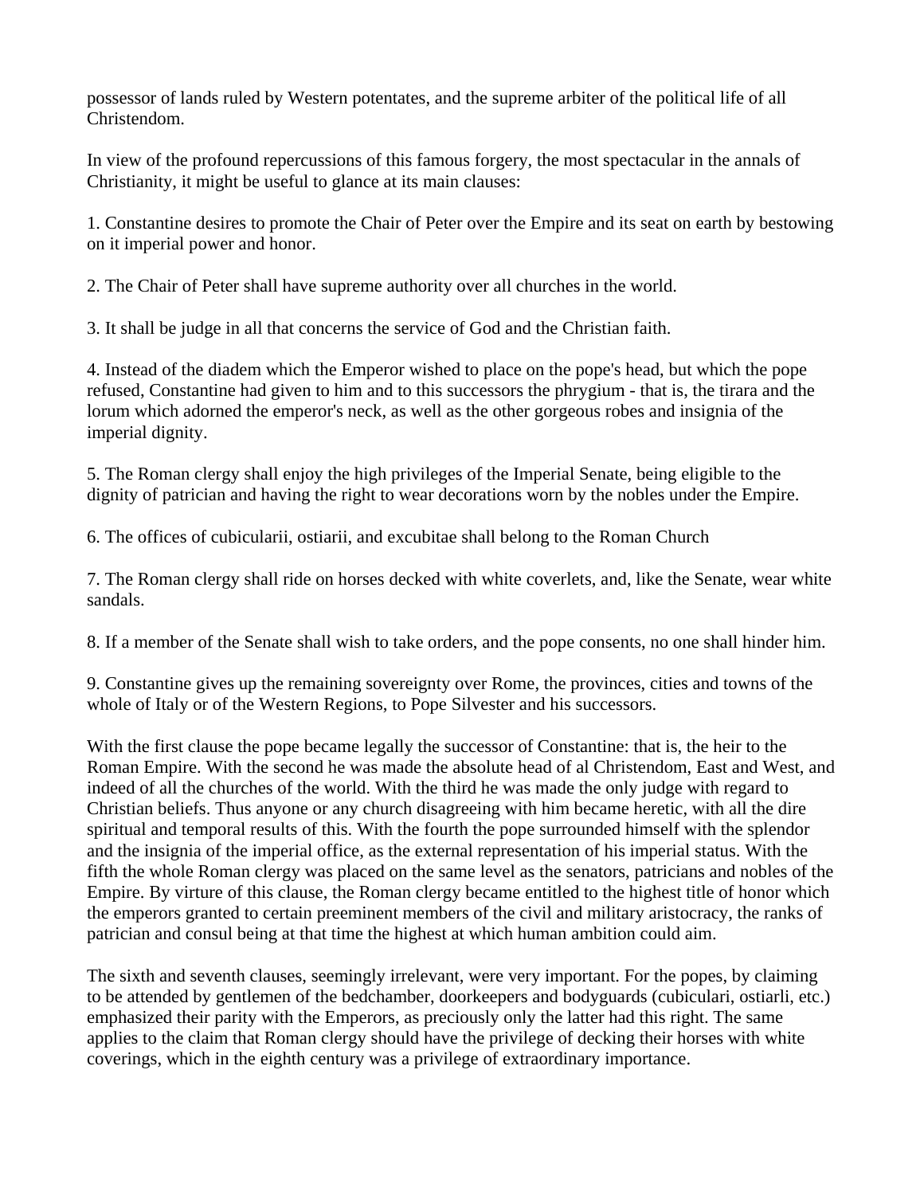possessor of lands ruled by Western potentates, and the supreme arbiter of the political life of all Christendom.

In view of the profound repercussions of this famous forgery, the most spectacular in the annals of Christianity, it might be useful to glance at its main clauses:

1. Constantine desires to promote the Chair of Peter over the Empire and its seat on earth by bestowing on it imperial power and honor.

2. The Chair of Peter shall have supreme authority over all churches in the world.

3. It shall be judge in all that concerns the service of God and the Christian faith.

4. Instead of the diadem which the Emperor wished to place on the pope's head, but which the pope refused, Constantine had given to him and to this successors the phrygium - that is, the tirara and the lorum which adorned the emperor's neck, as well as the other gorgeous robes and insignia of the imperial dignity.

5. The Roman clergy shall enjoy the high privileges of the Imperial Senate, being eligible to the dignity of patrician and having the right to wear decorations worn by the nobles under the Empire.

6. The offices of cubicularii, ostiarii, and excubitae shall belong to the Roman Church

7. The Roman clergy shall ride on horses decked with white coverlets, and, like the Senate, wear white sandals.

8. If a member of the Senate shall wish to take orders, and the pope consents, no one shall hinder him.

9. Constantine gives up the remaining sovereignty over Rome, the provinces, cities and towns of the whole of Italy or of the Western Regions, to Pope Silvester and his successors.

With the first clause the pope became legally the successor of Constantine: that is, the heir to the Roman Empire. With the second he was made the absolute head of al Christendom, East and West, and indeed of all the churches of the world. With the third he was made the only judge with regard to Christian beliefs. Thus anyone or any church disagreeing with him became heretic, with all the dire spiritual and temporal results of this. With the fourth the pope surrounded himself with the splendor and the insignia of the imperial office, as the external representation of his imperial status. With the fifth the whole Roman clergy was placed on the same level as the senators, patricians and nobles of the Empire. By virture of this clause, the Roman clergy became entitled to the highest title of honor which the emperors granted to certain preeminent members of the civil and military aristocracy, the ranks of patrician and consul being at that time the highest at which human ambition could aim.

The sixth and seventh clauses, seemingly irrelevant, were very important. For the popes, by claiming to be attended by gentlemen of the bedchamber, doorkeepers and bodyguards (cubiculari, ostiarli, etc.) emphasized their parity with the Emperors, as preciously only the latter had this right. The same applies to the claim that Roman clergy should have the privilege of decking their horses with white coverings, which in the eighth century was a privilege of extraordinary importance.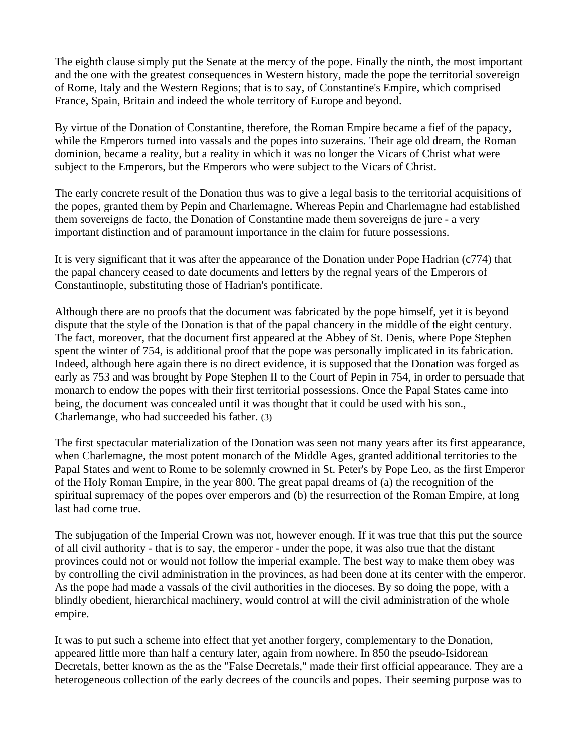The eighth clause simply put the Senate at the mercy of the pope. Finally the ninth, the most important and the one with the greatest consequences in Western history, made the pope the territorial sovereign of Rome, Italy and the Western Regions; that is to say, of Constantine's Empire, which comprised France, Spain, Britain and indeed the whole territory of Europe and beyond.

By virtue of the Donation of Constantine, therefore, the Roman Empire became a fief of the papacy, while the Emperors turned into vassals and the popes into suzerains. Their age old dream, the Roman dominion, became a reality, but a reality in which it was no longer the Vicars of Christ what were subject to the Emperors, but the Emperors who were subject to the Vicars of Christ.

The early concrete result of the Donation thus was to give a legal basis to the territorial acquisitions of the popes, granted them by Pepin and Charlemagne. Whereas Pepin and Charlemagne had established them sovereigns de facto, the Donation of Constantine made them sovereigns de jure - a very important distinction and of paramount importance in the claim for future possessions.

It is very significant that it was after the appearance of the Donation under Pope Hadrian (c774) that the papal chancery ceased to date documents and letters by the regnal years of the Emperors of Constantinople, substituting those of Hadrian's pontificate.

Although there are no proofs that the document was fabricated by the pope himself, yet it is beyond dispute that the style of the Donation is that of the papal chancery in the middle of the eight century. The fact, moreover, that the document first appeared at the Abbey of St. Denis, where Pope Stephen spent the winter of 754, is additional proof that the pope was personally implicated in its fabrication. Indeed, although here again there is no direct evidence, it is supposed that the Donation was forged as early as 753 and was brought by Pope Stephen II to the Court of Pepin in 754, in order to persuade that monarch to endow the popes with their first territorial possessions. Once the Papal States came into being, the document was concealed until it was thought that it could be used with his son., Charlemange, who had succeeded his father. (3)

The first spectacular materialization of the Donation was seen not many years after its first appearance, when Charlemagne, the most potent monarch of the Middle Ages, granted additional territories to the Papal States and went to Rome to be solemnly crowned in St. Peter's by Pope Leo, as the first Emperor of the Holy Roman Empire, in the year 800. The great papal dreams of (a) the recognition of the spiritual supremacy of the popes over emperors and (b) the resurrection of the Roman Empire, at long last had come true.

The subjugation of the Imperial Crown was not, however enough. If it was true that this put the source of all civil authority - that is to say, the emperor - under the pope, it was also true that the distant provinces could not or would not follow the imperial example. The best way to make them obey was by controlling the civil administration in the provinces, as had been done at its center with the emperor. As the pope had made a vassals of the civil authorities in the dioceses. By so doing the pope, with a blindly obedient, hierarchical machinery, would control at will the civil administration of the whole empire.

It was to put such a scheme into effect that yet another forgery, complementary to the Donation, appeared little more than half a century later, again from nowhere. In 850 the pseudo-Isidorean Decretals, better known as the as the "False Decretals," made their first official appearance. They are a heterogeneous collection of the early decrees of the councils and popes. Their seeming purpose was to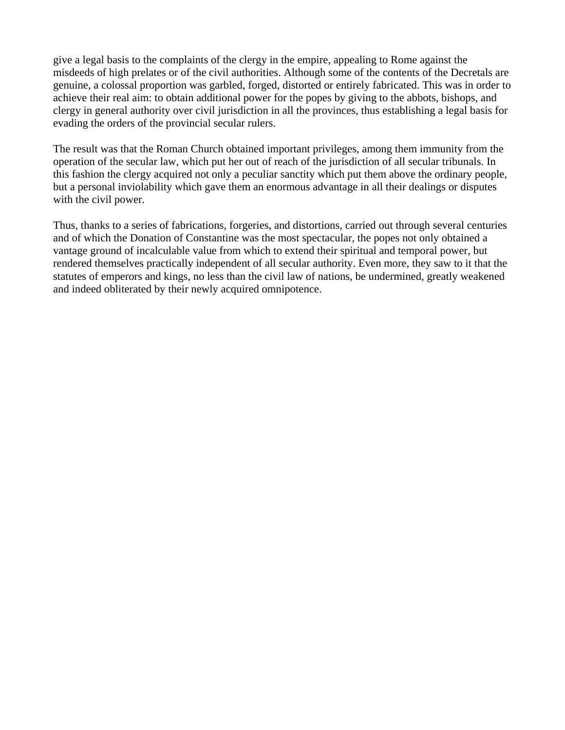give a legal basis to the complaints of the clergy in the empire, appealing to Rome against the misdeeds of high prelates or of the civil authorities. Although some of the contents of the Decretals are genuine, a colossal proportion was garbled, forged, distorted or entirely fabricated. This was in order to achieve their real aim: to obtain additional power for the popes by giving to the abbots, bishops, and clergy in general authority over civil jurisdiction in all the provinces, thus establishing a legal basis for evading the orders of the provincial secular rulers.

The result was that the Roman Church obtained important privileges, among them immunity from the operation of the secular law, which put her out of reach of the jurisdiction of all secular tribunals. In this fashion the clergy acquired not only a peculiar sanctity which put them above the ordinary people, but a personal inviolability which gave them an enormous advantage in all their dealings or disputes with the civil power.

Thus, thanks to a series of fabrications, forgeries, and distortions, carried out through several centuries and of which the Donation of Constantine was the most spectacular, the popes not only obtained a vantage ground of incalculable value from which to extend their spiritual and temporal power, but rendered themselves practically independent of all secular authority. Even more, they saw to it that the statutes of emperors and kings, no less than the civil law of nations, be undermined, greatly weakened and indeed obliterated by their newly acquired omnipotence.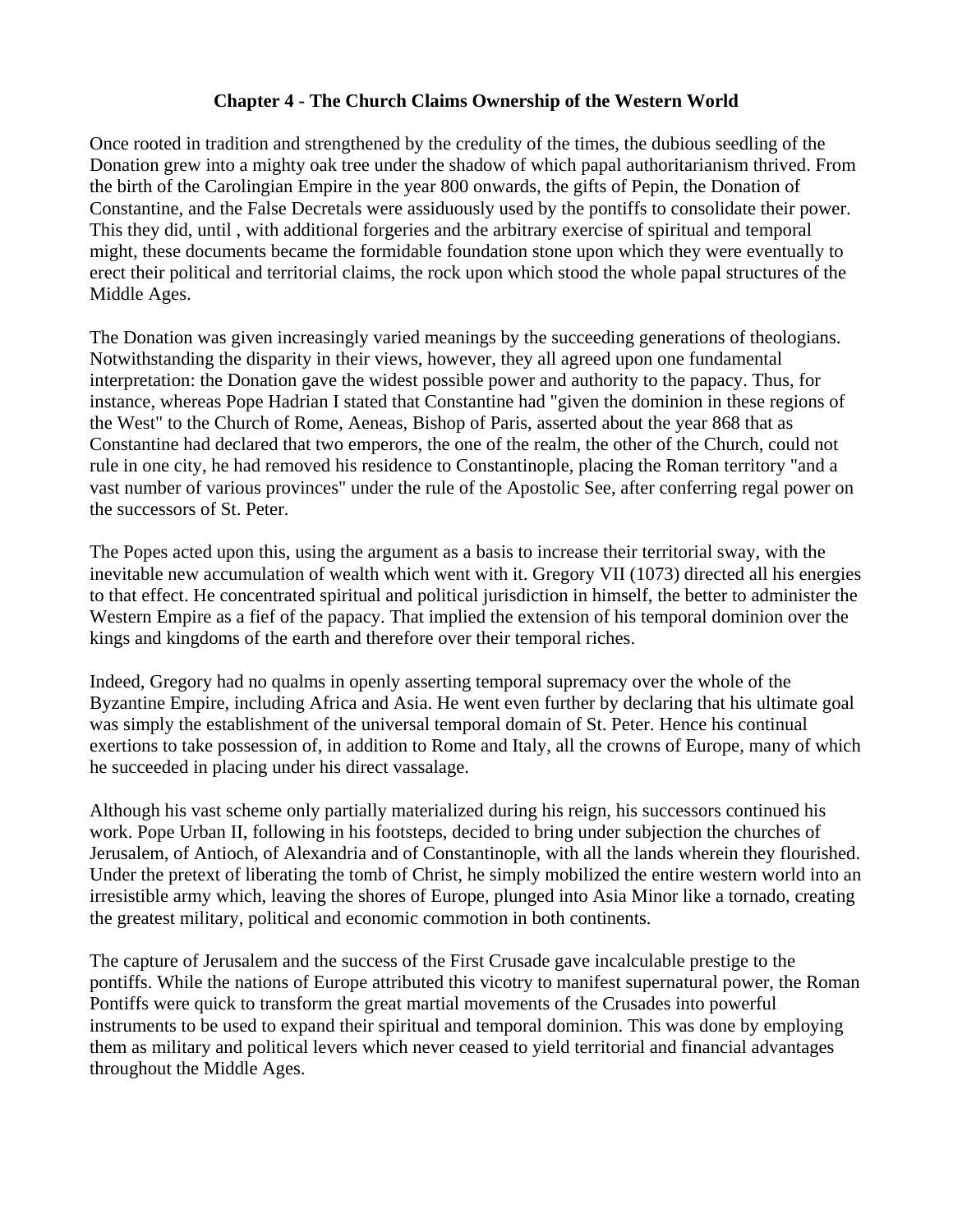# Chapter 4 - The Church Claims Ownership of the Western World

Once rooted in tradition and strengthened by the credulity of the times, the dubious seedling of the Donation grew into a mighty oak tree under the shadow of which papal authoritarianism thrived. From the birth of the Carolingian Empire in the year 800 onwards, the gifts of Pepin, the Donation of Constantine, and the False Decretals were assiduously used by the pontiffs to consolidate their power. This they did, until , with additional forgeries and the arbitrary exercise of spiritual and temporal might, these documents became the formidable foundation stone upon which they were eventually to erect their political and territorial claims, the rock upon which stood the whole papal structures of the Middle Ages.

The Donation was given increasingly varied meanings by the succeeding generations of theologians. Notwithstanding the disparity in their views, however, they all agreed upon one fundamental interpretation: the Donation gave the widest possible power and authority to the papacy. Thus, for instance, whereas Pope Hadrian I stated that Constantine had "given the dominion in these regions of the West" to the Church of Rome, Aeneas, Bishop of Paris, asserted about the year 868 that as Constantine had declared that two emperors, the one of the realm, the other of the Church, could not rule in one city, he had removed his residence to Constantinople, placing the Roman territory "and a vast number of various provinces" under the rule of the Apostolic See, after conferring regal power on the successors of St. Peter.

The Popes acted upon this, using the argument as a basis to increase their territorial sway, with the inevitable new accumulation of wealth which went with it. Gregory VII (1073) directed all his energies to that effect. He concentrated spiritual and political jurisdiction in himself, the better to administer the Western Empire as a fief of the papacy. That implied the extension of his temporal dominion over the kings and kingdoms of the earth and therefore over their temporal riches.

Indeed, Gregory had no qualms in openly asserting temporal supremacy over the whole of the Byzantine Empire, including Africa and Asia. He went even further by declaring that his ultimate goal was simply the establishment of the universal temporal domain of St. Peter. Hence his continual exertions to take possession of, in addition to Rome and Italy, all the crowns of Europe, many of which he succeeded in placing under his direct vassalage.

Although his vast scheme only partially materialized during his reign, his successors continued his work. Pope Urban II, following in his footsteps, decided to bring under subjection the churches of Jerusalem, of Antioch, of Alexandria and of Constantinople, with all the lands wherein they flourished. Under the pretext of liberating the tomb of Christ, he simply mobilized the entire western world into an irresistible army which, leaving the shores of Europe, plunged into Asia Minor like a tornado, creating the greatest military, political and economic commotion in both continents.

The capture of Jerusalem and the success of the First Crusade gave incalculable prestige to the pontiffs. While the nations of Europe attributed this vicotry to manifest supernatural power, the Roman Pontiffs were quick to transform the great martial movements of the Crusades into powerful instruments to be used to expand their spiritual and temporal dominion. This was done by employing them as military and political levers which never ceased to yield territorial and financial advantages throughout the Middle Ages.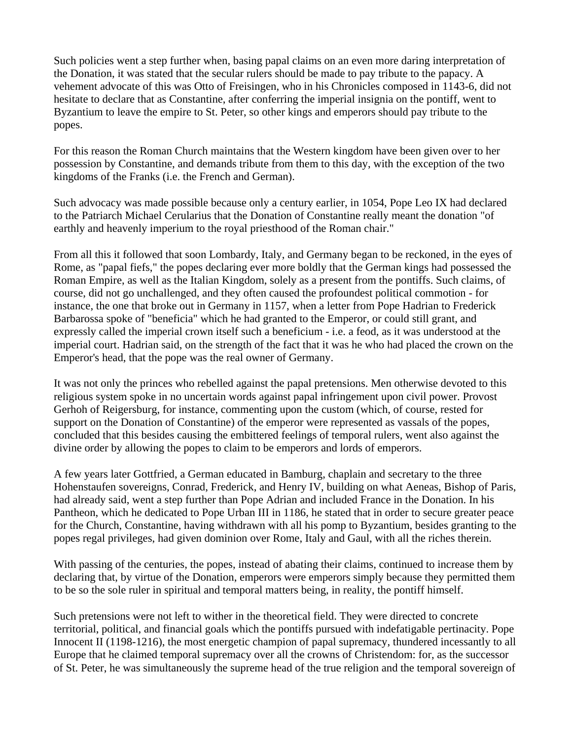Such policies went a step further when, basing papal claims on an even more daring interpretation of the Donation, it was stated that the secular rulers should be made to pay tribute to the papacy. A vehement advocate of this was Otto of Freisingen, who in his Chronicles composed in 1143-6, did not hesitate to declare that as Constantine, after conferring the imperial insignia on the pontiff, went to Byzantium to leave the empire to St. Peter, so other kings and emperors should pay tribute to the popes.

For this reason the Roman Church maintains that the Western kingdom have been given over to her possession by Constantine, and demands tribute from them to this day, with the exception of the two kingdoms of the Franks (i.e. the French and German).

Such advocacy was made possible because only a century earlier, in 1054, Pope Leo IX had declared to the Patriarch Michael Cerularius that the Donation of Constantine really meant the donation "of earthly and heavenly imperium to the royal priesthood of the Roman chair."

From all this it followed that soon Lombardy, Italy, and Germany began to be reckoned, in the eyes of Rome, as "papal fiefs," the popes declaring ever more boldly that the German kings had possessed the Roman Empire, as well as the Italian Kingdom, solely as a present from the pontiffs. Such claims, of course, did not go unchallenged, and they often caused the profoundest political commotion - for instance, the one that broke out in Germany in 1157, when a letter from Pope Hadrian to Frederick Barbarossa spoke of "beneficia" which he had granted to the Emperor, or could still grant, and expressly called the imperial crown itself such a beneficium - i.e. a feod, as it was understood at the imperial court. Hadrian said, on the strength of the fact that it was he who had placed the crown on the Emperor's head, that the pope was the real owner of Germany.

It was not only the princes who rebelled against the papal pretensions. Men otherwise devoted to this religious system spoke in no uncertain words against papal infringement upon civil power. Provost Gerhoh of Reigersburg, for instance, commenting upon the custom (which, of course, rested for support on the Donation of Constantine) of the emperor were represented as vassals of the popes, concluded that this besides causing the embittered feelings of temporal rulers, went also against the divine order by allowing the popes to claim to be emperors and lords of emperors.

A few years later Gottfried, a German educated in Bamburg, chaplain and secretary to the three Hohenstaufen sovereigns, Conrad, Frederick, and Henry IV, building on what Aeneas, Bishop of Paris, had already said, went a step further than Pope Adrian and included France in the Donation. In his Pantheon, which he dedicated to Pope Urban III in 1186, he stated that in order to secure greater peace for the Church, Constantine, having withdrawn with all his pomp to Byzantium, besides granting to the popes regal privileges, had given dominion over Rome, Italy and Gaul, with all the riches therein.

With passing of the centuries, the popes, instead of abating their claims, continued to increase them by declaring that, by virtue of the Donation, emperors were emperors simply because they permitted them to be so the sole ruler in spiritual and temporal matters being, in reality, the pontiff himself.

Such pretensions were not left to wither in the theoretical field. They were directed to concrete territorial, political, and financial goals which the pontiffs pursued with indefatigable pertinacity. Pope Innocent II (1198-1216), the most energetic champion of papal supremacy, thundered incessantly to all Europe that he claimed temporal supremacy over all the crowns of Christendom: for, as the successor of St. Peter, he was simultaneously the supreme head of the true religion and the temporal sovereign of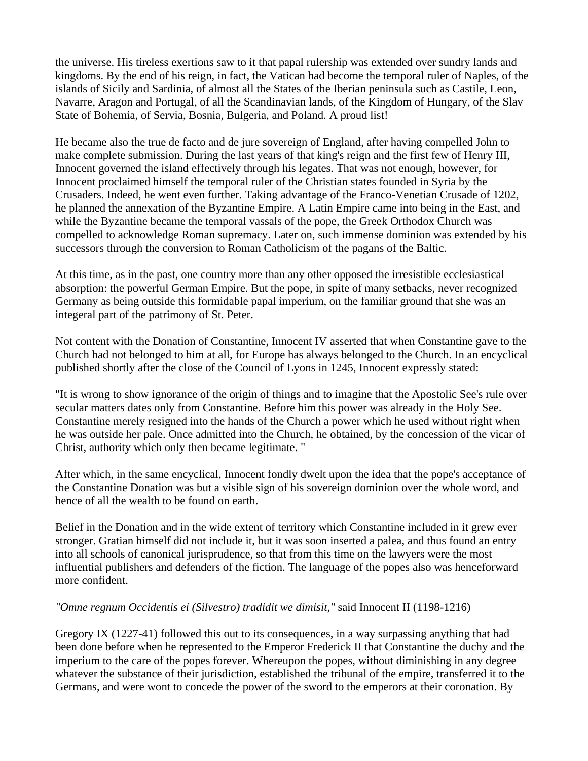the universe. His tireless exertions saw to it that papal rulership was extended over sundry lands and kingdoms. By the end of his reign, in fact, the Vatican had become the temporal ruler of Naples, of the islands of Sicily and Sardinia, of almost all the States of the Iberian peninsula such as Castile, Leon, Navarre, Aragon and Portugal, of all the Scandinavian lands, of the Kingdom of Hungary, of the Slav State of Bohemia, of Servia, Bosnia, Bulgeria, and Poland. A proud list!

He became also the true de facto and de jure sovereign of England, after having compelled John to make complete submission. During the last years of that king's reign and the first few of Henry III, Innocent governed the island effectively through his legates. That was not enough, however, for Innocent proclaimed himself the temporal ruler of the Christian states founded in Syria by the Crusaders. Indeed, he went even further. Taking advantage of the Franco-Venetian Crusade of 1202, he planned the annexation of the Byzantine Empire. A Latin Empire came into being in the East, and while the Byzantine became the temporal vassals of the pope, the Greek Orthodox Church was compelled to acknowledge Roman supremacy. Later on, such immense dominion was extended by his successors through the conversion to Roman Catholicism of the pagans of the Baltic.

At this time, as in the past, one country more than any other opposed the irresistible ecclesiastical absorption: the powerful German Empire. But the pope, in spite of many setbacks, never recognized Germany as being outside this formidable papal imperium, on the familiar ground that she was an integral part of the patrimony of St. Peter.

Not content with the Donation of Constantine, Innocent IV asserted that when Constantine gave to the Church had not belonged to him at all, for Europe has always belonged to the Church. In an encyclical published shortly after the close of the Council of Lyons in 1245, Innocent expressly stated:

"It is wrong to show ignorance of the origin of things and to imagine that the Apostolic See's rule over secular matters dates only from Constantine. Before him this power was already in the Holy See. Constantine merely resigned into the hands of the Church a power which he used without right when he was outside her pale. Once admitted into the Church, he obtained, by the concession of the vicar of Christ, authority which only then became legitimate. "

After which, in the same encyclical, Innocent fondly dwelt upon the idea that the pope's acceptance of the Constantine Donation was but a visible sign of his sovereign dominion over the whole word, and hence of all the wealth to be found on earth.

Belief in the Donation and in the wide extent of territory which Constantine included in it grew ever stronger. Gratian himself did not include it, but it was soon inserted a palea, and thus found an entry into all schools of canonical jurisprudence, so that from this time on the lawyers were the most influential publishers and defenders of the fiction. The language of the popes also was henceforward more confident.

*"Omne regnum Occidentis ei (Silvestro) tradidit we dimisit,"* said Innocent II (1198-1216)

Gregory IX (1227-41) followed this out to its consequences, in a way surpassing anything that had been done before when he represented to the Emperor Frederick II that Constantine the duchy and the imperium to the care of the popes forever. Whereupon the popes, without diminishing in any degree whatever the substance of their jurisdiction, established the tribunal of the empire, transferred it to the Germans, and were wont to concede the power of the sword to the emperors at their coronation. By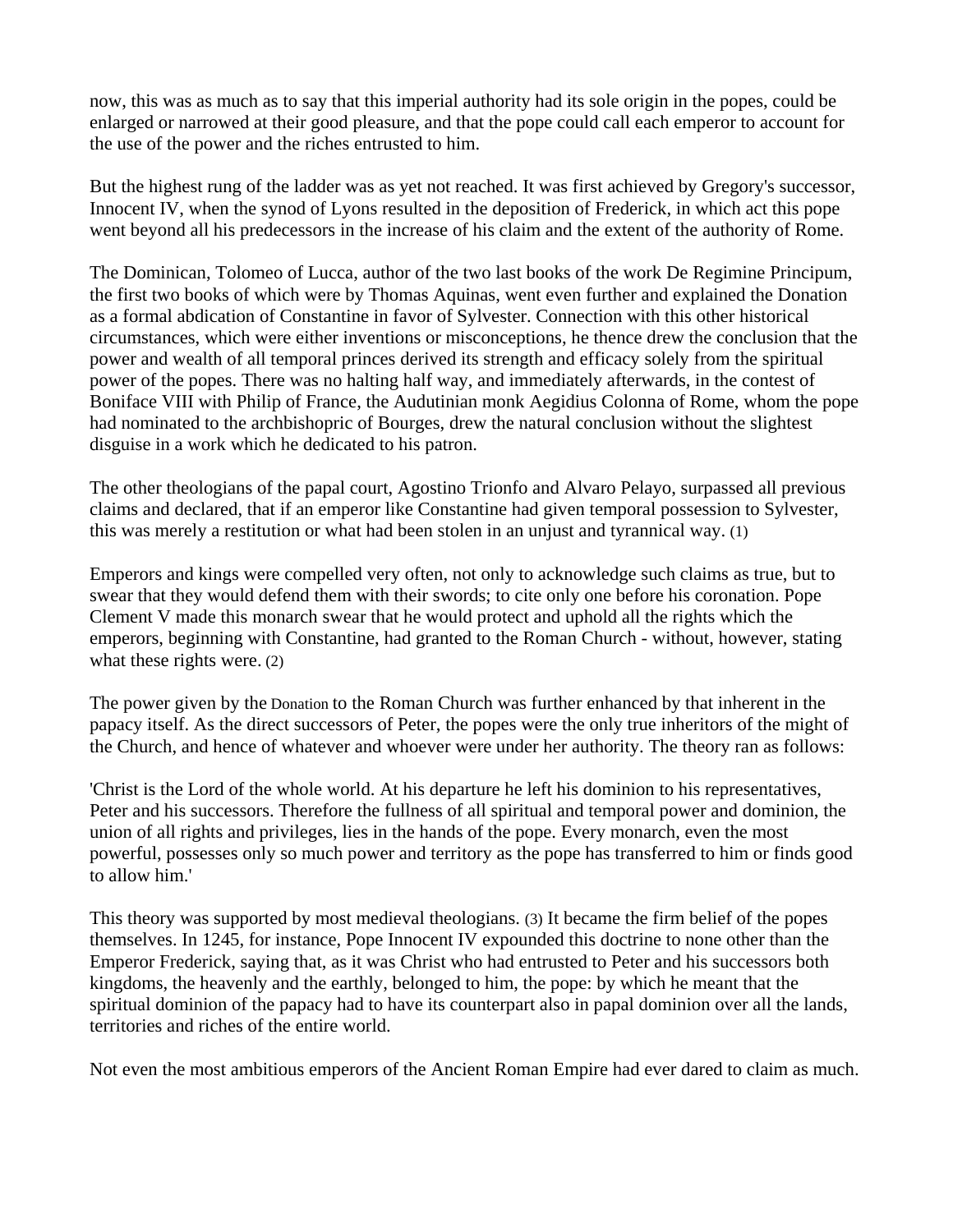now, this was as much as to say that this imperial authority had its sole origin in the popes, could be enlarged or narrowed at their good pleasure, and that the pope could call each emperor to account for the use of the power and the riches entrusted to him.

But the highest rung of the ladder was as yet not reached. It was first achieved by Gregory's successor, Innocent IV, when the synod of Lyons resulted in the deposition of Frederick, in which act this pope went beyond all his predecessors in the increase of his claim and the extent of the authority of Rome.

The Dominican, Tolomeo of Lucca, author of the two last books of the work De Regimine Principum, the first two books of which were by Thomas Aquinas, went even further and explained the Donation as a formal abdication of Constantine in favor of Sylvester. Connection with this other historical circumstances, which were either inventions or misconceptions, he thence drew the conclusion that the power and wealth of all temporal princes derived its strength and efficacy solely from the spiritual power of the popes. There was no halting half way, and immediately afterwards, in the contest of Boniface VIII with Philip of France, the Audutinian monk Aegidius Colonna of Rome, whom the pope had nominated to the archbishopric of Bourges, drew the natural conclusion without the slightest disguise in a work which he dedicated to his patron.

The other theologians of the papal court, Agostino Trionfo and Alvaro Pelayo, surpassed all previous claims and declared, that if an emperor like Constantine had given temporal possession to Sylvester, this was merely a restitution or what had been stolen in an unjust and tyrannical way. (1)

Emperors and kings were compelled very often, not only to acknowledge such claims as true, but to swear that they would defend them with their swords; to cite only one before his coronation. Pope Clement V made this monarch swear that he would protect and uphold all the rights which the emperors, beginning with Constantine, had granted to the Roman Church - without, however, stating what these rights were. (2)

The power given by the Donation to the Roman Church was further enhanced by that inherent in the papacy itself. As the direct successors of Peter, the popes were the only true inheritors of the might of the Church, and hence of whatever and whoever were under her authority. The theory ran as follows:

'Christ is the Lord of the whole world. At his departure he left his dominion to his representatives, Peter and his successors. Therefore the fullness of all spiritual and temporal power and dominion, the union of all rights and privileges, lies in the hands of the pope. Every monarch, even the most powerful, possesses only so much power and territory as the pope has transferred to him or finds good to allow him.'

This theory was supported by most medieval theologians. (3) It became the firm belief of the popes themselves. In 1245, for instance, Pope Innocent IV expounded this doctrine to none other than the Emperor Frederick, saying that, as it was Christ who had entrusted to Peter and his successors both kingdoms, the heavenly and the earthly, belonged to him, the pope: by which he meant that the spiritual dominion of the papacy had to have its counterpart also in papal dominion over all the lands, territories and riches of the entire world.

Not even the most ambitious emperors of the Ancient Roman Empire had ever dared to claim as much.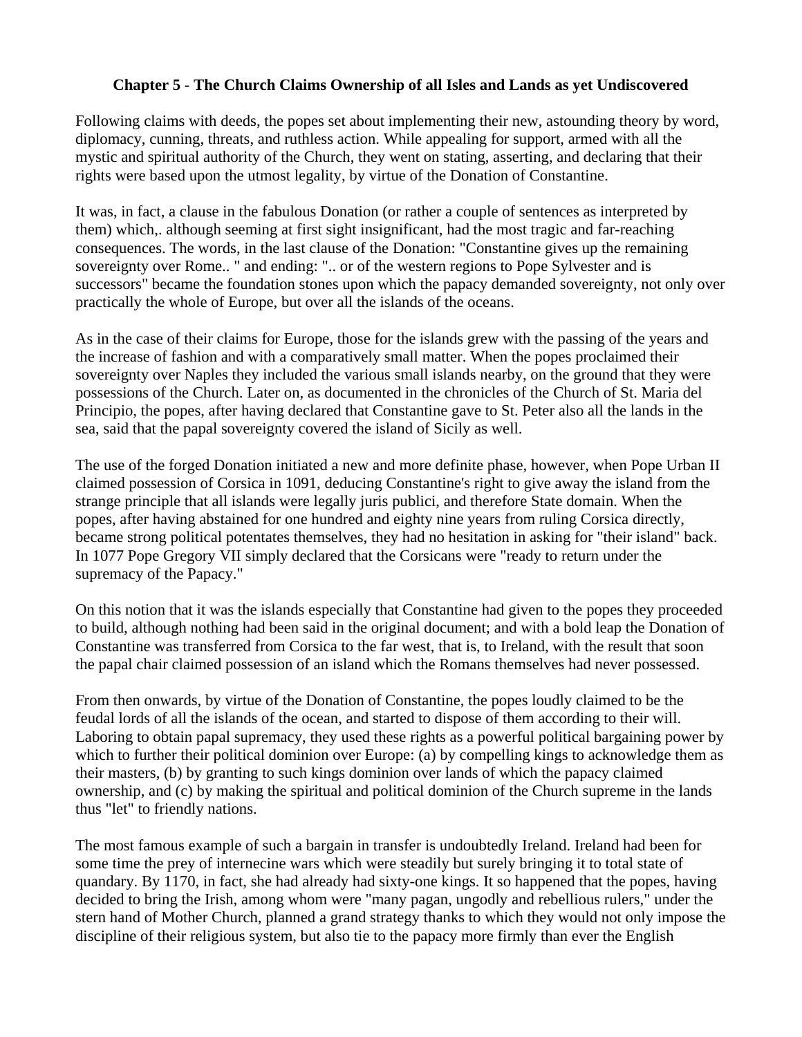### Chapter 5 - The Church Claims Ownership of all Isles and Lands as yet Undiscovered

Following claims with deeds, the popes set about implementing their new, astounding theory by word, diplomacy, cunning, threats, and ruthless action. While appealing for support, armed with all the mystic and spiritual authority of the Church, they went on stating, asserting, and declaring that their rights were based upon the utmost legality, by virtue of the Donation of Constantine.

It was, in fact, a clause in the fabulous Donation (or rather a couple of sentences as interpreted by them) which,. although seeming at first sight insignificant, had the most tragic and far-reaching consequences. The words, in the last clause of the Donation: "Constantine gives up the remaining sovereignty over Rome.. " and ending: ".. or of the western regions to Pope Sylvester and is successors" became the foundation stones upon which the papacy demanded sovereignty, not only over practically the whole of Europe, but over all the islands of the oceans.

As in the case of their claims for Europe, those for the islands grew with the passing of the years and the increase of fashion and with a comparatively small matter. When the popes proclaimed their sovereignty over Naples they included the various small islands nearby, on the ground that they were possessions of the Church. Later on, as documented in the chronicles of the Church of St. Maria del Principio, the popes, after having declared that Constantine gave to St. Peter also all the lands in the sea, said that the papal sovereignty covered the island of Sicily as well.

The use of the forged Donation initiated a new and more definite phase, however, when Pope Urban II claimed possession of Corsica in 1091, deducing Constantine's right to give away the island from the strange principle that all islands were legally juris publici, and therefore State domain. When the popes, after having abstained for one hundred and eighty nine years from ruling Corsica directly, became strong political potentates themselves, they had no hesitation in asking for "their island" back. In 1077 Pope Gregory VII simply declared that the Corsicans were "ready to return under the supremacy of the Papacy."

On this notion that it was the islands especially that Constantine had given to the popes they proceeded to build, although nothing had been said in the original document; and with a bold leap the Donation of Constantine was transferred from Corsica to the far west, that is, to Ireland, with the result that soon the papal chair claimed possession of an island which the Romans themselves had never possessed.

From then onwards, by virtue of the Donation of Constantine, the popes loudly claimed to be the feudal lords of all the islands of the ocean, and started to dispose of them according to their will. Laboring to obtain papal supremacy, they used these rights as a powerful political bargaining power by which to further their political dominion over Europe: (a) by compelling kings to acknowledge them as their masters, (b) by granting to such kings dominion over lands of which the papacy claimed ownership, and (c) by making the spiritual and political dominion of the Church supreme in the lands thus "let" to friendly nations.

The most famous example of such a bargain in transfer is undoubtedly Ireland. Ireland had been for some time the prey of internecine wars which were steadily but surely bringing it to total state of quandary. By 1170, in fact, she had already had sixty-one kings. It so happened that the popes, having decided to bring the Irish, among whom were "many pagan, ungodly and rebellious rulers," under the stern hand of Mother Church, planned a grand strategy thanks to which they would not only impose the discipline of their religious system, but also tie to the papacy more firmly than ever the English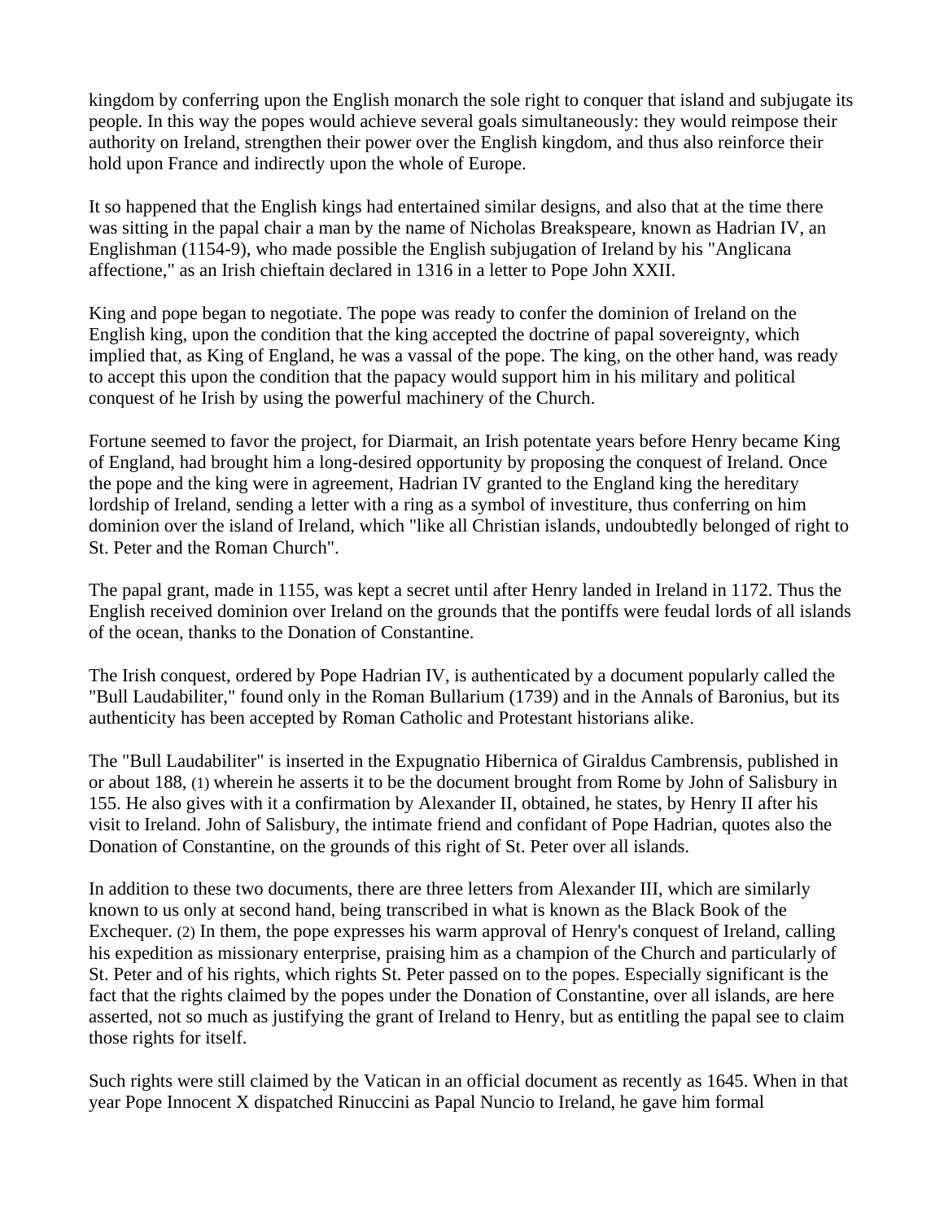kingdom by conferring upon the English monarch the sole right to conquer that island and subjugate its people. In this way the popes would achieve several goals simultaneously: they would reimpose their authority on Ireland, strengthen their power over the English kingdom, and thus also reinforce their hold upon France and indirectly upon the whole of Europe.

It so happened that the English kings had entertained similar designs, and also that at the time there was sitting in the papal chair a man by the name of Nicholas Breakspeare, known as Hadrian IV, an Englishman (1154-9), who made possible the English subjugation of Ireland by his "Anglicana affectione," as an Irish chieftain declared in 1316 in a letter to Pope John XXII.

King and pope began to negotiate. The pope was ready to confer the dominion of Ireland on the English king, upon the condition that the king accepted the doctrine of papal sovereignty, which implied that, as King of England, he was a vassal of the pope. The king, on the other hand, was ready to accept this upon the condition that the papacy would support him in his military and political conquest of he Irish by using the powerful machinery of the Church.

Fortune seemed to favor the project, for Diarmait, an Irish potentate years before Henry became King of England, had brought him a long-desired opportunity by proposing the conquest of Ireland. Once the pope and the king were in agreement, Hadrian IV granted to the England king the hereditary lordship of Ireland, sending a letter with a ring as a symbol of investiture, thus conferring on him dominion over the island of Ireland, which "like all Christian islands, undoubtedly belonged of right to St. Peter and the Roman Church".

The papal grant, made in 1155, was kept a secret until after Henry landed in Ireland in 1172. Thus the English received dominion over Ireland on the grounds that the pontiffs were feudal lords of all islands of the ocean, thanks to the Donation of Constantine.

The Irish conquest, ordered by Pope Hadrian IV, is authenticated by a document popularly called the "Bull Laudabiliter," found only in the Roman Bullarium (1739) and in the Annals of Baronius, but its authenticity has been accepted by Roman Catholic and Protestant historians alike.

The "Bull Laudabiliter" is inserted in the Expugnatio Hibernica of Giraldus Cambrensis, published in or about 188, (1) wherein he asserts it to be the document brought from Rome by John of Salisbury in 155. He also gives with it a confirmation by Alexander II, obtained, he states, by Henry II after his visit to Ireland. John of Salisbury, the intimate friend and confidant of Pope Hadrian, quotes also the Donation of Constantine, on the grounds of this right of St. Peter over all islands.

In addition to these two documents, there are three letters from Alexander III, which are similarly known to us only at second hand, being transcribed in what is known as the Black Book of the Exchequer. (2) In them, the pope expresses his warm approval of Henry's conquest of Ireland, calling his expedition as missionary enterprise, praising him as a champion of the Church and particularly of St. Peter and of his rights, which rights St. Peter passed on to the popes. Especially significant is the fact that the rights claimed by the popes under the Donation of Constantine, over all islands, are here asserted, not so much as justifying the grant of Ireland to Henry, but as entitling the papal see to claim those rights for itself.

Such rights were still claimed by the Vatican in an official document as recently as 1645. When in that year Pope Innocent X dispatched Rinuccini as Papal Nuncio to Ireland, he gave him formal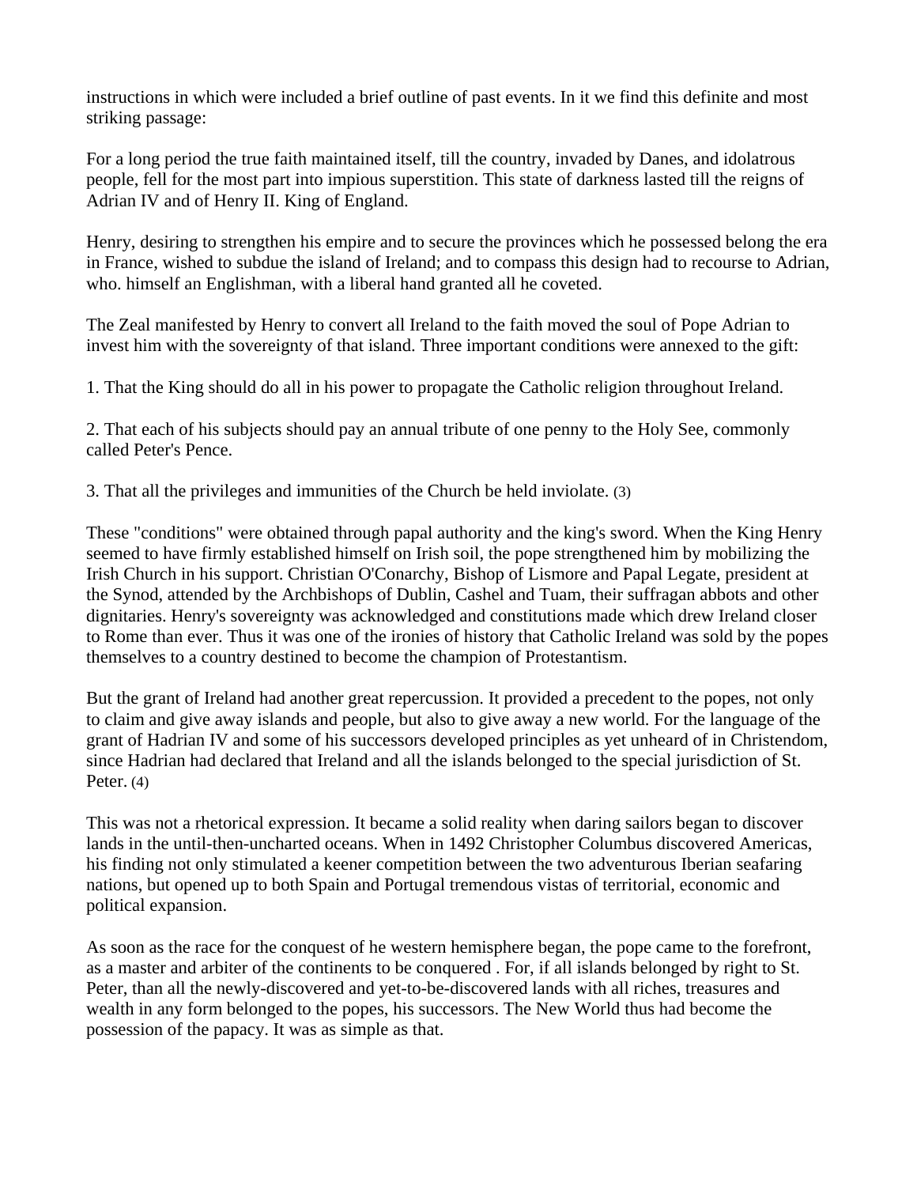instructions in which were included a brief outline of past events. In it we find this definite and most striking passage:

For a long period the true faith maintained itself, till the country, invaded by Danes, and idolatrous people, fell for the most part into impious superstition. This state of darkness lasted till the reigns of Adrian IV and of Henry II. King of England.

Henry, desiring to strengthen his empire and to secure the provinces which he possessed belong the era in France, wished to subdue the island of Ireland; and to compass this design had to recourse to Adrian, who. himself an Englishman, with a liberal hand granted all he coveted.

The Zeal manifested by Henry to convert all Ireland to the faith moved the soul of Pope Adrian to invest him with the sovereignty of that island. Three important conditions were annexed to the gift:

1. That the King should do all in his power to propagate the Catholic religion throughout Ireland.

2. That each of his subjects should pay an annual tribute of one penny to the Holy See, commonly called Peter's Pence.

3. That all the privileges and immunities of the Church be held inviolate. (3)

These "conditions" were obtained through papal authority and the king's sword. When the King Henry seemed to have firmly established himself on Irish soil, the pope strengthened him by mobilizing the Irish Church in his support. Christian O'Conarchy, Bishop of Lismore and Papal Legate, president at the Synod, attended by the Archbishops of Dublin, Cashel and Tuam, their suffragan abbots and other dignitaries. Henry's sovereignty was acknowledged and constitutions made which drew Ireland closer to Rome than ever. Thus it was one of the ironies of history that Catholic Ireland was sold by the popes themselves to a country destined to become the champion of Protestantism.

But the grant of Ireland had another great repercussion. It provided a precedent to the popes, not only to claim and give away islands and people, but also to give away a new world. For the language of the grant of Hadrian IV and some of his successors developed principles as yet unheard of in Christendom, since Hadrian had declared that Ireland and all the islands belonged to the special jurisdiction of St. Peter. (4)

This was not a rhetorical expression. It became a solid reality when daring sailors began to discover lands in the until-then-uncharted oceans. When in 1492 Christopher Columbus discovered Americas, his finding not only stimulated a keener competition between the two adventurous Iberian seafaring nations, but opened up to both Spain and Portugal tremendous vistas of territorial, economic and political expansion.

As soon as the race for the conquest of he western hemisphere began, the pope came to the forefront, as a master and arbiter of the continents to be conquered . For, if all islands belonged by right to St. Peter, than all the newly-discovered and yet-to-be-discovered lands with all riches, treasures and wealth in any form belonged to the popes, his successors. The New World thus had become the possession of the papacy. It was as simple as that.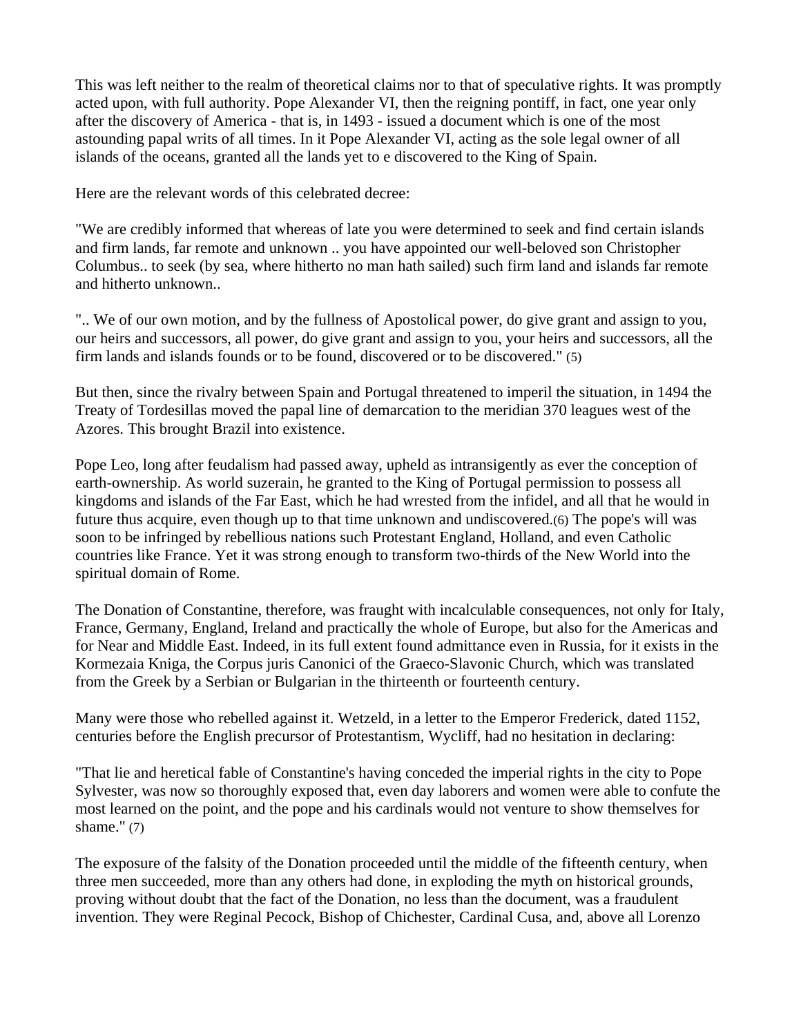This was left neither to the realm of theoretical claims nor to that of speculative rights. It was promptly acted upon, with full authority. Pope Alexander VI, then the reigning pontiff, in fact, one year only after the discovery of America - that is, in 1493 - issued a document which is one of the most astounding papal writs of all times. In it Pope Alexander VI, acting as the sole legal owner of all islands of the oceans, granted all the lands yet to e discovered to the King of Spain.

Here are the relevant words of this celebrated decree:

"We are credibly informed that whereas of late you were determined to seek and find certain islands and firm lands, far remote and unknown .. you have appointed our well-beloved son Christopher Columbus.. to seek (by sea, where hitherto no man hath sailed) such firm land and islands far remote and hitherto unknown..

".. We of our own motion, and by the fullness of Apostolical power, do give grant and assign to you, our heirs and successors, all power, do give grant and assign to you, your heirs and successors, all the firm lands and islands founds or to be found, discovered or to be discovered." (5)

But then, since the rivalry between Spain and Portugal threatened to imperil the situation, in 1494 the Treaty of Tordesillas moved the papal line of demarcation to the meridian 370 leagues west of the Azores. This brought Brazil into existence.

Pope Leo, long after feudalism had passed away, upheld as intransigently as ever the conception of earth-ownership. As world suzerain, he granted to the King of Portugal permission to possess all kingdoms and islands of the Far East, which he had wrested from the infidel, and all that he would in future thus acquire, even though up to that time unknown and undiscovered.(6) The pope's will was soon to be infringed by rebellious nations such Protestant England, Holland, and even Catholic countries like France. Yet it was strong enough to transform two-thirds of the New World into the spiritual domain of Rome.

The Donation of Constantine, therefore, was fraught with incalculable consequences, not only for Italy, France, Germany, England, Ireland and practically the whole of Europe, but also for the Americas and for Near and Middle East. Indeed, in its full extent found admittance even in Russia, for it exists in the Kormezaia Kniga, the Corpus juris Canonici of the Graeco-Slavonic Church, which was translated from the Greek by a Serbian or Bulgarian in the thirteenth or fourteenth century.

Many were those who rebelled against it. Wetzeld, in a letter to the Emperor Frederick, dated 1152, centuries before the English precursor of Protestantism, Wycliff, had no hesitation in declaring:

"That lie and heretical fable of Constantine's having conceded the imperial rights in the city to Pope Sylvester, was now so thoroughly exposed that, even day laborers and women were able to confute the most learned on the point, and the pope and his cardinals would not venture to show themselves for shame." (7)

The exposure of the falsity of the Donation proceeded until the middle of the fifteenth century, when three men succeeded, more than any others had done, in exploding the myth on historical grounds, proving without doubt that the fact of the Donation, no less than the document, was a fraudulent invention. They were Reginal Pecock, Bishop of Chichester, Cardinal Cusa, and, above all Lorenzo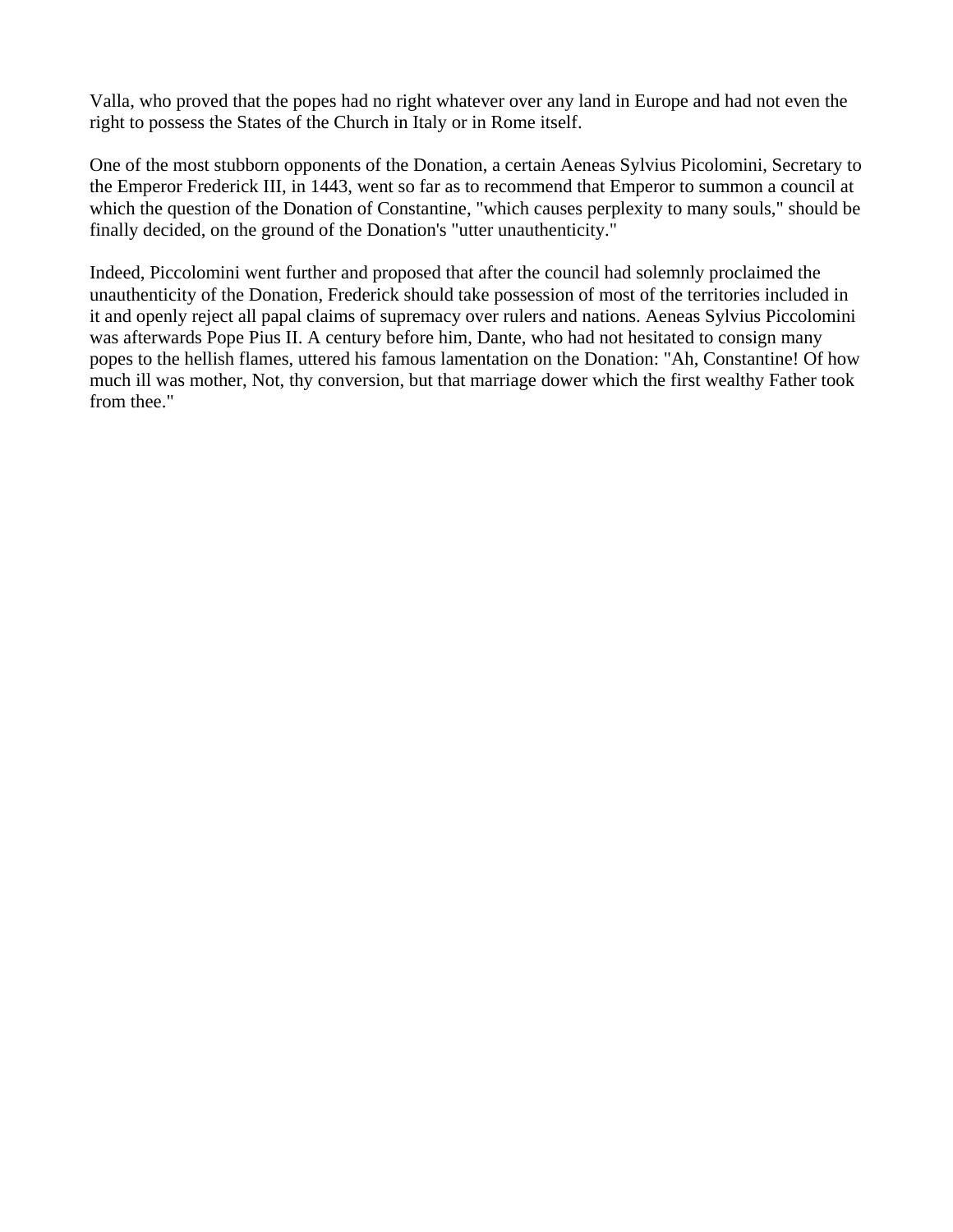Valla, who proved that the popes had no right whatever over any land in Europe and had not even the right to possess the States of the Church in Italy or in Rome itself.

One of the most stubborn opponents of the Donation, a certain Aeneas Sylvius Picolomini, Secretary to the Emperor Frederick III, in 1443, went so far as to recommend that Emperor to summon a council at which the question of the Donation of Constantine, "which causes perplexity to many souls," should be finally decided, on the ground of the Donation's "utter unauthenticity."

Indeed, Piccolomini went further and proposed that after the council had solemnly proclaimed the unauthenticity of the Donation, Frederick should take possession of most of the territories included in it and openly reject all papal claims of supremacy over rulers and nations. Aeneas Sylvius Piccolomini was afterwards Pope Pius II. A century before him, Dante, who had not hesitated to consign many popes to the hellish flames, uttered his famous lamentation on the Donation: "Ah, Constantine! Of how much ill was mother, Not, thy conversion, but that marriage dower which the first wealthy Father took from thee."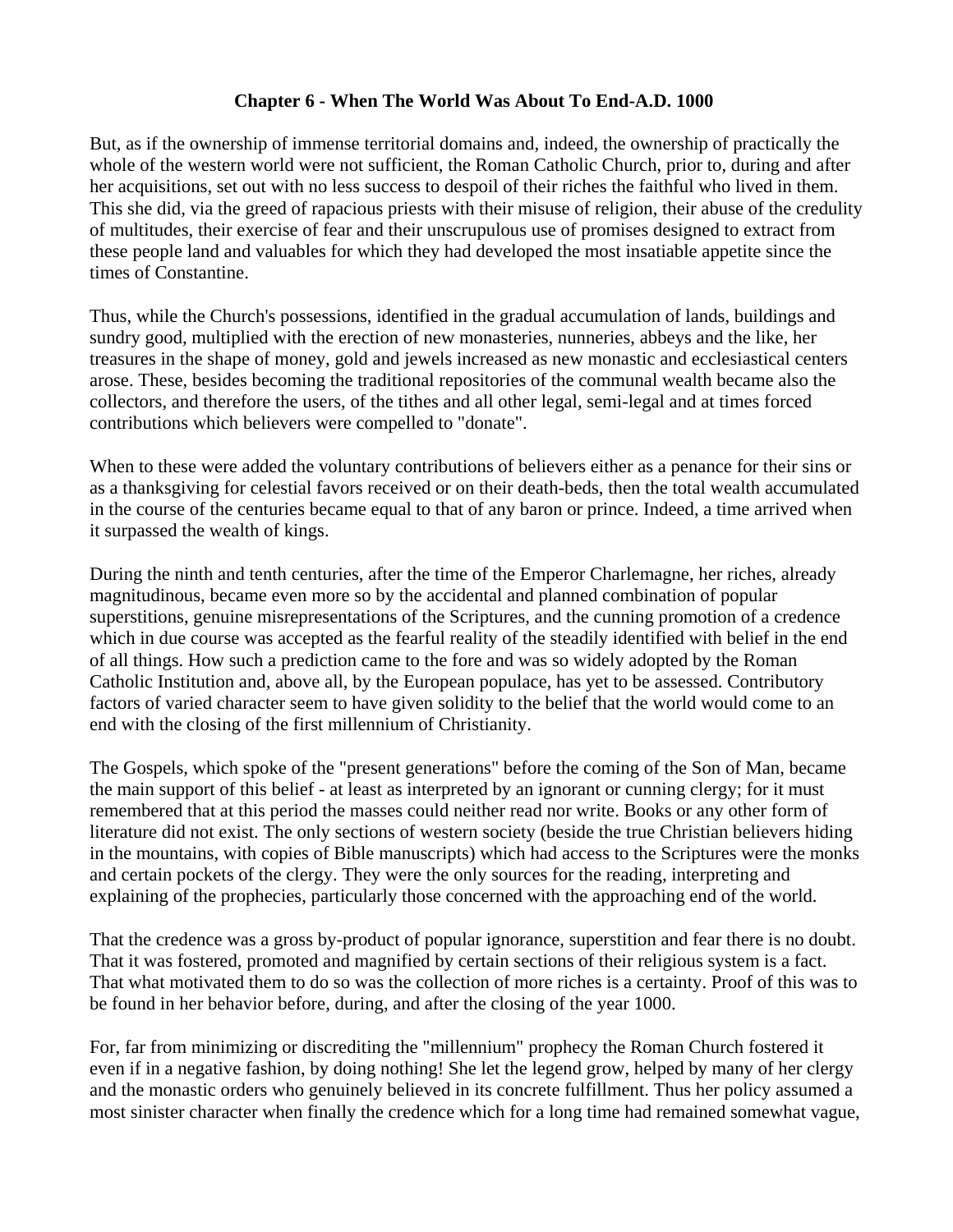## Chapter 6 - When The World Was About To End-A.D. 1000

But, as if the ownership of immense territorial domains and, indeed, the ownership of practically the whole of the western world were not sufficient, the Roman Catholic Church, prior to, during and after her acquisitions, set out with no less success to despoil of their riches the faithful who lived in them. This she did, via the greed of rapacious priests with their misuse of religion, their abuse of the credulity of multitudes, their exercise of fear and their unscrupulous use of promises designed to extract from these people land and valuables for which they had developed the most insatiable appetite since the times of Constantine.

Thus, while the Church's possessions, identified in the gradual accumulation of lands, buildings and sundry good, multiplied with the erection of new monasteries, nunneries, abbeys and the like, her treasures in the shape of money, gold and jewels increased as new monastic and ecclesiastical centers arose. These, besides becoming the traditional repositories of the communal wealth became also the collectors, and therefore the users, of the tithes and all other legal, semi-legal and at times forced contributions which believers were compelled to "donate".

When to these were added the voluntary contributions of believers either as a penance for their sins or as a thanksgiving for celestial favors received or on their death-beds, then the total wealth accumulated in the course of the centuries became equal to that of any baron or prince. Indeed, a time arrived when it surpassed the wealth of kings.

During the ninth and tenth centuries, after the time of the Emperor Charlemagne, her riches, already magnitudinous, became even more so by the accidental and planned combination of popular superstitions, genuine misrepresentations of the Scriptures, and the cunning promotion of a credence which in due course was accepted as the fearful reality of the steadily identified with belief in the end of all things. How such a prediction came to the fore and was so widely adopted by the Roman Catholic Institution and, above all, by the European populace, has yet to be assessed. Contributory factors of varied character seem to have given solidity to the belief that the world would come to an end with the closing of the first millennium of Christianity.

The Gospels, which spoke of the "present generations" before the coming of the Son of Man, became the main support of this belief - at least as interpreted by an ignorant or cunning clergy; for it must remembered that at this period the masses could neither read nor write. Books or any other form of literature did not exist. The only sections of western society (beside the true Christian believers hiding in the mountains, with copies of Bible manuscripts) which had access to the Scriptures were the monks and certain pockets of the clergy. They were the only sources for the reading, interpreting and explaining of the prophecies, particularly those concerned with the approaching end of the world.

That the credence was a gross by-product of popular ignorance, superstition and fear there is no doubt. That it was fostered, promoted and magnified by certain sections of their religious system is a fact. That what motivated them to do so was the collection of more riches is a certainty. Proof of this was to be found in her behavior before, during, and after the closing of the year 1000.

For, far from minimizing or discrediting the "millennium" prophecy the Roman Church fostered it even if in a negative fashion, by doing nothing! She let the legend grow, helped by many of her clergy and the monastic orders who genuinely believed in its concrete fulfillment. Thus her policy assumed a most sinister character when finally the credence which for a long time had remained somewhat vague,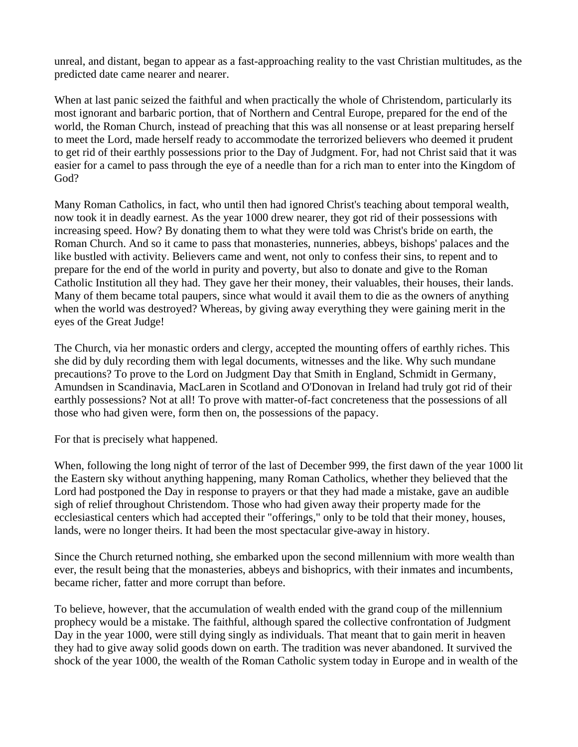unreal, and distant, began to appear as a fast-approaching reality to the vast Christian multitudes, as the predicted date came nearer and nearer.

When at last panic seized the faithful and when practically the whole of Christendom, particularly its most ignorant and barbaric portion, that of Northern and Central Europe, prepared for the end of the world, the Roman Church, instead of preaching that this was all nonsense or at least preparing herself to meet the Lord, made herself ready to accommodate the terrorized believers who deemed it prudent to get rid of their earthly possessions prior to the Day of Judgment. For, had not Christ said that it was easier for a camel to pass through the eye of a needle than for a rich man to enter into the Kingdom of God?

Many Roman Catholics, in fact, who until then had ignored Christ's teaching about temporal wealth, now took it in deadly earnest. As the year 1000 drew nearer, they got rid of their possessions with increasing speed. How? By donating them to what they were told was Christ's bride on earth, the Roman Church. And so it came to pass that monasteries, nunneries, abbeys, bishops' palaces and the like bustled with activity. Believers came and went, not only to confess their sins, to repent and to prepare for the end of the world in purity and poverty, but also to donate and give to the Roman Catholic Institution all they had. They gave her their money, their valuables, their houses, their lands. Many of them became total paupers, since what would it avail them to die as the owners of anything when the world was destroyed? Whereas, by giving away everything they were gaining merit in the eyes of the Great Judge!

The Church, via her monastic orders and clergy, accepted the mounting offers of earthly riches. This she did by duly recording them with legal documents, witnesses and the like. Why such mundane precautions? To prove to the Lord on Judgment Day that Smith in England, Schmidt in Germany, Amundsen in Scandinavia, MacLaren in Scotland and O'Donovan in Ireland had truly got rid of their earthly possessions? Not at all! To prove with matter-of-fact concreteness that the possessions of all those who had given were, form then on, the possessions of the papacy.

For that is precisely what happened.

When, following the long night of terror of the last of December 999, the first dawn of the year 1000 lit the Eastern sky without anything happening, many Roman Catholics, whether they believed that the Lord had postponed the Day in response to prayers or that they had made a mistake, gave an audible sigh of relief throughout Christendom. Those who had given away their property made for the ecclesiastical centers which had accepted their "offerings," only to be told that their money, houses, lands, were no longer theirs. It had been the most spectacular give-away in history.

Since the Church returned nothing, she embarked upon the second millennium with more wealth than ever, the result being that the monasteries, abbeys and bishoprics, with their inmates and incumbents, became richer, fatter and more corrupt than before.

To believe, however, that the accumulation of wealth ended with the grand coup of the millennium prophecy would be a mistake. The faithful, although spared the collective confrontation of Judgment Day in the year 1000, were still dying singly as individuals. That meant that to gain merit in heaven they had to give away solid goods down on earth. The tradition was never abandoned. It survived the shock of the year 1000, the wealth of the Roman Catholic system today in Europe and in wealth of the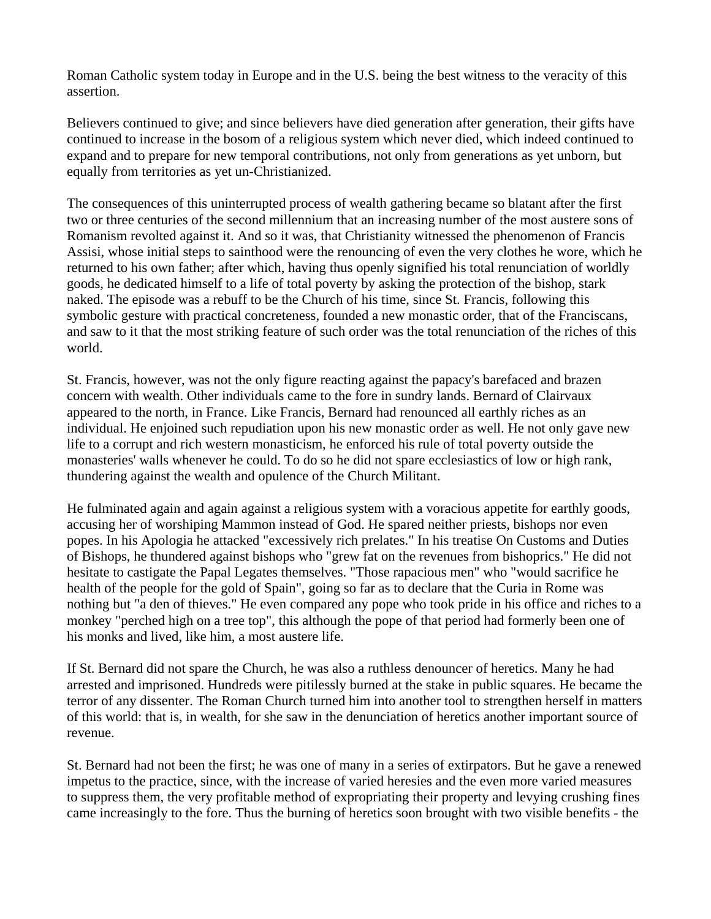Roman Catholic system today in Europe and in the U.S. being the best witness to the veracity of this assertion.

Believers continued to give; and since believers have died generation after generation, their gifts have continued to increase in the bosom of a religious system which never died, which indeed continued to expand and to prepare for new temporal contributions, not only from generations as yet unborn, but equally from territories as yet un-Christianized.

The consequences of this uninterrupted process of wealth gathering became so blatant after the first two or three centuries of the second millennium that an increasing number of the most austere sons of Romanism revolted against it. And so it was, that Christianity witnessed the phenomenon of Francis Assisi, whose initial steps to sainthood were the renouncing of even the very clothes he wore, which he returned to his own father; after which, having thus openly signified his total renunciation of worldly goods, he dedicated himself to a life of total poverty by asking the protection of the bishop, stark naked. The episode was a rebuff to be the Church of his time, since St. Francis, following this symbolic gesture with practical concreteness, founded a new monastic order, that of the Franciscans, and saw to it that the most striking feature of such order was the total renunciation of the riches of this world.

St. Francis, however, was not the only figure reacting against the papacy's barefaced and brazen concern with wealth. Other individuals came to the fore in sundry lands. Bernard of Clairvaux appeared to the north, in France. Like Francis, Bernard had renounced all earthly riches as an individual. He enjoined such repudiation upon his new monastic order as well. He not only gave new life to a corrupt and rich western monasticism, he enforced his rule of total poverty outside the monasteries' walls whenever he could. To do so he did not spare ecclesiastics of low or high rank, thundering against the wealth and opulence of the Church Militant.

He fulminated again and again against a religious system with a voracious appetite for earthly goods, accusing her of worshiping Mammon instead of God. He spared neither priests, bishops nor even popes. In his Apologia he attacked "excessively rich prelates." In his treatise On Customs and Duties of Bishops, he thundered against bishops who "grew fat on the revenues from bishoprics." He did not hesitate to castigate the Papal Legates themselves. "Those rapacious men" who "would sacrifice he health of the people for the gold of Spain", going so far as to declare that the Curia in Rome was nothing but "a den of thieves." He even compared any pope who took pride in his office and riches to a monkey "perched high on a tree top", this although the pope of that period had formerly been one of his monks and lived, like him, a most austere life.

If St. Bernard did not spare the Church, he was also a ruthless denouncer of heretics. Many he had arrested and imprisoned. Hundreds were pitilessly burned at the stake in public squares. He became the terror of any dissenter. The Roman Church turned him into another tool to strengthen herself in matters of this world: that is, in wealth, for she saw in the denunciation of heretics another important source of revenue.

St. Bernard had not been the first; he was one of many in a series of extirpators. But he gave a renewed impetus to the practice, since, with the increase of varied heresies and the even more varied measures to suppress them, the very profitable method of expropriating their property and levying crushing fines came increasingly to the fore. Thus the burning of heretics soon brought with two visible benefits - the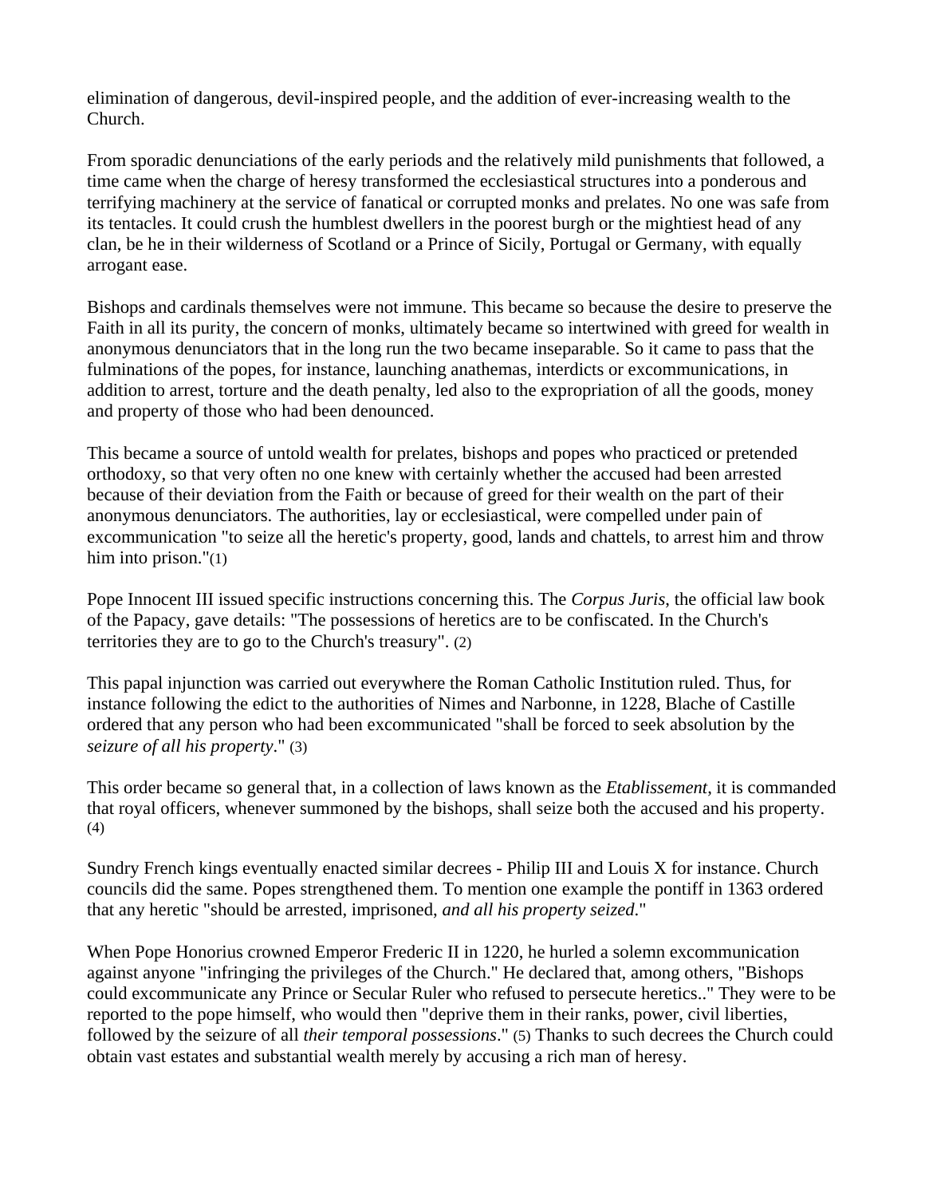elimination of dangerous, devil-inspired people, and the addition of ever-increasing wealth to the Church.

From sporadic denunciations of the early periods and the relatively mild punishments that followed, a time came when the charge of heresy transformed the ecclesiastical structures into a ponderous and terrifying machinery at the service of fanatical or corrupted monks and prelates. No one was safe from its tentacles. It could crush the humblest dwellers in the poorest burgh or the mightiest head of any clan, be he in their wilderness of Scotland or a Prince of Sicily, Portugal or Germany, with equally arrogant ease.

Bishops and cardinals themselves were not immune. This became so because the desire to preserve the Faith in all its purity, the concern of monks, ultimately became so intertwined with greed for wealth in anonymous denunciators that in the long run the two became inseparable. So it came to pass that the fulminations of the popes, for instance, launching anathemas, interdicts or excommunications, in addition to arrest, torture and the death penalty, led also to the expropriation of all the goods, money and property of those who had been denounced.

This became a source of untold wealth for prelates, bishops and popes who practiced or pretended orthodoxy, so that very often no one knew with certainly whether the accused had been arrested because of their deviation from the Faith or because of greed for their wealth on the part of their anonymous denunciators. The authorities, lay or ecclesiastical, were compelled under pain of excommunication "to seize all the heretic's property, good, lands and chattels, to arrest him and throw him into prison."(1)

Pope Innocent III issued specific instructions concerning this. The *Corpus Juris*, the official law book of the Papacy, gave details: "The possessions of heretics are to be confiscated. In the Church's territories they are to go to the Church's treasury". (2)

This papal injunction was carried out everywhere the Roman Catholic Institution ruled. Thus, for instance following the edict to the authorities of Nimes and Narbonne, in 1228, Blache of Castille ordered that any person who had been excommunicated "shall be forced to seek absolution by the *seizure of all his property*." (3)

This order became so general that, in a collection of laws known as the *Etablissement*, it is commanded that royal officers, whenever summoned by the bishops, shall seize both the accused and his property. (4)

Sundry French kings eventually enacted similar decrees - Philip III and Louis X for instance. Church councils did the same. Popes strengthened them. To mention one example the pontiff in 1363 ordered that any heretic "should be arrested, imprisoned, *and all his property seized*."

When Pope Honorius crowned Emperor Frederic II in 1220, he hurled a solemn excommunication against anyone "infringing the privileges of the Church." He declared that, among others, "Bishops could excommunicate any Prince or Secular Ruler who refused to persecute heretics.." They were to be reported to the pope himself, who would then "deprive them in their ranks, power, civil liberties, followed by the seizure of all *their temporal possessions*." (5) Thanks to such decrees the Church could obtain vast estates and substantial wealth merely by accusing a rich man of heresy.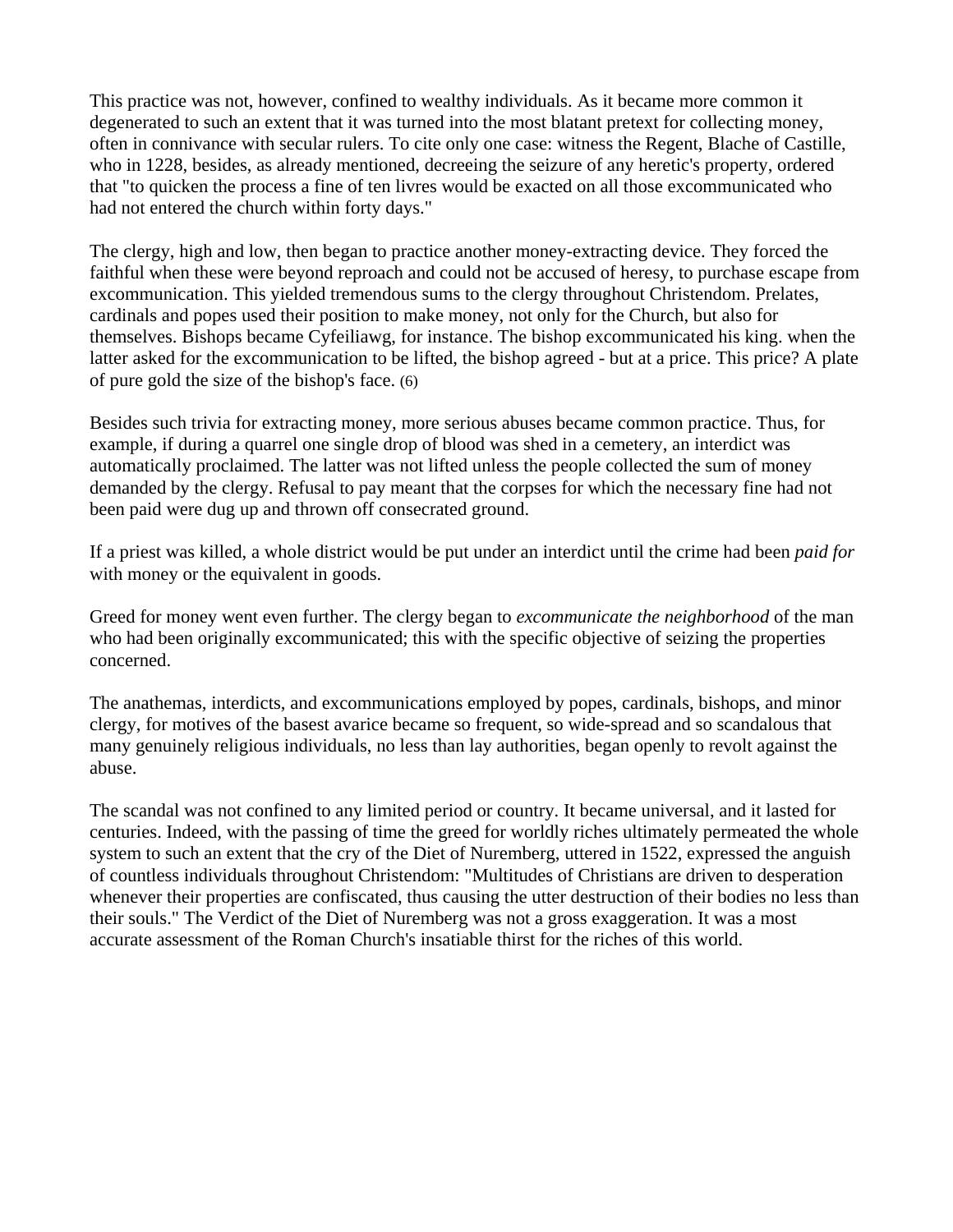This practice was not, however, confined to wealthy individuals. As it became more common it degenerated to such an extent that it was turned into the most blatant pretext for collecting money, often in connivance with secular rulers. To cite only one case: witness the Regent, Blache of Castille, who in 1228, besides, as already mentioned, decreeing the seizure of any heretic's property, ordered that "to quicken the process a fine of ten livres would be exacted on all those excommunicated who had not entered the church within forty days."

The clergy, high and low, then began to practice another money-extracting device. They forced the faithful when these were beyond reproach and could not be accused of heresy, to purchase escape from excommunication. This yielded tremendous sums to the clergy throughout Christendom. Prelates, cardinals and popes used their position to make money, not only for the Church, but also for themselves. Bishops became Cyfeiliawg, for instance. The bishop excommunicated his king. when the latter asked for the excommunication to be lifted, the bishop agreed - but at a price. This price? A plate of pure gold the size of the bishop's face. (6)

Besides such trivia for extracting money, more serious abuses became common practice. Thus, for example, if during a quarrel one single drop of blood was shed in a cemetery, an interdict was automatically proclaimed. The latter was not lifted unless the people collected the sum of money demanded by the clergy. Refusal to pay meant that the corpses for which the necessary fine had not been paid were dug up and thrown off consecrated ground.

If a priest was killed, a whole district would be put under an interdict until the crime had been *paid for* with money or the equivalent in goods.

Greed for money went even further. The clergy began to *excommunicate the neighborhood* of the man who had been originally excommunicated; this with the specific objective of seizing the properties concerned.

The anathemas, interdicts, and excommunications employed by popes, cardinals, bishops, and minor clergy, for motives of the basest avarice became so frequent, so wide-spread and so scandalous that many genuinely religious individuals, no less than lay authorities, began openly to revolt against the abuse.

The scandal was not confined to any limited period or country. It became universal, and it lasted for centuries. Indeed, with the passing of time the greed for worldly riches ultimately permeated the whole system to such an extent that the cry of the Diet of Nuremberg, uttered in 1522, expressed the anguish of countless individuals throughout Christendom: "Multitudes of Christians are driven to desperation whenever their properties are confiscated, thus causing the utter destruction of their bodies no less than their souls." The Verdict of the Diet of Nuremberg was not a gross exaggeration. It was a most accurate assessment of the Roman Church's insatiable thirst for the riches of this world.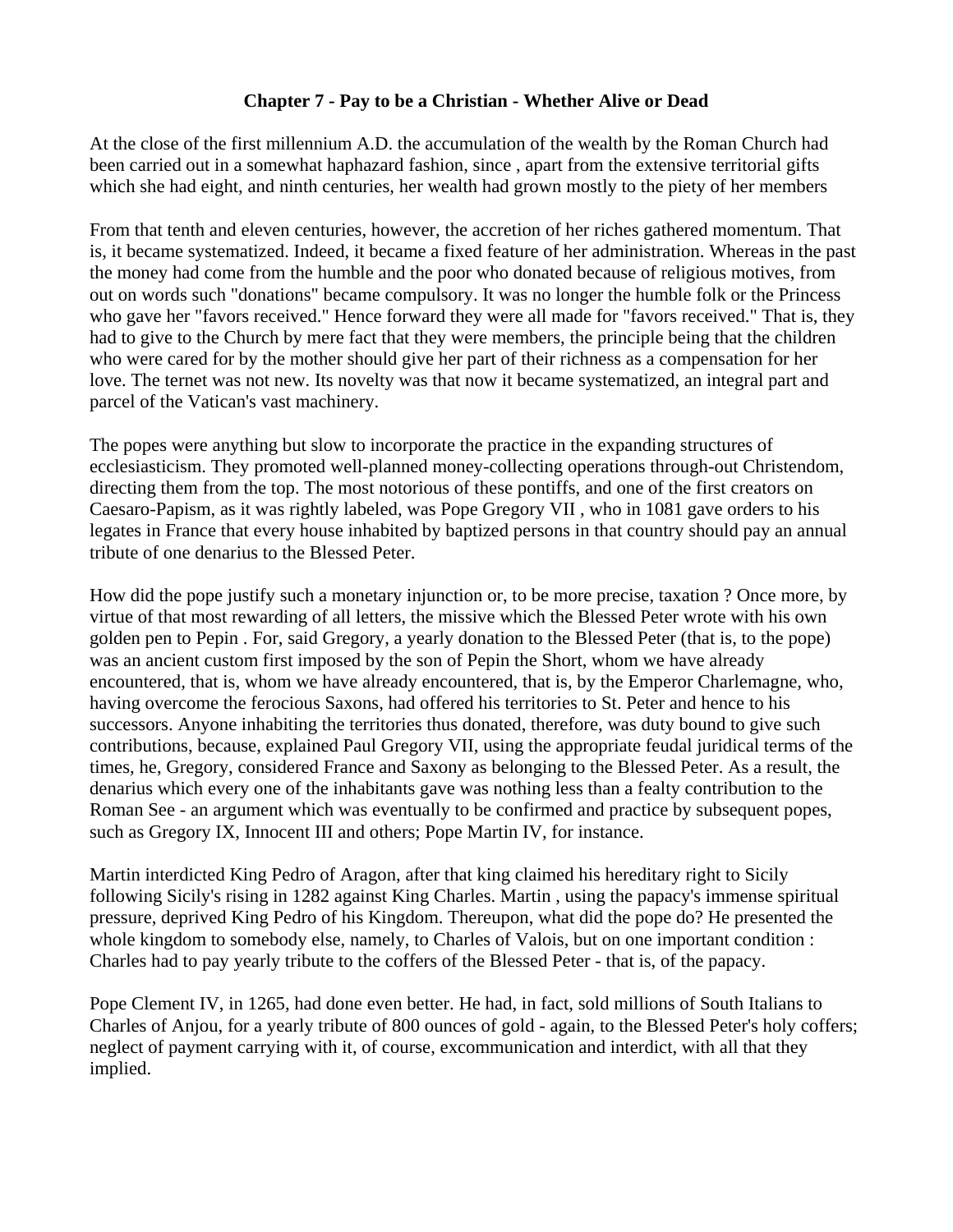**Chapter 7 - Pay to be a Christian - Whether Alive or Dead**

At the close of the first millennium A.D. the accumulation of the wealth by the Roman Church had been carried out in a somewhat haphazard fashion, since , apart from the extensive territorial gifts which she had eight, and ninth centuries, her wealth had grown mostly to the piety of her members

From that tenth and eleven centuries, however, the accretion of her riches gathered momentum. That is, it became systematized. Indeed, it became a fixed feature of her administration. Whereas in the past the money had come from the humble and the poor who donated because of religious motives, from out on words such "donations" became compulsory. It was no longer the humble folk or the Princess who gave her "favors received." Hence forward they were all made for "favors received." That is, they had to give to the Church by mere fact that they were members, the principle being that the children who were cared for by the mother should give her part of their richness as a compensation for her love. The ternet was not new. Its novelty was that now it became systematized, an integral part and parcel of the Vatican's vast machinery.

The popes were anything but slow to incorporate the practice in the expanding structures of ecclesiasticism. They promoted well-planned money-collecting operations through-out Christendom, directing them from the top. The most notorious of these pontiffs, and one of the first creators on Caesaro-Papism, as it was rightly labeled, was Pope Gregory VII , who in 1081 gave orders to his legates in France that every house inhabited by baptized persons in that country should pay an annual tribute of one denarius to the Blessed Peter.

How did the pope justify such a monetary injunction or, to be more precise, taxation ? Once more, by virtue of that most rewarding of all letters, the missive which the Blessed Peter wrote with his own golden pen to Pepin . For, said Gregory, a yearly donation to the Blessed Peter (that is, to the pope) was an ancient custom first imposed by the son of Pepin the Short, whom we have already encountered, that is, whom we have already encountered, that is, by the Emperor Charlemagne, who, having overcome the ferocious Saxons, had offered his territories to St. Peter and hence to his successors. Anyone inhabiting the territories thus donated, therefore, was duty bound to give such contributions, because, explained Paul Gregory VII, using the appropriate feudal juridical terms of the times, he, Gregory, considered France and Saxony as belonging to the Blessed Peter. As a result, the denarius which every one of the inhabitants gave was nothing less than a fealty contribution to the Roman See - an argument which was eventually to be confirmed and practice by subsequent popes, such as Gregory IX, Innocent III and others; Pope Martin IV, for instance.

Martin interdicted King Pedro of Aragon, after that king claimed his hereditary right to Sicily following Sicily's rising in 1282 against King Charles. Martin , using the papacy's immense spiritual pressure, deprived King Pedro of his Kingdom. Thereupon, what did the pope do? He presented the whole kingdom to somebody else, namely, to Charles of Valois, but on one important condition : Charles had to pay yearly tribute to the coffers of the Blessed Peter - that is, of the papacy.

Pope Clement IV, in 1265, had done even better. He had, in fact, sold millions of South Italians to Charles of Anjou, for a yearly tribute of 800 ounces of gold - again, to the Blessed Peter's holy coffers; neglect of payment carrying with it, of course, excommunication and interdict, with all that they implied.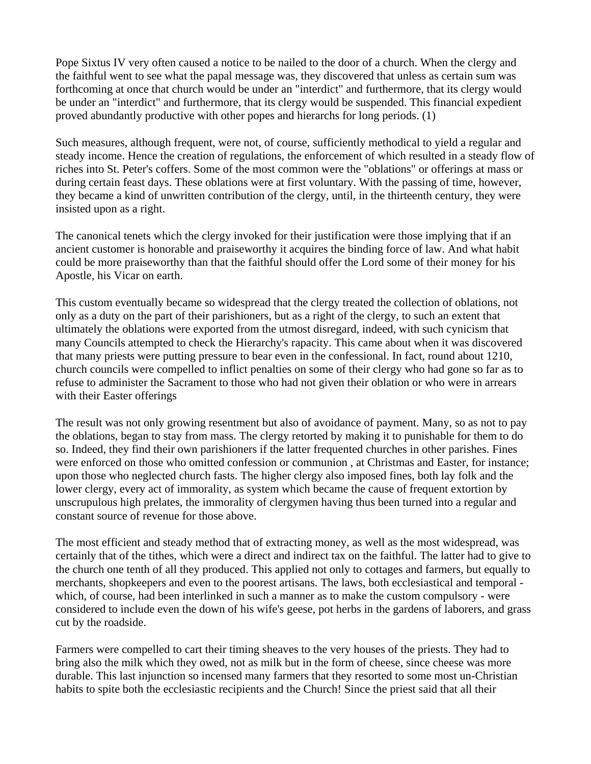Pope Sixtus IV very often caused a notice to be nailed to the door of a church. When the clergy and the faithful went to see what the papal message was, they discovered that unless as certain sum was forthcoming at once that church would be under an "interdict" and furthermore, that its clergy would be under an "interdict" and furthermore, that its clergy would be suspended. This financial expedient proved abundantly productive with other popes and hierarchs for long periods. (1)

Such measures, although frequent, were not, of course, sufficiently methodical to yield a regular and steady income. Hence the creation of regulations, the enforcement of which resulted in a steady flow of riches into St. Peter's coffers. Some of the most common were the "oblations" or offerings at mass or during certain feast days. These oblations were at first voluntary. With the passing of time, however, they became a kind of unwritten contribution of the clergy, until, in the thirteenth century, they were insisted upon as a right.

The canonical tenets which the clergy invoked for their justification were those implying that if an ancient customer is honorable and praiseworthy it acquires the binding force of law. And what habit could be more praiseworthy than that the faithful should offer the Lord some of their money for his Apostle, his Vicar on earth.

This custom eventually became so widespread that the clergy treated the collection of oblations, not only as a duty on the part of their parishioners, but as a right of the clergy, to such an extent that ultimately the oblations were exported from the utmost disregard, indeed, with such cynicism that many Councils attempted to check the Hierarchy's rapacity. This came about when it was discovered that many priests were putting pressure to bear even in the confessional. In fact, round about 1210, church councils were compelled to inflict penalties on some of their clergy who had gone so far as to refuse to administer the Sacrament to those who had not given their oblation or who were in arrears with their Easter offerings

The result was not only growing resentment but also of avoidance of payment. Many, so as not to pay the oblations, began to stay from mass. The clergy retorted by making it to punishable for them to do so. Indeed, they find their own parishioners if the latter frequented churches in other parishes. Fines were enforced on those who omitted confession or communion , at Christmas and Easter, for instance; upon those who neglected church fasts. The higher clergy also imposed fines, both lay folk and the lower clergy, every act of immorality, as system which became the cause of frequent extortion by unscrupulous high prelates, the immorality of clergymen having thus been turned into a regular and constant source of revenue for those above.

The most efficient and steady method that of extracting money, as well as the most widespread, was certainly that of the tithes, which were a direct and indirect tax on the faithful. The latter had to give to the church one tenth of all they produced. This applied not only to cottages and farmers, but equally to merchants, shopkeepers and even to the poorest artisans. The laws, both ecclesiastical and temporal - which, of course, had been interlinked in such a manner as to make the custom compulsory - were considered to include even the down of his wife's geese, pot herbs in the gardens of laborers, and grass cut by the roadside.

Farmers were compelled to cart their timing sheaves to the very houses of the priests. They had to bring also the milk which they owed, not as milk but in the form of cheese, since cheese was more durable. This last injunction so incensed many farmers that they resorted to some most un-Christian habits to spite both the ecclesiastic recipients and the Church! Since the priest said that all their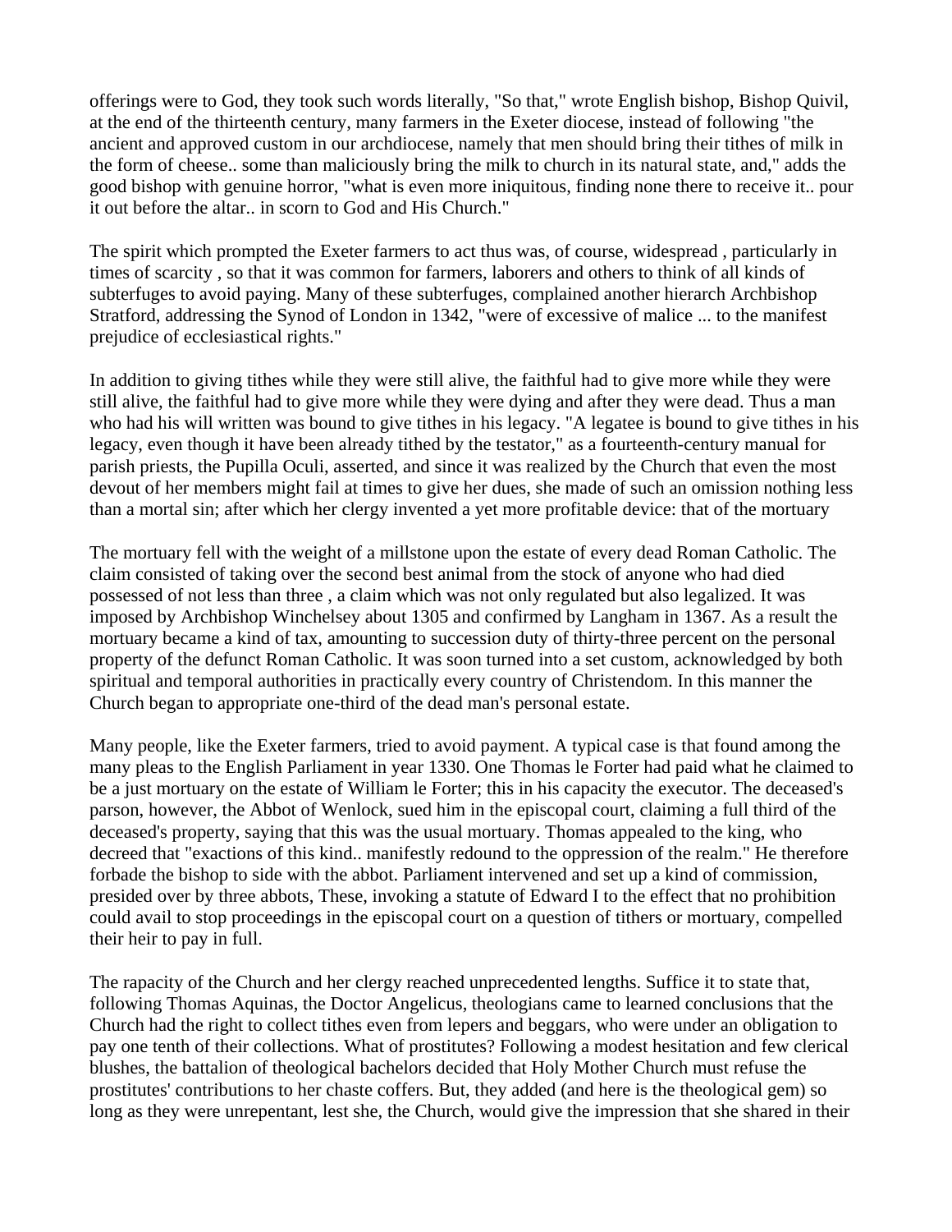offerings were to God, they took such words literally, "So that," wrote English bishop, Bishop Quivil, at the end of the thirteenth century, many farmers in the Exeter diocese, instead of following "the ancient and approved custom in our archdiocese, namely that men should bring their tithes of milk in the form of cheese.. some than maliciously bring the milk to church in its natural state, and," adds the good bishop with genuine horror, "what is even more iniquitous, finding none there to receive it.. pour it out before the altar.. in scorn to God and His Church."

The spirit which prompted the Exeter farmers to act thus was, of course, widespread , particularly in times of scarcity , so that it was common for farmers, laborers and others to think of all kinds of subterfuges to avoid paying. Many of these subterfuges, complained another hierarch Archbishop Stratford, addressing the Synod of London in 1342, "were of excessive of malice ... to the manifest prejudice of ecclesiastical rights."

In addition to giving tithes while they were still alive, the faithful had to give more while they were still alive, the faithful had to give more while they were dying and after they were dead. Thus a man who had his will written was bound to give tithes in his legacy. "A legatee is bound to give tithes in his legacy, even though it have been already tithed by the testator," as a fourteenth-century manual for parish priests, the Pupilla Oculi, asserted, and since it was realized by the Church that even the most devout of her members might fail at times to give her dues, she made of such an omission nothing less than a mortal sin; after which her clergy invented a yet more profitable device: that of the mortuary

The mortuary fell with the weight of a millstone upon the estate of every dead Roman Catholic. The claim consisted of taking over the second best animal from the stock of anyone who had died possessed of not less than three , a claim which was not only regulated but also legalized. It was imposed by Archbishop Winchelsey about 1305 and confirmed by Langham in 1367. As a result the mortuary became a kind of tax, amounting to succession duty of thirty-three percent on the personal property of the defunct Roman Catholic. It was soon turned into a set custom, acknowledged by both spiritual and temporal authorities in practically every country of Christendom. In this manner the Church began to appropriate one-third of the dead man's personal estate.

Many people, like the Exeter farmers, tried to avoid payment. A typical case is that found among the many pleas to the English Parliament in year 1330. One Thomas le Forter had paid what he claimed to be a just mortuary on the estate of William le Forter; this in his capacity the executor. The deceased's parson, however, the Abbot of Wenlock, sued him in the episcopal court, claiming a full third of the deceased's property, saying that this was the usual mortuary. Thomas appealed to the king, who decreed that "exactions of this kind.. manifestly redound to the oppression of the realm." He therefore forbade the bishop to side with the abbot. Parliament intervened and set up a kind of commission, presided over by three abbots, These, invoking a statute of Edward I to the effect that no prohibition could avail to stop proceedings in the episcopal court on a question of tithers or mortuary, compelled their heir to pay in full.

The rapacity of the Church and her clergy reached unprecedented lengths. Suffice it to state that, following Thomas Aquinas, the Doctor Angelicus, theologians came to learned conclusions that the Church had the right to collect tithes even from lepers and beggars, who were under an obligation to pay one tenth of their collections. What of prostitutes? Following a modest hesitation and few clerical blushes, the battalion of theological bachelors decided that Holy Mother Church must refuse the prostitutes' contributions to her chaste coffers. But, they added (and here is the theological gem) so long as they were unrepentant, lest she, the Church, would give the impression that she shared in their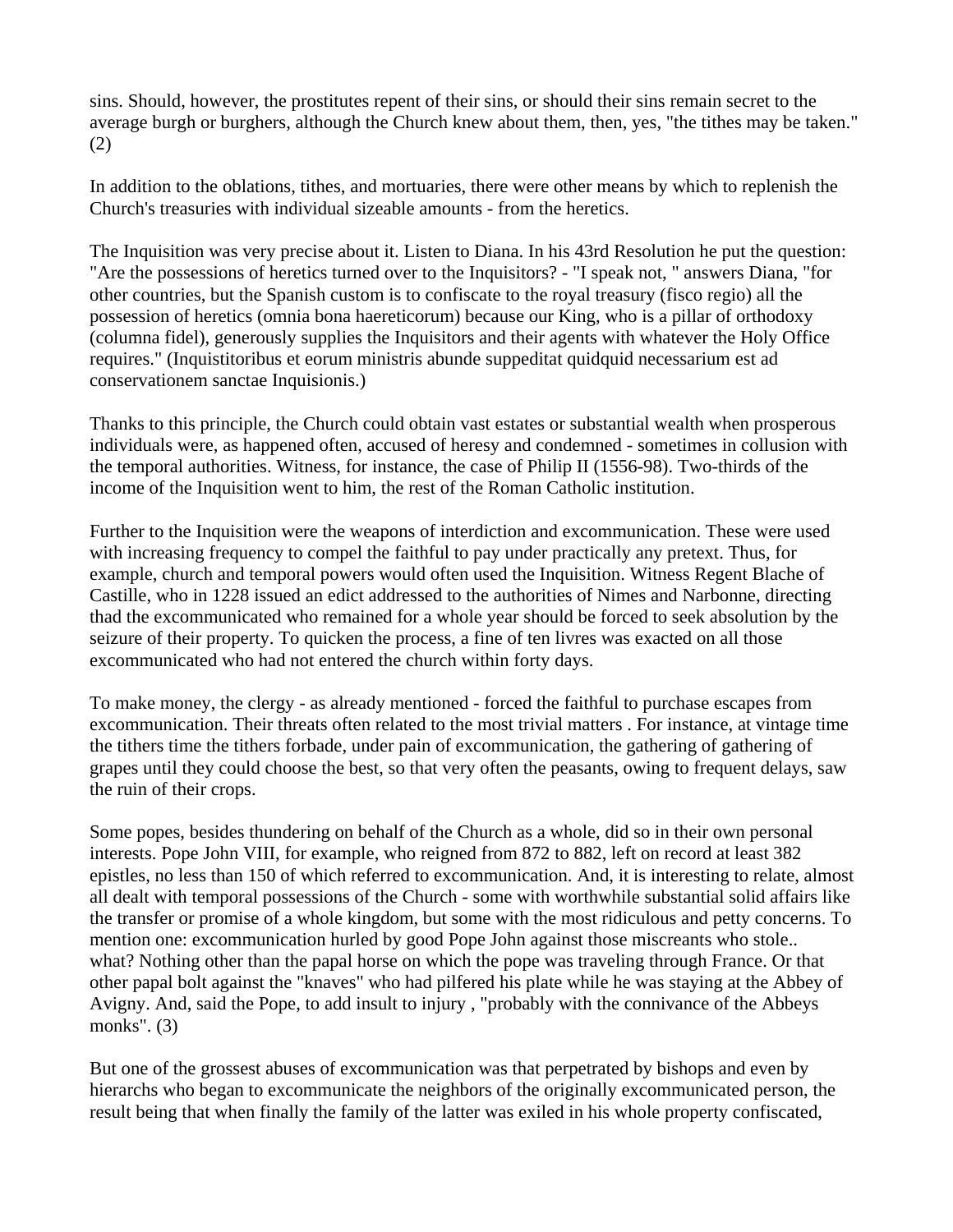sins. Should, however, the prostitutes repent of their sins, or should their sins remain secret to the average burgh or burghers, although the Church knew about them, then, yes, "the tithes may be taken." (2)

In addition to the oblations, tithes, and mortuaries, there were other means by which to replenish the Church's treasuries with individual sizeable amounts - from the heretics.

The Inquisition was very precise about it. Listen to Diana. In his 43rd Resolution he put the question: "Are the possessions of heretics turned over to the Inquisitors? - "I speak not, " answers Diana, "for other countries, but the Spanish custom is to confiscate to the royal treasury (fisco regio) all the possession of heretics (omnia bona haereticorum) because our King, who is a pillar of orthodoxy (columna fidel), generously supplies the Inquisitors and their agents with whatever the Holy Office requires." (Inquistitoribus et eorum ministris abunde suppeditat quidquid necessarium est ad conservationem sanctae Inquisionis.)

Thanks to this principle, the Church could obtain vast estates or substantial wealth when prosperous individuals were, as happened often, accused of heresy and condemned - sometimes in collusion with the temporal authorities. Witness, for instance, the case of Philip II (1556-98). Two-thirds of the income of the Inquisition went to him, the rest of the Roman Catholic institution.

Further to the Inquisition were the weapons of interdiction and excommunication. These were used with increasing frequency to compel the faithful to pay under practically any pretext. Thus, for example, church and temporal powers would often used the Inquisition. Witness Regent Blache of Castille, who in 1228 issued an edict addressed to the authorities of Nimes and Narbonne, directing thad the excommunicated who remained for a whole year should be forced to seek absolution by the seizure of their property. To quicken the process, a fine of ten livres was exacted on all those excommunicated who had not entered the church within forty days.

To make money, the clergy - as already mentioned - forced the faithful to purchase escapes from excommunication. Their threats often related to the most trivial matters . For instance, at vintage time the tithers time the tithers forbade, under pain of excommunication, the gathering of gathering of grapes until they could choose the best, so that very often the peasants, owing to frequent delays, saw the ruin of their crops.

Some popes, besides thundering on behalf of the Church as a whole, did so in their own personal interests. Pope John VIII, for example, who reigned from 872 to 882, left on record at least 382 epistles, no less than 150 of which referred to excommunication. And, it is interesting to relate, almost all dealt with temporal possessions of the Church - some with worthwhile substantial solid affairs like the transfer or promise of a whole kingdom, but some with the most ridiculous and petty concerns. To mention one: excommunication hurled by good Pope John against those miscreants who stole.. what? Nothing other than the papal horse on which the pope was traveling through France. Or that other papal bolt against the "knaves" who had pilfered his plate while he was staying at the Abbey of Avigny. And, said the Pope, to add insult to injury , "probably with the connivance of the Abbeys monks". (3)

But one of the grossest abuses of excommunication was that perpetrated by bishops and even by hierarchs who began to excommunicate the neighbors of the originally excommunicated person, the result being that when finally the family of the latter was exiled in his whole property confiscated,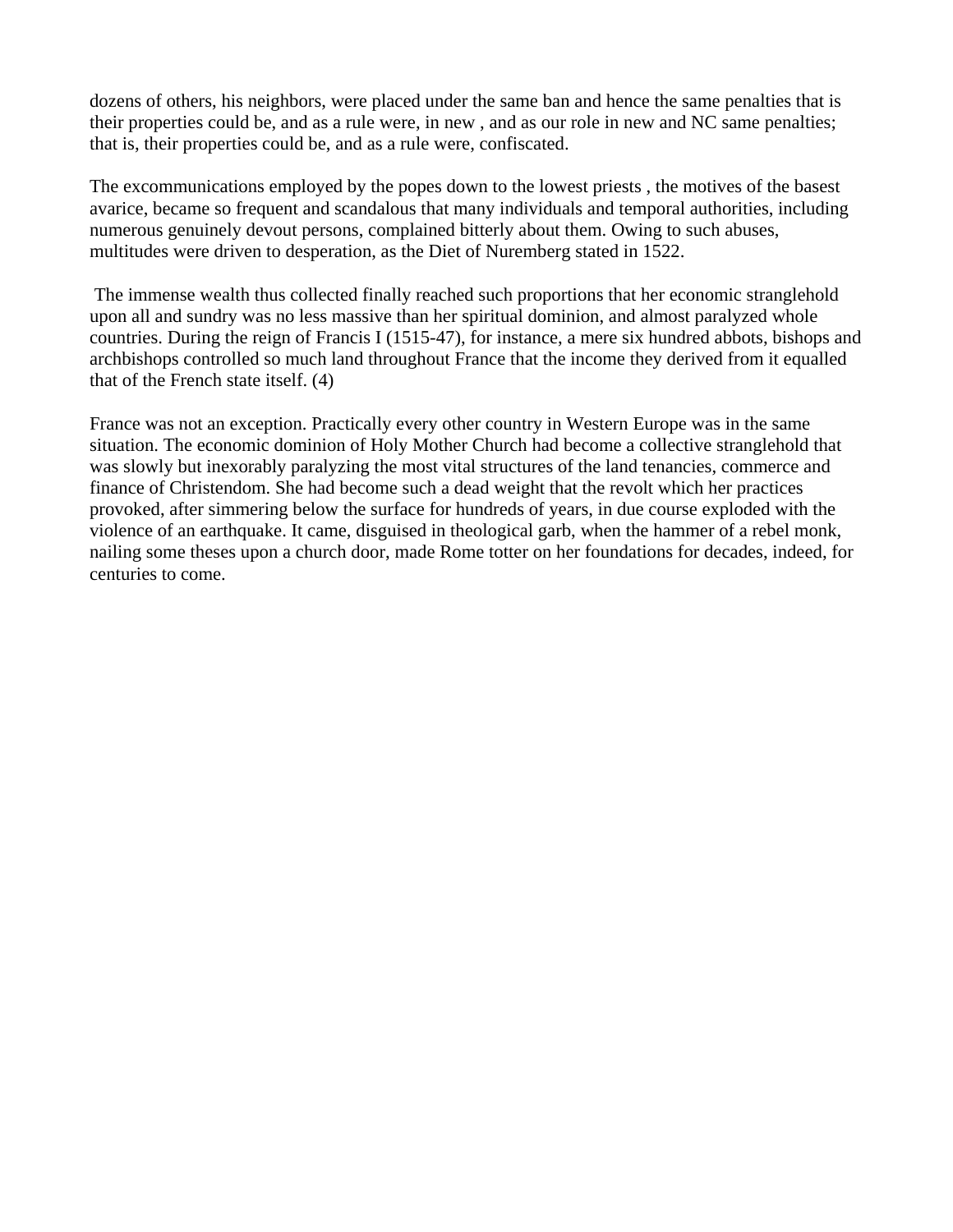dozens of others, his neighbors, were placed under the same ban and hence the same penalties that is their properties could be, and as a rule were, in new , and as our role in new and NC same penalties; that is, their properties could be, and as a rule were, confiscated.

The excommunications employed by the popes down to the lowest priests , the motives of the basest avarice, became so frequent and scandalous that many individuals and temporal authorities, including numerous genuinely devout persons, complained bitterly about them. Owing to such abuses, multitudes were driven to desperation, as the Diet of Nuremberg stated in 1522.

The immense wealth thus collected finally reached such proportions that her economic stranglehold upon all and sundry was no less massive than her spiritual dominion, and almost paralyzed whole countries. During the reign of Francis I (1515-47), for instance, a mere six hundred abbots, bishops and archbishops controlled so much land throughout France that the income they derived from it equalled that of the French state itself. (4)

France was not an exception. Practically every other country in Western Europe was in the same situation. The economic dominion of Holy Mother Church had become a collective stranglehold that was slowly but inexorably paralyzing the most vital structures of the land tenancies, commerce and finance of Christendom. She had become such a dead weight that the revolt which her practices provoked, after simmering below the surface for hundreds of years, in due course exploded with the violence of an earthquake. It came, disguised in theological garb, when the hammer of a rebel monk, nailing some theses upon a church door, made Rome totter on her foundations for decades, indeed, for centuries to come.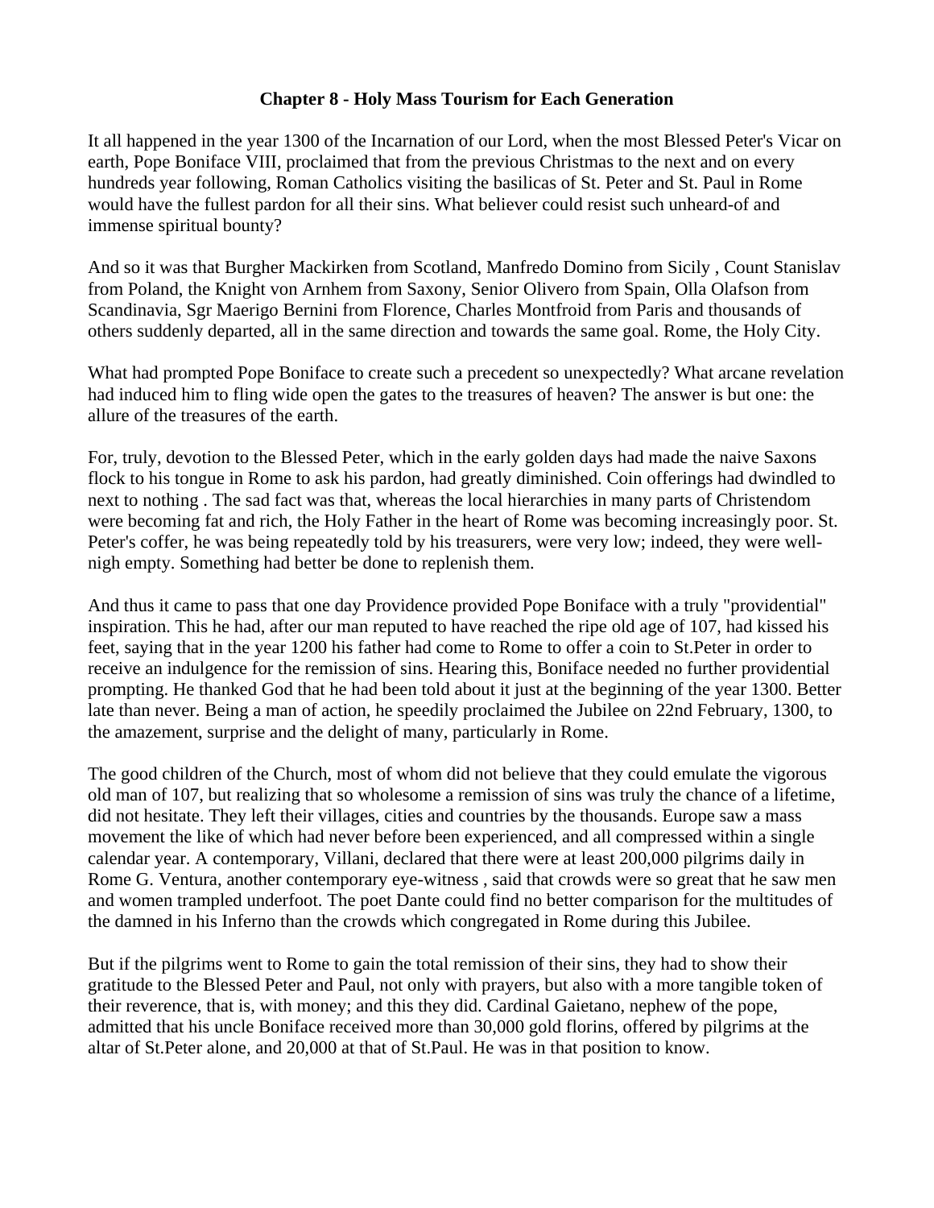### Chapter 8 - Holy Mass Tourism for Each Generation

It all happened in the year 1300 of the Incarnation of our Lord, when the most Blessed Peter's Vicar on earth, Pope Boniface VIII, proclaimed that from the previous Christmas to the next and on every hundreds year following, Roman Catholics visiting the basilicas of St. Peter and St. Paul in Rome would have the fullest pardon for all their sins. What believer could resist such unheard-of and immense spiritual bounty?

And so it was that Burgher Mackirken from Scotland, Manfredo Domino from Sicily , Count Stanislav from Poland, the Knight von Arnhem from Saxony, Senior Olivero from Spain, Olla Olafson from Scandinavia, Sgr Maerigo Bernini from Florence, Charles Montfroid from Paris and thousands of others suddenly departed, all in the same direction and towards the same goal. Rome, the Holy City.

What had prompted Pope Boniface to create such a precedent so unexpectedly? What arcane revelation had induced him to fling wide open the gates to the treasures of heaven? The answer is but one: the allure of the treasures of the earth.

For, truly, devotion to the Blessed Peter, which in the early golden days had made the naive Saxons flock to his tongue in Rome to ask his pardon, had greatly diminished. Coin offerings had dwindled to next to nothing . The sad fact was that, whereas the local hierarchies in many parts of Christendom were becoming fat and rich, the Holy Father in the heart of Rome was becoming increasingly poor. St. Peter's coffer, he was being repeatedly told by his treasurers, were very low; indeed, they were well-nigh empty. Something had better be done to replenish them.

And thus it came to pass that one day Providence provided Pope Boniface with a truly "providential" inspiration. This he had, after our man reputed to have reached the ripe old age of 107, had kissed his feet, saying that in the year 1200 his father had come to Rome to offer a coin to St.Peter in order to receive an indulgence for the remission of sins. Hearing this, Boniface needed no further providential prompting. He thanked God that he had been told about it just at the beginning of the year 1300. Better late than never. Being a man of action, he speedily proclaimed the Jubilee on 22nd February, 1300, to the amazement, surprise and the delight of many, particularly in Rome.

The good children of the Church, most of whom did not believe that they could emulate the vigorous old man of 107, but realizing that so wholesome a remission of sins was truly the chance of a lifetime, did not hesitate. They left their villages, cities and countries by the thousands. Europe saw a mass movement the like of which had never before been experienced, and all compressed within a single calendar year. A contemporary, Villani, declared that there were at least 200,000 pilgrims daily in Rome G. Ventura, another contemporary eye-witness , said that crowds were so great that he saw men and women trampled underfoot. The poet Dante could find no better comparison for the multitudes of the damned in his Inferno than the crowds which congregated in Rome during this Jubilee.

But if the pilgrims went to Rome to gain the total remission of their sins, they had to show their gratitude to the Blessed Peter and Paul, not only with prayers, but also with a more tangible token of their reverence, that is, with money; and this they did. Cardinal Gaietano, nephew of the pope, admitted that his uncle Boniface received more than 30,000 gold florins, offered by pilgrims at the altar of St.Peter alone, and 20,000 at that of St.Paul. He was in that position to know.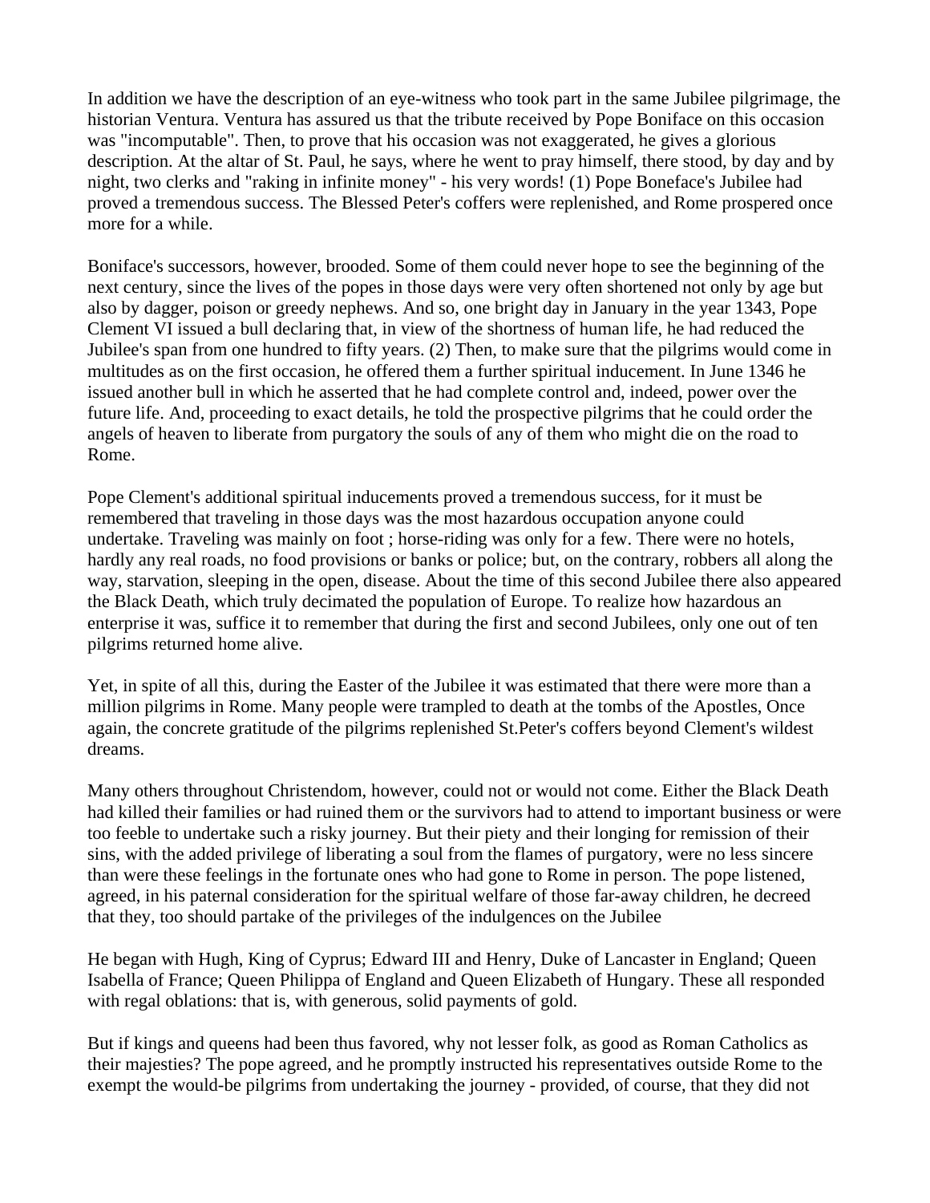In addition we have the description of an eye-witness who took part in the same Jubilee pilgrimage, the historian Ventura. Ventura has assured us that the tribute received by Pope Boniface on this occasion was "incomputable". Then, to prove that his occasion was not exaggerated, he gives a glorious description. At the altar of St. Paul, he says, where he went to pray himself, there stood, by day and by night, two clerks and "raking in infinite money" - his very words! (1) Pope Boneface's Jubilee had proved a tremendous success. The Blessed Peter's coffers were replenished, and Rome prospered once more for a while.

Boniface's successors, however, brooded. Some of them could never hope to see the beginning of the next century, since the lives of the popes in those days were very often shortened not only by age but also by dagger, poison or greedy nephews. And so, one bright day in January in the year 1343, Pope Clement VI issued a bull declaring that, in view of the shortness of human life, he had reduced the Jubilee's span from one hundred to fifty years. (2) Then, to make sure that the pilgrims would come in multitudes as on the first occasion, he offered them a further spiritual inducement. In June 1346 he issued another bull in which he asserted that he had complete control and, indeed, power over the future life. And, proceeding to exact details, he told the prospective pilgrims that he could order the angels of heaven to liberate from purgatory the souls of any of them who might die on the road to Rome.

Pope Clement's additional spiritual inducements proved a tremendous success, for it must be remembered that traveling in those days was the most hazardous occupation anyone could undertake. Traveling was mainly on foot ; horse-riding was only for a few. There were no hotels, hardly any real roads, no food provisions or banks or police; but, on the contrary, robbers all along the way, starvation, sleeping in the open, disease. About the time of this second Jubilee there also appeared the Black Death, which truly decimated the population of Europe. To realize how hazardous an enterprise it was, suffice it to remember that during the first and second Jubilees, only one out of ten pilgrims returned home alive.

Yet, in spite of all this, during the Easter of the Jubilee it was estimated that there were more than a million pilgrims in Rome. Many people were trampled to death at the tombs of the Apostles, Once again, the concrete gratitude of the pilgrims replenished St.Peter's coffers beyond Clement's wildest dreams.

Many others throughout Christendom, however, could not or would not come. Either the Black Death had killed their families or had ruined them or the survivors had to attend to important business or were too feeble to undertake such a risky journey. But their piety and their longing for remission of their sins, with the added privilege of liberating a soul from the flames of purgatory, were no less sincere than were these feelings in the fortunate ones who had gone to Rome in person. The pope listened, agreed, in his paternal consideration for the spiritual welfare of those far-away children, he decreed that they, too should partake of the privileges of the indulgences on the Jubilee

He began with Hugh, King of Cyprus; Edward III and Henry, Duke of Lancaster in England; Queen Isabella of France; Queen Philippa of England and Queen Elizabeth of Hungary. These all responded with regal oblations: that is, with generous, solid payments of gold.

But if kings and queens had been thus favored, why not lesser folk, as good as Roman Catholics as their majesties? The pope agreed, and he promptly instructed his representatives outside Rome to the exempt the would-be pilgrims from undertaking the journey - provided, of course, that they did not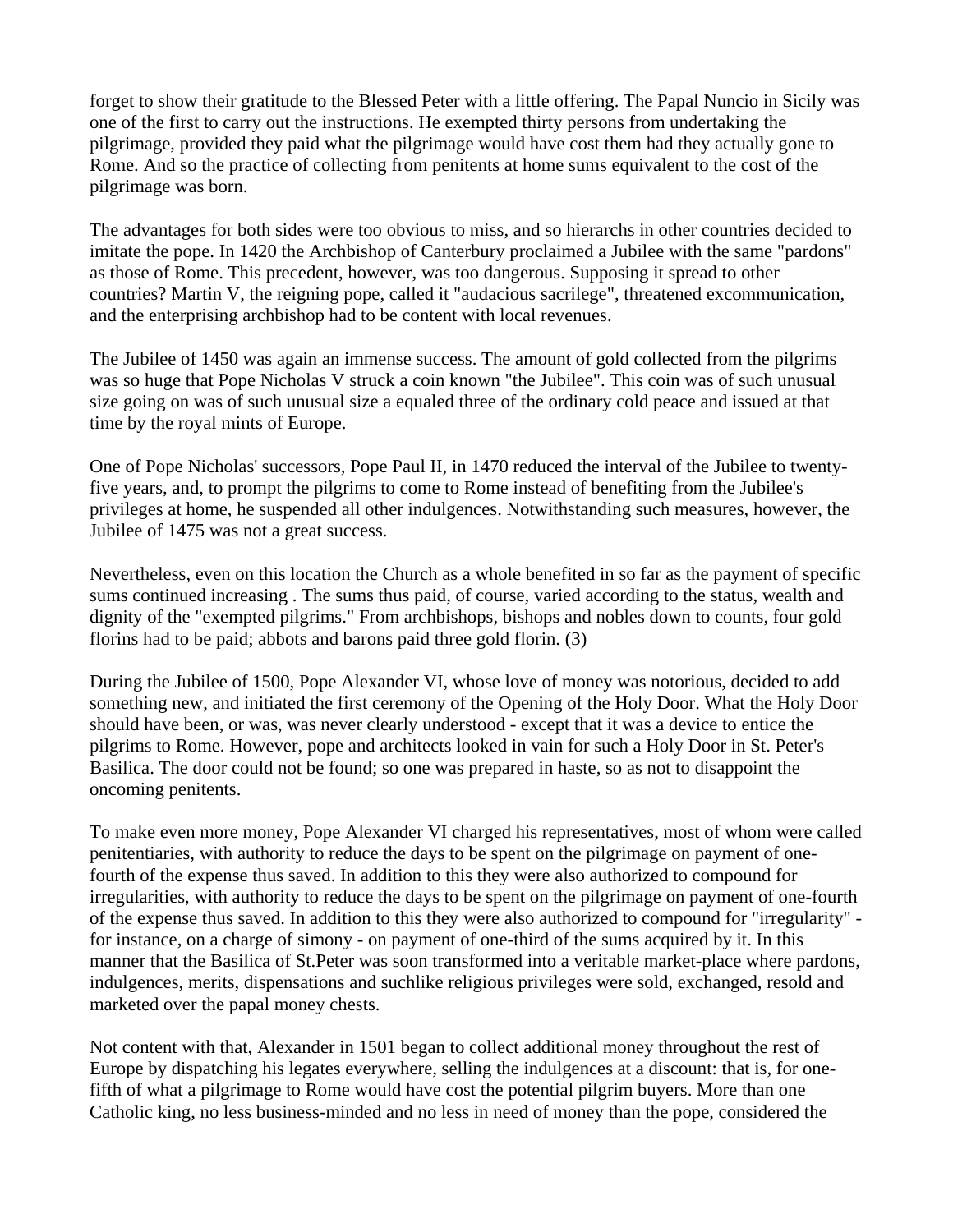forget to show their gratitude to the Blessed Peter with a little offering. The Papal Nuncio in Sicily was one of the first to carry out the instructions. He exempted thirty persons from undertaking the pilgrimage, provided they paid what the pilgrimage would have cost them had they actually gone to Rome. And so the practice of collecting from penitents at home sums equivalent to the cost of the pilgrimage was born.

The advantages for both sides were too obvious to miss, and so hierarchs in other countries decided to imitate the pope. In 1420 the Archbishop of Canterbury proclaimed a Jubilee with the same "pardons" as those of Rome. This precedent, however, was too dangerous. Supposing it spread to other countries? Martin V, the reigning pope, called it "audacious sacrilege", threatened excommunication, and the enterprising archbishop had to be content with local revenues.

The Jubilee of 1450 was again an immense success. The amount of gold collected from the pilgrims was so huge that Pope Nicholas V struck a coin known "the Jubilee". This coin was of such unusual size going on was of such unusual size a equaled three of the ordinary cold peace and issued at that time by the royal mints of Europe.

One of Pope Nicholas' successors, Pope Paul II, in 1470 reduced the interval of the Jubilee to twenty-five years, and, to prompt the pilgrims to come to Rome instead of benefiting from the Jubilee's privileges at home, he suspended all other indulgences. Notwithstanding such measures, however, the Jubilee of 1475 was not a great success.

Nevertheless, even on this location the Church as a whole benefited in so far as the payment of specific sums continued increasing . The sums thus paid, of course, varied according to the status, wealth and dignity of the "exempted pilgrims." From archbishops, bishops and nobles down to counts, four gold florins had to be paid; abbots and barons paid three gold florin. (3)

During the Jubilee of 1500, Pope Alexander VI, whose love of money was notorious, decided to add something new, and initiated the first ceremony of the Opening of the Holy Door. What the Holy Door should have been, or was, was never clearly understood - except that it was a device to entice the pilgrims to Rome. However, pope and architects looked in vain for such a Holy Door in St. Peter's Basilica. The door could not be found; so one was prepared in haste, so as not to disappoint the oncoming penitents.

To make even more money, Pope Alexander VI charged his representatives, most of whom were called penitentiaries, with authority to reduce the days to be spent on the pilgrimage on payment of one-fourth of the expense thus saved. In addition to this they were also authorized to compound for irregularities, with authority to reduce the days to be spent on the pilgrimage on payment of one-fourth of the expense thus saved. In addition to this they were also authorized to compound for "irregularity" - for instance, on a charge of simony - on payment of one-third of the sums acquired by it. In this manner that the Basilica of St.Peter was soon transformed into a veritable market-place where pardons, indulgences, merits, dispensations and suchlike religious privileges were sold, exchanged, resold and marketed over the papal money chests.

Not content with that, Alexander in 1501 began to collect additional money throughout the rest of Europe by dispatching his legates everywhere, selling the indulgences at a discount: that is, for one-fifth of what a pilgrimage to Rome would have cost the potential pilgrim buyers. More than one Catholic king, no less business-minded and no less in need of money than the pope, considered the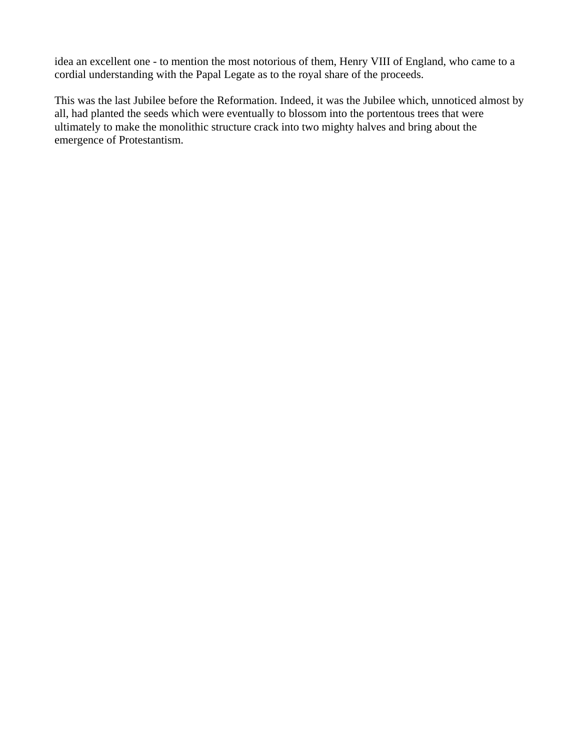idea an excellent one - to mention the most notorious of them, Henry VIII of England, who came to a cordial understanding with the Papal Legate as to the royal share of the proceeds.

This was the last Jubilee before the Reformation. Indeed, it was the Jubilee which, unnoticed almost by all, had planted the seeds which were eventually to blossom into the portentous trees that were ultimately to make the monolithic structure crack into two mighty halves and bring about the emergence of Protestantism.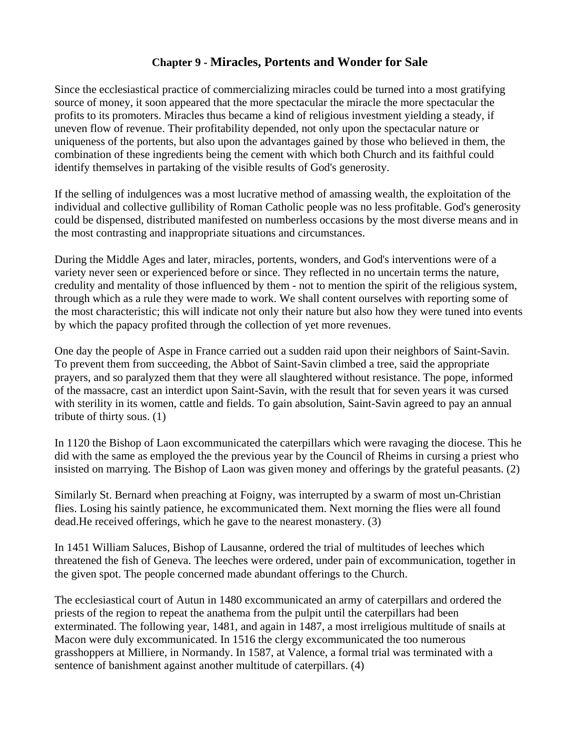## Chapter 9 - Miracles, Portents and Wonder for Sale

Since the ecclesiastical practice of commercializing miracles could be turned into a most gratifying source of money, it soon appeared that the more spectacular the miracle the more spectacular the profits to its promoters. Miracles thus became a kind of religious investment yielding a steady, if uneven flow of revenue. Their profitability depended, not only upon the spectacular nature or uniqueness of the portents, but also upon the advantages gained by those who believed in them, the combination of these ingredients being the cement with which both Church and its faithful could identify themselves in partaking of the visible results of God's generosity.

If the selling of indulgences was a most lucrative method of amassing wealth, the exploitation of the individual and collective gullibility of Roman Catholic people was no less profitable. God's generosity could be dispensed, distributed manifested on numberless occasions by the most diverse means and in the most contrasting and inappropriate situations and circumstances.

During the Middle Ages and later, miracles, portents, wonders, and God's interventions were of a variety never seen or experienced before or since. They reflected in no uncertain terms the nature, credulity and mentality of those influenced by them - not to mention the spirit of the religious system, through which as a rule they were made to work. We shall content ourselves with reporting some of the most characteristic; this will indicate not only their nature but also how they were tuned into events by which the papacy profited through the collection of yet more revenues.

One day the people of Aspe in France carried out a sudden raid upon their neighbors of Saint-Savin. To prevent them from succeeding, the Abbot of Saint-Savin climbed a tree, said the appropriate prayers, and so paralyzed them that they were all slaughtered without resistance. The pope, informed of the massacre, cast an interdict upon Saint-Savin, with the result that for seven years it was cursed with sterility in its women, cattle and fields. To gain absolution, Saint-Savin agreed to pay an annual tribute of thirty sous. (1)

In 1120 the Bishop of Laon excommunicated the caterpillars which were ravaging the diocese. This he did with the same as employed the the previous year by the Council of Rheims in cursing a priest who insisted on marrying. The Bishop of Laon was given money and offerings by the grateful peasants. (2)

Similarly St. Bernard when preaching at Foigny, was interrupted by a swarm of most un-Christian flies. Losing his saintly patience, he excommunicated them. Next morning the flies were all found dead.He received offerings, which he gave to the nearest monastery. (3)

In 1451 William Saluces, Bishop of Lausanne, ordered the trial of multitudes of leeches which threatened the fish of Geneva. The leeches were ordered, under pain of excommunication, together in the given spot. The people concerned made abundant offerings to the Church.

The ecclesiastical court of Autun in 1480 excommunicated an army of caterpillars and ordered the priests of the region to repeat the anathema from the pulpit until the caterpillars had been exterminated. The following year, 1481, and again in 1487, a most irreligious multitude of snails at Macon were duly excommunicated. In 1516 the clergy excommunicated the too numerous grasshoppers at Milliere, in Normandy. In 1587, at Valence, a formal trial was terminated with a sentence of banishment against another multitude of caterpillars. (4)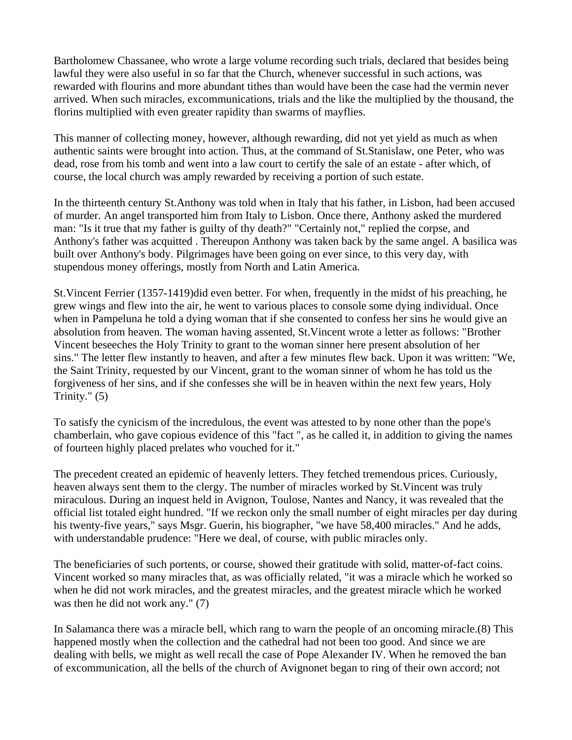Bartholomew Chassanee, who wrote a large volume recording such trials, declared that besides being lawful they were also useful in so far that the Church, whenever successful in such actions, was rewarded with flourins and more abundant tithes than would have been the case had the vermin never arrived. When such miracles, excommunications, trials and the like the multiplied by the thousand, the florins multiplied with even greater rapidity than swarms of mayflies.

This manner of collecting money, however, although rewarding, did not yet yield as much as when authentic saints were brought into action. Thus, at the command of St.Stanislaw, one Peter, who was dead, rose from his tomb and went into a law court to certify the sale of an estate - after which, of course, the local church was amply rewarded by receiving a portion of such estate.

In the thirteenth century St.Anthony was told when in Italy that his father, in Lisbon, had been accused of murder. An angel transported him from Italy to Lisbon. Once there, Anthony asked the murdered man: "Is it true that my father is guilty of thy death?" "Certainly not," replied the corpse, and Anthony's father was acquitted . Thereupon Anthony was taken back by the same angel. A basilica was built over Anthony's body. Pilgrimages have been going on ever since, to this very day, with stupendous money offerings, mostly from North and Latin America.

St.Vincent Ferrier (1357-1419)did even better. For when, frequently in the midst of his preaching, he grew wings and flew into the air, he went to various places to console some dying individual. Once when in Pampeluna he told a dying woman that if she consented to confess her sins he would give an absolution from heaven. The woman having assented, St.Vincent wrote a letter as follows: "Brother Vincent beseeches the Holy Trinity to grant to the woman sinner here present absolution of her sins." The letter flew instantly to heaven, and after a few minutes flew back. Upon it was written: "We, the Saint Trinity, requested by our Vincent, grant to the woman sinner of whom he has told us the forgiveness of her sins, and if she confesses she will be in heaven within the next few years, Holy Trinity." (5)

To satisfy the cynicism of the incredulous, the event was attested to by none other than the pope's chamberlain, who gave copious evidence of this "fact ", as he called it, in addition to giving the names of fourteen highly placed prelates who vouched for it."

The precedent created an epidemic of heavenly letters. They fetched tremendous prices. Curiously, heaven always sent them to the clergy. The number of miracles worked by St.Vincent was truly miraculous. During an inquest held in Avignon, Toulose, Nantes and Nancy, it was revealed that the official list totaled eight hundred. "If we reckon only the small number of eight miracles per day during his twenty-five years," says Msgr. Guerin, his biographer, "we have 58,400 miracles." And he adds, with understandable prudence: "Here we deal, of course, with public miracles only.

The beneficiaries of such portents, or course, showed their gratitude with solid, matter-of-fact coins. Vincent worked so many miracles that, as was officially related, "it was a miracle which he worked so when he did not work miracles, and the greatest miracles, and the greatest miracle which he worked was then he did not work any." (7)

In Salamanca there was a miracle bell, which rang to warn the people of an oncoming miracle.(8) This happened mostly when the collection and the cathedral had not been too good. And since we are dealing with bells, we might as well recall the case of Pope Alexander IV. When he removed the ban of excommunication, all the bells of the church of Avignonet began to ring of their own accord; not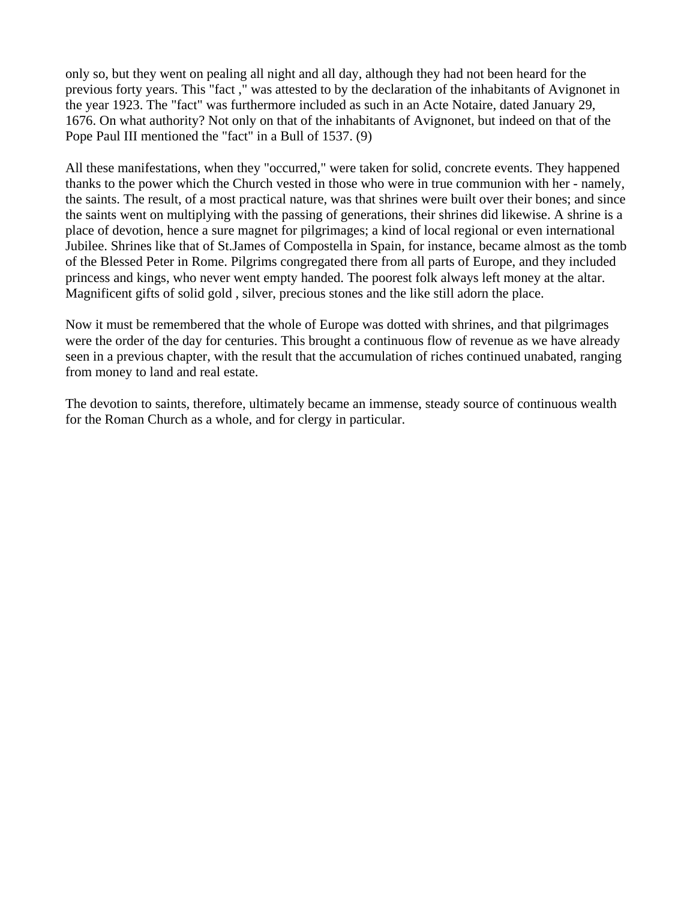only so, but they went on pealing all night and all day, although they had not been heard for the previous forty years. This "fact ," was attested to by the declaration of the inhabitants of Avignonet in the year 1923. The "fact" was furthermore included as such in an Acte Notaire, dated January 29, 1676. On what authority? Not only on that of the inhabitants of Avignonet, but indeed on that of the Pope Paul III mentioned the "fact" in a Bull of 1537. (9)

All these manifestations, when they "occurred," were taken for solid, concrete events. They happened thanks to the power which the Church vested in those who were in true communion with her - namely, the saints. The result, of a most practical nature, was that shrines were built over their bones; and since the saints went on multiplying with the passing of generations, their shrines did likewise. A shrine is a place of devotion, hence a sure magnet for pilgrimages; a kind of local regional or even international Jubilee. Shrines like that of St.James of Compostella in Spain, for instance, became almost as the tomb of the Blessed Peter in Rome. Pilgrims congregated there from all parts of Europe, and they included princess and kings, who never went empty handed. The poorest folk always left money at the altar. Magnificent gifts of solid gold , silver, precious stones and the like still adorn the place.

Now it must be remembered that the whole of Europe was dotted with shrines, and that pilgrimages were the order of the day for centuries. This brought a continuous flow of revenue as we have already seen in a previous chapter, with the result that the accumulation of riches continued unabated, ranging from money to land and real estate.

The devotion to saints, therefore, ultimately became an immense, steady source of continuous wealth for the Roman Church as a whole, and for clergy in particular.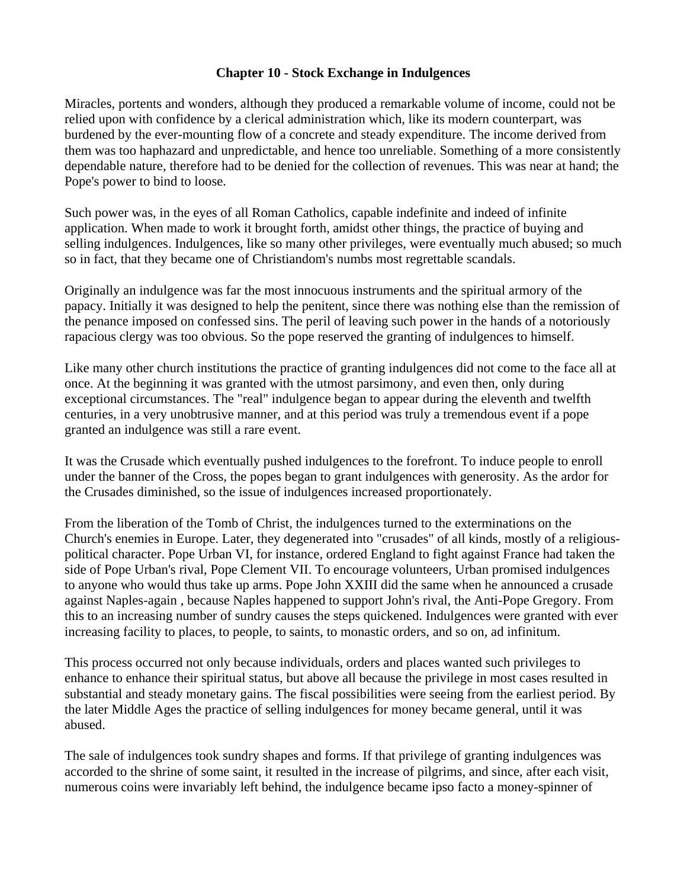**Chapter 10 - Stock Exchange in Indulgences**

Miracles, portents and wonders, although they produced a remarkable volume of income, could not be relied upon with confidence by a clerical administration which, like its modern counterpart, was burdened by the ever-mounting flow of a concrete and steady expenditure. The income derived from them was too haphazard and unpredictable, and hence too unreliable. Something of a more consistently dependable nature, therefore had to be denied for the collection of revenues. This was near at hand; the Pope's power to bind to loose.

Such power was, in the eyes of all Roman Catholics, capable indefinite and indeed of infinite application. When made to work it brought forth, amidst other things, the practice of buying and selling indulgences. Indulgences, like so many other privileges, were eventually much abused; so much so in fact, that they became one of Christiandom's numbs most regrettable scandals.

Originally an indulgence was far the most innocuous instruments and the spiritual armory of the papacy. Initially it was designed to help the penitent, since there was nothing else than the remission of the penance imposed on confessed sins. The peril of leaving such power in the hands of a notoriously rapacious clergy was too obvious. So the pope reserved the granting of indulgences to himself.

Like many other church institutions the practice of granting indulgences did not come to the face all at once. At the beginning it was granted with the utmost parsimony, and even then, only during exceptional circumstances. The "real" indulgence began to appear during the eleventh and twelfth centuries, in a very unobtrusive manner, and at this period was truly a tremendous event if a pope granted an indulgence was still a rare event.

It was the Crusade which eventually pushed indulgences to the forefront. To induce people to enroll under the banner of the Cross, the popes began to grant indulgences with generosity. As the ardor for the Crusades diminished, so the issue of indulgences increased proportionately.

From the liberation of the Tomb of Christ, the indulgences turned to the exterminations on the Church's enemies in Europe. Later, they degenerated into "crusades" of all kinds, mostly of a religious-political character. Pope Urban VI, for instance, ordered England to fight against France had taken the side of Pope Urban's rival, Pope Clement VII. To encourage volunteers, Urban promised indulgences to anyone who would thus take up arms. Pope John XXIII did the same when he announced a crusade against Naples-again , because Naples happened to support John's rival, the Anti-Pope Gregory. From this to an increasing number of sundry causes the steps quickened. Indulgences were granted with ever increasing facility to places, to people, to saints, to monastic orders, and so on, ad infinitum.

This process occurred not only because individuals, orders and places wanted such privileges to enhance to enhance their spiritual status, but above all because the privilege in most cases resulted in substantial and steady monetary gains. The fiscal possibilities were seeing from the earliest period. By the later Middle Ages the practice of selling indulgences for money became general, until it was abused.

The sale of indulgences took sundry shapes and forms. If that privilege of granting indulgences was accorded to the shrine of some saint, it resulted in the increase of pilgrims, and since, after each visit, numerous coins were invariably left behind, the indulgence became ipso facto a money-spinner of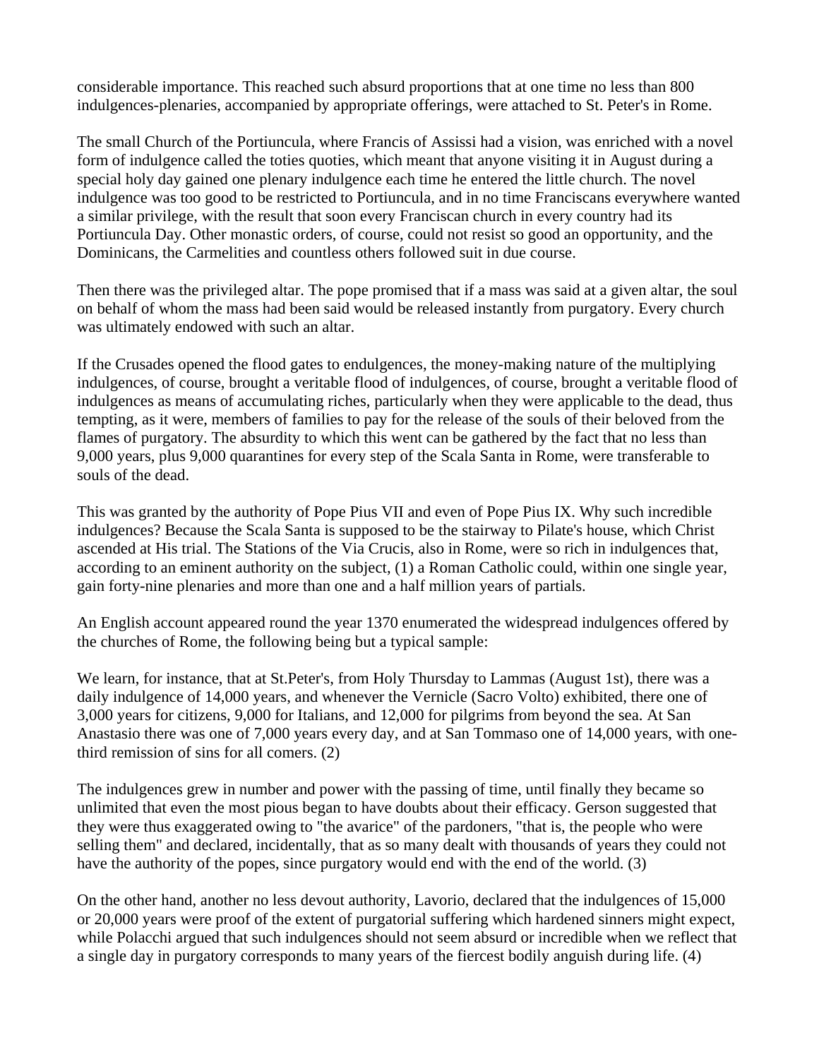considerable importance. This reached such absurd proportions that at one time no less than 800 indulgences-plenaries, accompanied by appropriate offerings, were attached to St. Peter's in Rome.

The small Church of the Portiuncula, where Francis of Assissi had a vision, was enriched with a novel form of indulgence called the toties quoties, which meant that anyone visiting it in August during a special holy day gained one plenary indulgence each time he entered the little church. The novel indulgence was too good to be restricted to Portiuncula, and in no time Franciscans everywhere wanted a similar privilege, with the result that soon every Franciscan church in every country had its Portiuncula Day. Other monastic orders, of course, could not resist so good an opportunity, and the Dominicans, the Carmelities and countless others followed suit in due course.

Then there was the privileged altar. The pope promised that if a mass was said at a given altar, the soul on behalf of whom the mass had been said would be released instantly from purgatory. Every church was ultimately endowed with such an altar.

If the Crusades opened the flood gates to endulgences, the money-making nature of the multiplying indulgences, of course, brought a veritable flood of indulgences, of course, brought a veritable flood of indulgences as means of accumulating riches, particularly when they were applicable to the dead, thus tempting, as it were, members of families to pay for the release of the souls of their beloved from the flames of purgatory. The absurdity to which this went can be gathered by the fact that no less than 9,000 years, plus 9,000 quarantines for every step of the Scala Santa in Rome, were transferable to souls of the dead.

This was granted by the authority of Pope Pius VII and even of Pope Pius IX. Why such incredible indulgences? Because the Scala Santa is supposed to be the stairway to Pilate's house, which Christ ascended at His trial. The Stations of the Via Crucis, also in Rome, were so rich in indulgences that, according to an eminent authority on the subject, (1) a Roman Catholic could, within one single year, gain forty-nine plenaries and more than one and a half million years of partials.

An English account appeared round the year 1370 enumerated the widespread indulgences offered by the churches of Rome, the following being but a typical sample:

We learn, for instance, that at St.Peter's, from Holy Thursday to Lammas (August 1st), there was a daily indulgence of 14,000 years, and whenever the Vernicle (Sacro Volto) exhibited, there one of 3,000 years for citizens, 9,000 for Italians, and 12,000 for pilgrims from beyond the sea. At San Anastasio there was one of 7,000 years every day, and at San Tommaso one of 14,000 years, with one-third remission of sins for all comers. (2)

The indulgences grew in number and power with the passing of time, until finally they became so unlimited that even the most pious began to have doubts about their efficacy. Gerson suggested that they were thus exaggerated owing to "the avarice" of the pardoners, "that is, the people who were selling them" and declared, incidentally, that as so many dealt with thousands of years they could not have the authority of the popes, since purgatory would end with the end of the world. (3)

On the other hand, another no less devout authority, Lavorio, declared that the indulgences of 15,000 or 20,000 years were proof of the extent of purgatorial suffering which hardened sinners might expect, while Polacchi argued that such indulgences should not seem absurd or incredible when we reflect that a single day in purgatory corresponds to many years of the fiercest bodily anguish during life. (4)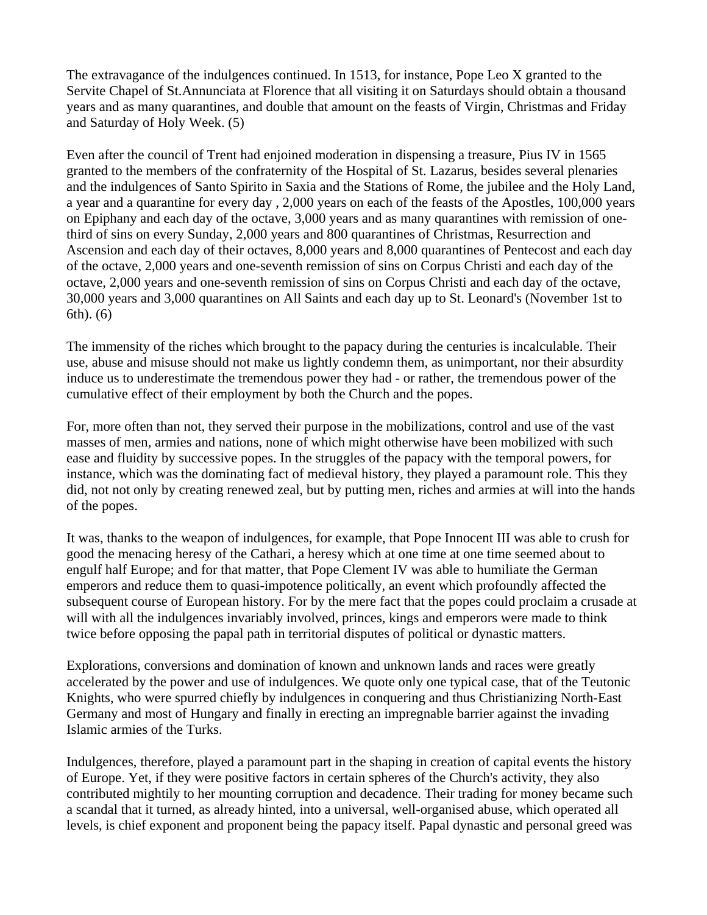The extravagance of the indulgences continued. In 1513, for instance, Pope Leo X granted to the Servite Chapel of St.Annunciata at Florence that all visiting it on Saturdays should obtain a thousand years and as many quarantines, and double that amount on the feasts of Virgin, Christmas and Friday and Saturday of Holy Week. (5)

Even after the council of Trent had enjoined moderation in dispensing a treasure, Pius IV in 1565 granted to the members of the confraternity of the Hospital of St. Lazarus, besides several plenaries and the indulgences of Santo Spirito in Saxia and the Stations of Rome, the jubilee and the Holy Land, a year and a quarantine for every day , 2,000 years on each of the feasts of the Apostles, 100,000 years on Epiphany and each day of the octave, 3,000 years and as many quarantines with remission of one-third of sins on every Sunday, 2,000 years and 800 quarantines of Christmas, Resurrection and Ascension and each day of their octaves, 8,000 years and 8,000 quarantines of Pentecost and each day of the octave, 2,000 years and one-seventh remission of sins on Corpus Christi and each day of the octave, 2,000 years and one-seventh remission of sins on Corpus Christi and each day of the octave, 30,000 years and 3,000 quarantines on All Saints and each day up to St. Leonard's (November 1st to 6th). (6)

The immensity of the riches which brought to the papacy during the centuries is incalculable. Their use, abuse and misuse should not make us lightly condemn them, as unimportant, nor their absurdity induce us to underestimate the tremendous power they had - or rather, the tremendous power of the cumulative effect of their employment by both the Church and the popes.

For, more often than not, they served their purpose in the mobilizations, control and use of the vast masses of men, armies and nations, none of which might otherwise have been mobilized with such ease and fluidity by successive popes. In the struggles of the papacy with the temporal powers, for instance, which was the dominating fact of medieval history, they played a paramount role. This they did, not not only by creating renewed zeal, but by putting men, riches and armies at will into the hands of the popes.

It was, thanks to the weapon of indulgences, for example, that Pope Innocent III was able to crush for good the menacing heresy of the Cathari, a heresy which at one time at one time seemed about to engulf half Europe; and for that matter, that Pope Clement IV was able to humiliate the German emperors and reduce them to quasi-impotence politically, an event which profoundly affected the subsequent course of European history. For by the mere fact that the popes could proclaim a crusade at will with all the indulgences invariably involved, princes, kings and emperors were made to think twice before opposing the papal path in territorial disputes of political or dynastic matters.

Explorations, conversions and domination of known and unknown lands and races were greatly accelerated by the power and use of indulgences. We quote only one typical case, that of the Teutonic Knights, who were spurred chiefly by indulgences in conquering and thus Christianizing North-East Germany and most of Hungary and finally in erecting an impregnable barrier against the invading Islamic armies of the Turks.

Indulgences, therefore, played a paramount part in the shaping in creation of capital events the history of Europe. Yet, if they were positive factors in certain spheres of the Church's activity, they also contributed mightily to her mounting corruption and decadence. Their trading for money became such a scandal that it turned, as already hinted, into a universal, well-organised abuse, which operated all levels, is chief exponent and proponent being the papacy itself. Papal dynastic and personal greed was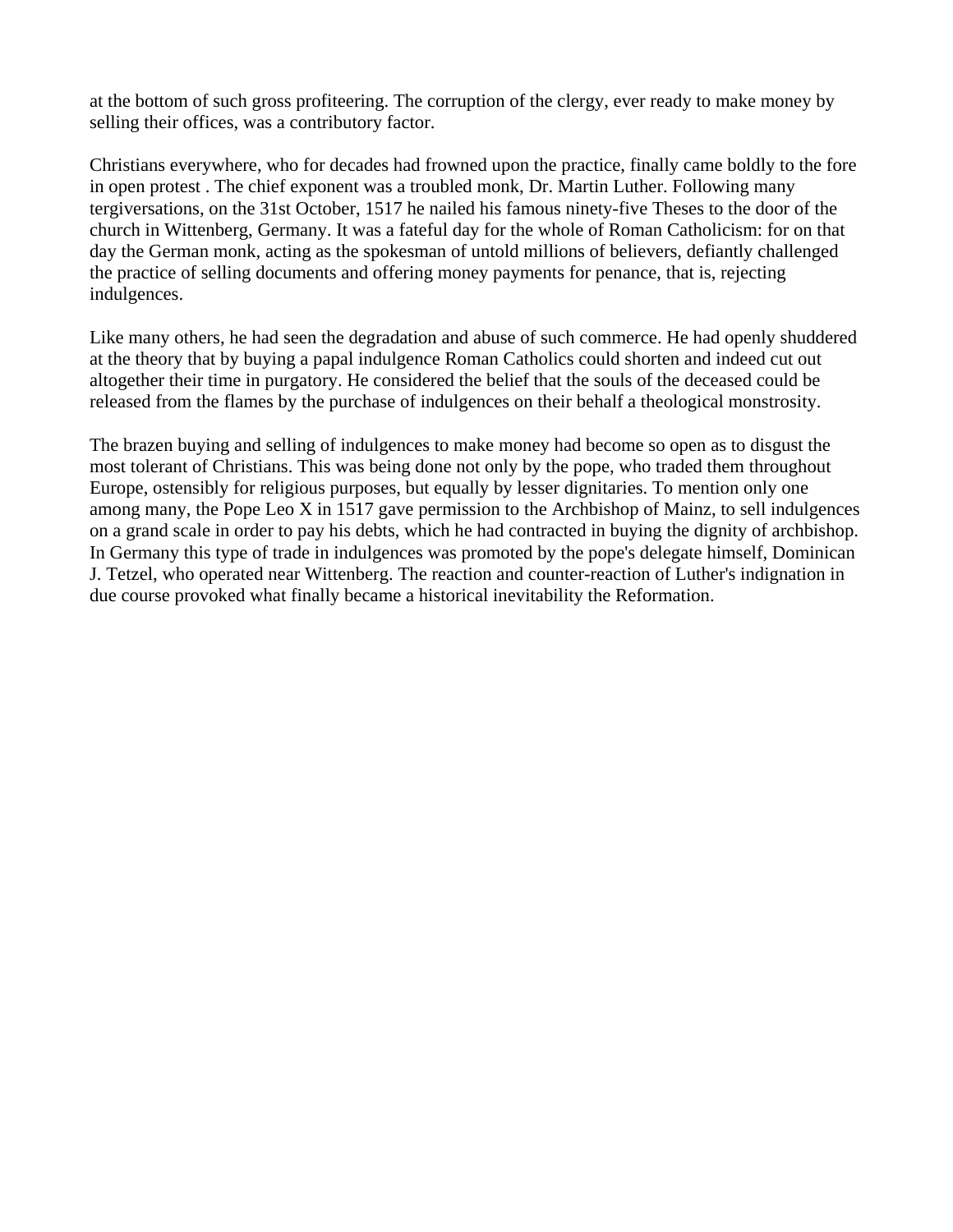at the bottom of such gross profiteering. The corruption of the clergy, ever ready to make money by selling their offices, was a contributory factor.

Christians everywhere, who for decades had frowned upon the practice, finally came boldly to the fore in open protest . The chief exponent was a troubled monk, Dr. Martin Luther. Following many tergiversations, on the 31st October, 1517 he nailed his famous ninety-five Theses to the door of the church in Wittenberg, Germany. It was a fateful day for the whole of Roman Catholicism: for on that day the German monk, acting as the spokesman of untold millions of believers, defiantly challenged the practice of selling documents and offering money payments for penance, that is, rejecting indulgences.

Like many others, he had seen the degradation and abuse of such commerce. He had openly shuddered at the theory that by buying a papal indulgence Roman Catholics could shorten and indeed cut out altogether their time in purgatory. He considered the belief that the souls of the deceased could be released from the flames by the purchase of indulgences on their behalf a theological monstrosity.

The brazen buying and selling of indulgences to make money had become so open as to disgust the most tolerant of Christians. This was being done not only by the pope, who traded them throughout Europe, ostensibly for religious purposes, but equally by lesser dignitaries. To mention only one among many, the Pope Leo X in 1517 gave permission to the Archbishop of Mainz, to sell indulgences on a grand scale in order to pay his debts, which he had contracted in buying the dignity of archbishop. In Germany this type of trade in indulgences was promoted by the pope's delegate himself, Dominican J. Tetzel, who operated near Wittenberg. The reaction and counter-reaction of Luther's indignation in due course provoked what finally became a historical inevitability the Reformation.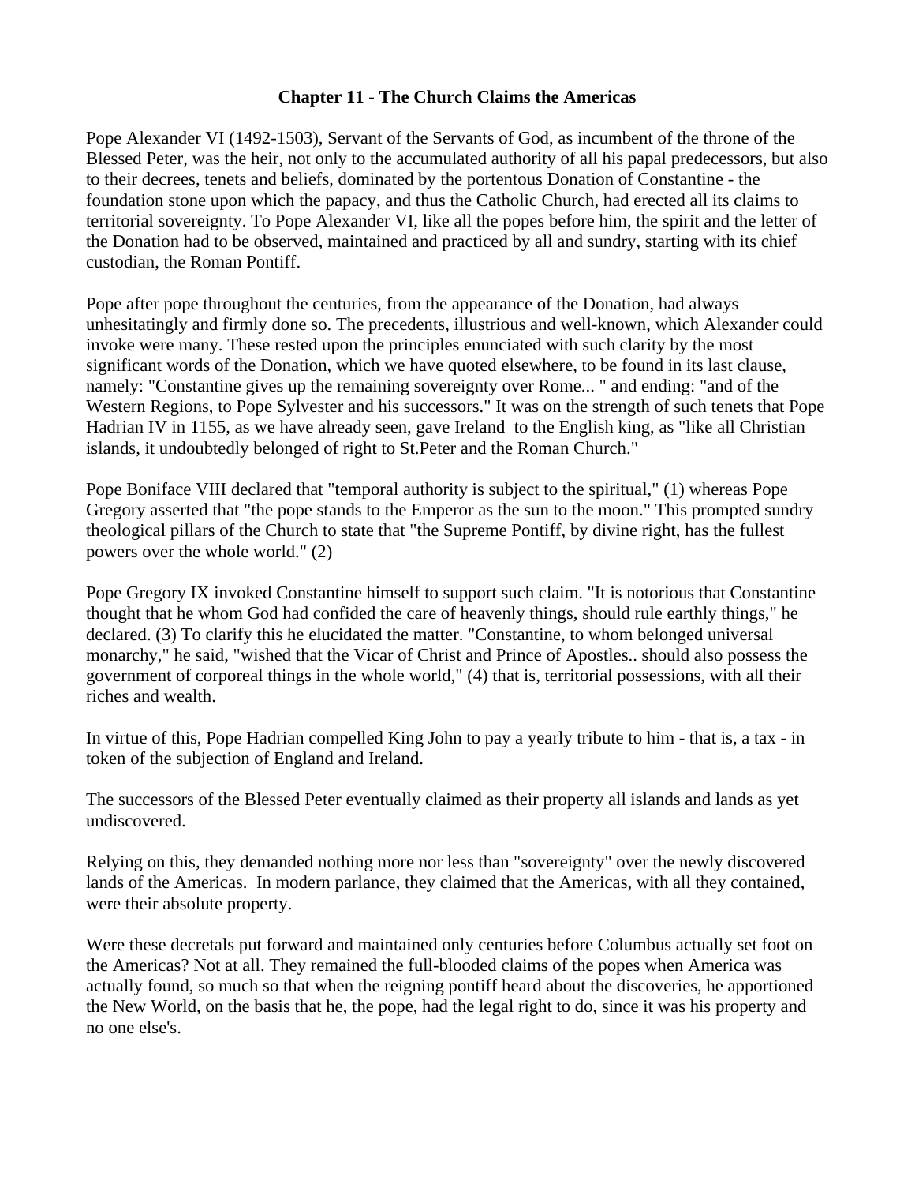### Chapter 11 - The Church Claims the Americas

Pope Alexander VI (1492-1503), Servant of the Servants of God, as incumbent of the throne of the Blessed Peter, was the heir, not only to the accumulated authority of all his papal predecessors, but also to their decrees, tenets and beliefs, dominated by the portentous Donation of Constantine - the foundation stone upon which the papacy, and thus the Catholic Church, had erected all its claims to territorial sovereignty. To Pope Alexander VI, like all the popes before him, the spirit and the letter of the Donation had to be observed, maintained and practiced by all and sundry, starting with its chief custodian, the Roman Pontiff.

Pope after pope throughout the centuries, from the appearance of the Donation, had always unhesitatingly and firmly done so. The precedents, illustrious and well-known, which Alexander could invoke were many. These rested upon the principles enunciated with such clarity by the most significant words of the Donation, which we have quoted elsewhere, to be found in its last clause, namely: "Constantine gives up the remaining sovereignty over Rome... " and ending: "and of the Western Regions, to Pope Sylvester and his successors." It was on the strength of such tenets that Pope Hadrian IV in 1155, as we have already seen, gave Ireland to the English king, as "like all Christian islands, it undoubtedly belonged of right to St.Peter and the Roman Church."

Pope Boniface VIII declared that "temporal authority is subject to the spiritual," (1) whereas Pope Gregory asserted that "the pope stands to the Emperor as the sun to the moon." This prompted sundry theological pillars of the Church to state that "the Supreme Pontiff, by divine right, has the fullest powers over the whole world." (2)

Pope Gregory IX invoked Constantine himself to support such claim. "It is notorious that Constantine thought that he whom God had confided the care of heavenly things, should rule earthly things," he declared. (3) To clarify this he elucidated the matter. "Constantine, to whom belonged universal monarchy," he said, "wished that the Vicar of Christ and Prince of Apostles.. should also possess the government of corporeal things in the whole world," (4) that is, territorial possessions, with all their riches and wealth.

In virtue of this, Pope Hadrian compelled King John to pay a yearly tribute to him - that is, a tax - in token of the subjection of England and Ireland.

The successors of the Blessed Peter eventually claimed as their property all islands and lands as yet undiscovered.

Relying on this, they demanded nothing more nor less than "sovereignty" over the newly discovered lands of the Americas. In modern parlance, they claimed that the Americas, with all they contained, were their absolute property.

Were these decretals put forward and maintained only centuries before Columbus actually set foot on the Americas? Not at all. They remained the full-blooded claims of the popes when America was actually found, so much so that when the reigning pontiff heard about the discoveries, he apportioned the New World, on the basis that he, the pope, had the legal right to do, since it was his property and no one else's.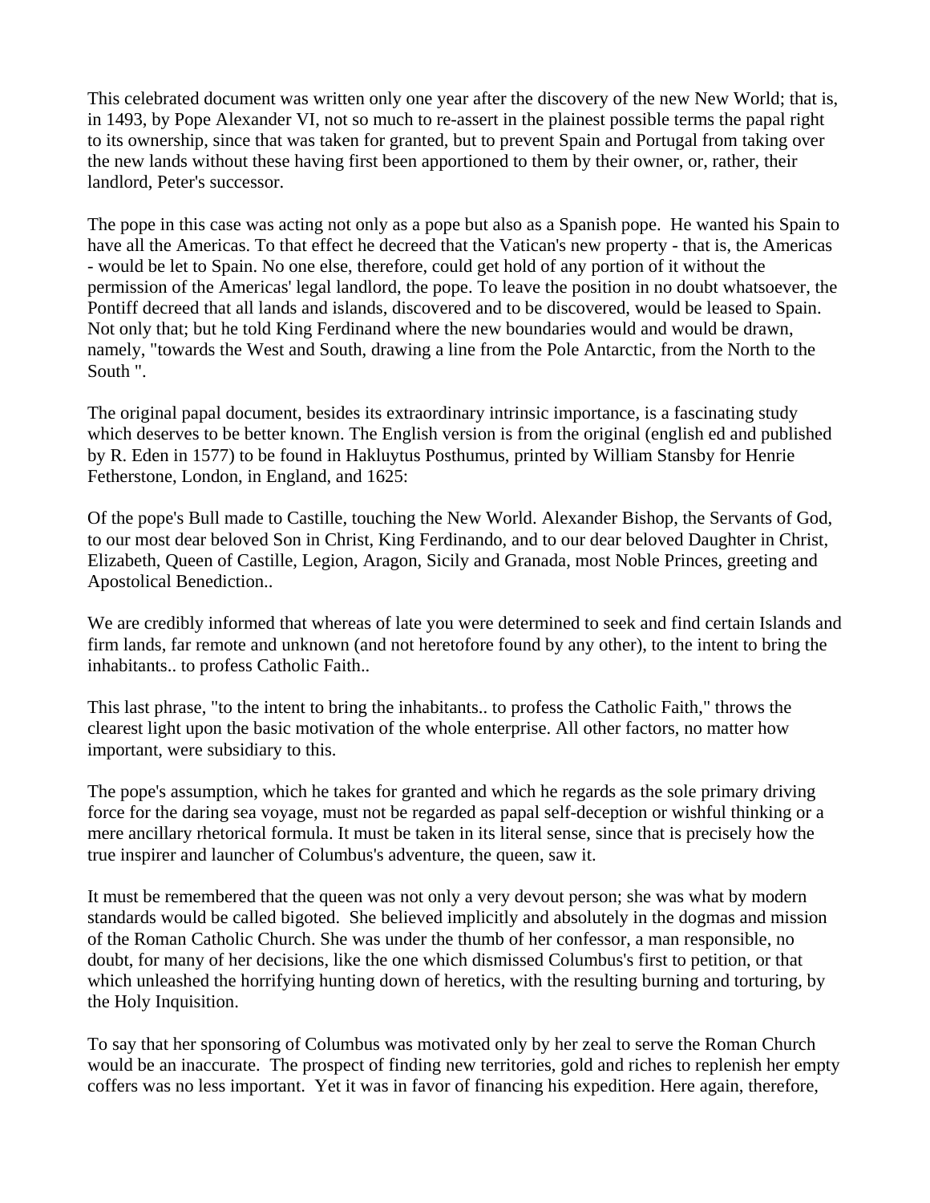This celebrated document was written only one year after the discovery of the new New World; that is, in 1493, by Pope Alexander VI, not so much to re-assert in the plainest possible terms the papal right to its ownership, since that was taken for granted, but to prevent Spain and Portugal from taking over the new lands without these having first been apportioned to them by their owner, or, rather, their landlord, Peter's successor.

The pope in this case was acting not only as a pope but also as a Spanish pope. He wanted his Spain to have all the Americas. To that effect he decreed that the Vatican's new property - that is, the Americas - would be let to Spain. No one else, therefore, could get hold of any portion of it without the permission of the Americas' legal landlord, the pope. To leave the position in no doubt whatsoever, the Pontiff decreed that all lands and islands, discovered and to be discovered, would be leased to Spain. Not only that; but he told King Ferdinand where the new boundaries would and would be drawn, namely, "towards the West and South, drawing a line from the Pole Antarctic, from the North to the South ".

The original papal document, besides its extraordinary intrinsic importance, is a fascinating study which deserves to be better known. The English version is from the original (english ed and published by R. Eden in 1577) to be found in Hakluytus Posthumus, printed by William Stansby for Henrie Fetherstone, London, in England, and 1625:

Of the pope's Bull made to Castille, touching the New World. Alexander Bishop, the Servants of God, to our most dear beloved Son in Christ, King Ferdinando, and to our dear beloved Daughter in Christ, Elizabeth, Queen of Castille, Legion, Aragon, Sicily and Granada, most Noble Princes, greeting and Apostolical Benediction..

We are credibly informed that whereas of late you were determined to seek and find certain Islands and firm lands, far remote and unknown (and not heretofore found by any other), to the intent to bring the inhabitants.. to profess Catholic Faith..

This last phrase, "to the intent to bring the inhabitants.. to profess the Catholic Faith," throws the clearest light upon the basic motivation of the whole enterprise. All other factors, no matter how important, were subsidiary to this.

The pope's assumption, which he takes for granted and which he regards as the sole primary driving force for the daring sea voyage, must not be regarded as papal self-deception or wishful thinking or a mere ancillary rhetorical formula. It must be taken in its literal sense, since that is precisely how the true inspirer and launcher of Columbus's adventure, the queen, saw it.

It must be remembered that the queen was not only a very devout person; she was what by modern standards would be called bigoted. She believed implicitly and absolutely in the dogmas and mission of the Roman Catholic Church. She was under the thumb of her confessor, a man responsible, no doubt, for many of her decisions, like the one which dismissed Columbus's first to petition, or that which unleashed the horrifying hunting down of heretics, with the resulting burning and torturing, by the Holy Inquisition.

To say that her sponsoring of Columbus was motivated only by her zeal to serve the Roman Church would be an inaccurate. The prospect of finding new territories, gold and riches to replenish her empty coffers was no less important. Yet it was in favor of financing his expedition. Here again, therefore,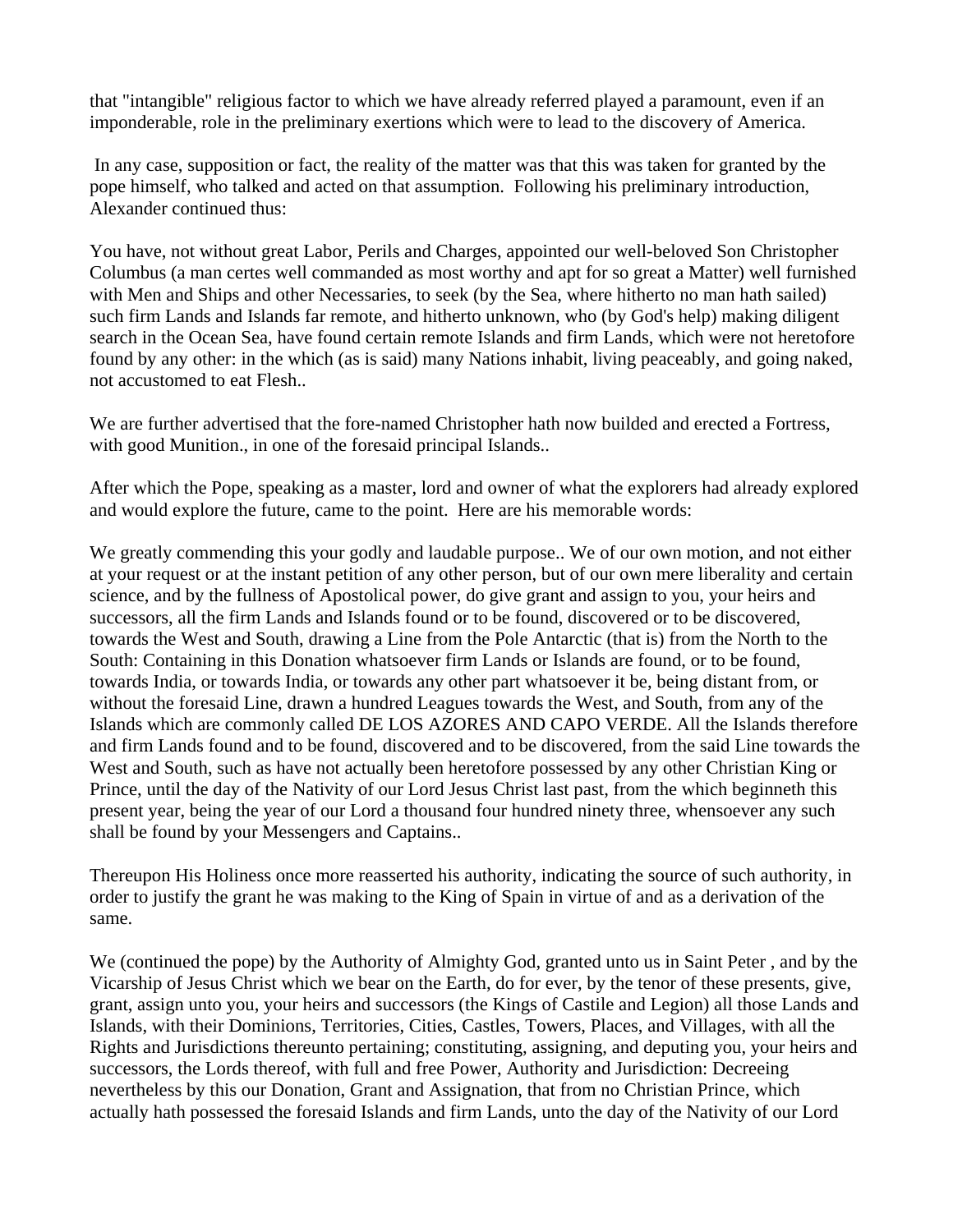that "intangible" religious factor to which we have already referred played a paramount, even if an imponderable, role in the preliminary exertions which were to lead to the discovery of America.

In any case, supposition or fact, the reality of the matter was that this was taken for granted by the pope himself, who talked and acted on that assumption. Following his preliminary introduction, Alexander continued thus:

You have, not without great Labor, Perils and Charges, appointed our well-beloved Son Christopher Columbus (a man certes well commanded as most worthy and apt for so great a Matter) well furnished with Men and Ships and other Necessaries, to seek (by the Sea, where hitherto no man hath sailed) such firm Lands and Islands far remote, and hitherto unknown, who (by God's help) making diligent search in the Ocean Sea, have found certain remote Islands and firm Lands, which were not heretofore found by any other: in the which (as is said) many Nations inhabit, living peaceably, and going naked, not accustomed to eat Flesh..

We are further advertised that the fore-named Christopher hath now builded and erected a Fortress, with good Munition., in one of the foresaid principal Islands..

After which the Pope, speaking as a master, lord and owner of what the explorers had already explored and would explore the future, came to the point. Here are his memorable words:

We greatly commending this your godly and laudable purpose.. We of our own motion, and not either at your request or at the instant petition of any other person, but of our own mere liberality and certain science, and by the fullness of Apostolical power, do give grant and assign to you, your heirs and successors, all the firm Lands and Islands found or to be found, discovered or to be discovered, towards the West and South, drawing a Line from the Pole Antarctic (that is) from the North to the South: Containing in this Donation whatsoever firm Lands or Islands are found, or to be found, towards India, or towards India, or towards any other part whatsoever it be, being distant from, or without the foresaid Line, drawn a hundred Leagues towards the West, and South, from any of the Islands which are commonly called DE LOS AZORES AND CAPO VERDE. All the Islands therefore and firm Lands found and to be found, discovered and to be discovered, from the said Line towards the West and South, such as have not actually been heretofore possessed by any other Christian King or Prince, until the day of the Nativity of our Lord Jesus Christ last past, from the which beginneth this present year, being the year of our Lord a thousand four hundred ninety three, whensoever any such shall be found by your Messengers and Captains..

Thereupon His Holiness once more reasserted his authority, indicating the source of such authority, in order to justify the grant he was making to the King of Spain in virtue of and as a derivation of the same.

We (continued the pope) by the Authority of Almighty God, granted unto us in Saint Peter , and by the Vicarship of Jesus Christ which we bear on the Earth, do for ever, by the tenor of these presents, give, grant, assign unto you, your heirs and successors (the Kings of Castile and Legion) all those Lands and Islands, with their Dominions, Territories, Cities, Castles, Towers, Places, and Villages, with all the Rights and Jurisdictions thereunto pertaining; constituting, assigning, and deputing you, your heirs and successors, the Lords thereof, with full and free Power, Authority and Jurisdiction: Decreeing nevertheless by this our Donation, Grant and Assignation, that from no Christian Prince, which actually hath possessed the foresaid Islands and firm Lands, unto the day of the Nativity of our Lord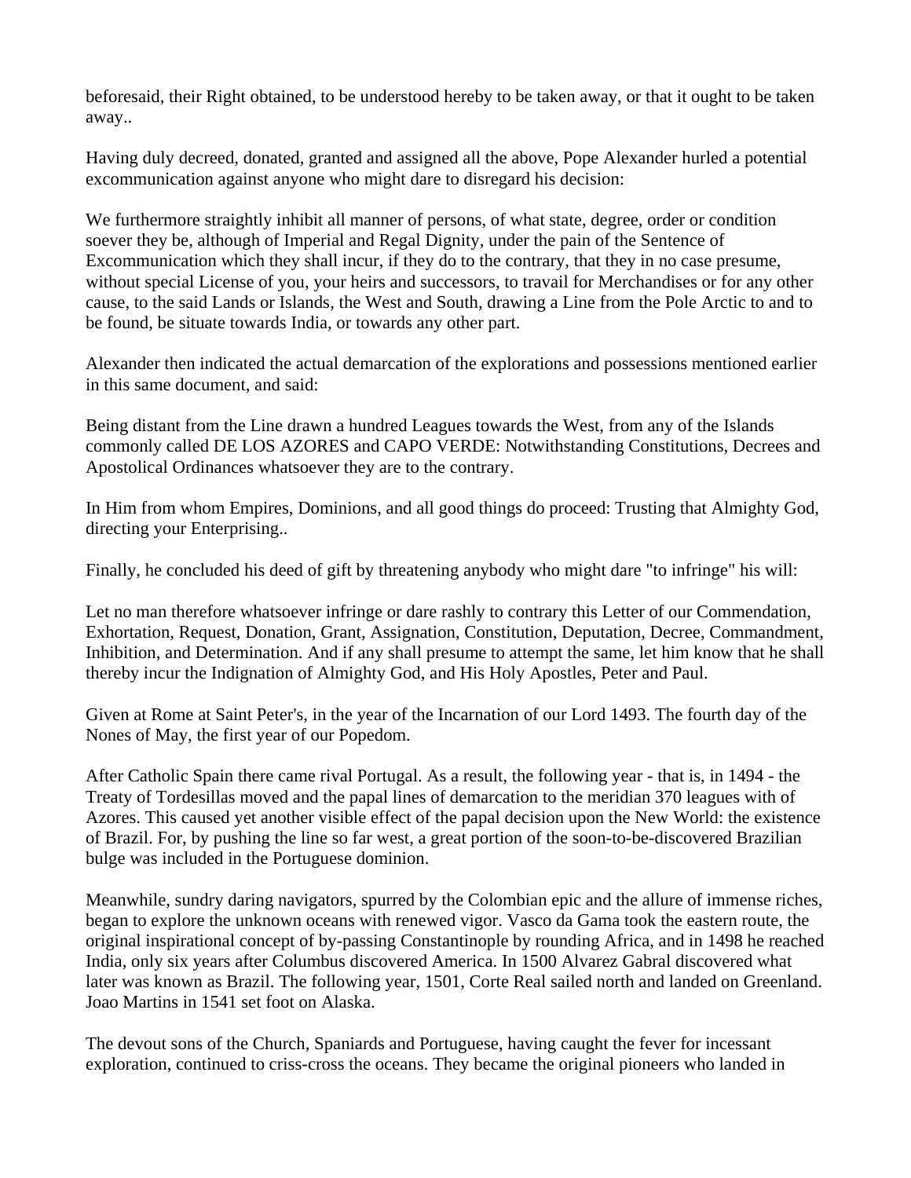beforesaid, their Right obtained, to be understood hereby to be taken away, or that it ought to be taken away..

Having duly decreed, donated, granted and assigned all the above, Pope Alexander hurled a potential excommunication against anyone who might dare to disregard his decision:

We furthermore straightly inhibit all manner of persons, of what state, degree, order or condition soever they be, although of Imperial and Regal Dignity, under the pain of the Sentence of Excommunication which they shall incur, if they do to the contrary, that they in no case presume, without special License of you, your heirs and successors, to travail for Merchandises or for any other cause, to the said Lands or Islands, the West and South, drawing a Line from the Pole Arctic to and to be found, be situate towards India, or towards any other part.

Alexander then indicated the actual demarcation of the explorations and possessions mentioned earlier in this same document, and said:

Being distant from the Line drawn a hundred Leagues towards the West, from any of the Islands commonly called DE LOS AZORES and CAPO VERDE: Notwithstanding Constitutions, Decrees and Apostolical Ordinances whatsoever they are to the contrary.

In Him from whom Empires, Dominions, and all good things do proceed: Trusting that Almighty God, directing your Enterprising..

Finally, he concluded his deed of gift by threatening anybody who might dare "to infringe" his will:

Let no man therefore whatsoever infringe or dare rashly to contrary this Letter of our Commendation, Exhortation, Request, Donation, Grant, Assignation, Constitution, Deputation, Decree, Commandment, Inhibition, and Determination. And if any shall presume to attempt the same, let him know that he shall thereby incur the Indignation of Almighty God, and His Holy Apostles, Peter and Paul.

Given at Rome at Saint Peter's, in the year of the Incarnation of our Lord 1493. The fourth day of the Nones of May, the first year of our Popedom.

After Catholic Spain there came rival Portugal. As a result, the following year - that is, in 1494 - the Treaty of Tordesillas moved and the papal lines of demarcation to the meridian 370 leagues with of Azores. This caused yet another visible effect of the papal decision upon the New World: the existence of Brazil. For, by pushing the line so far west, a great portion of the soon-to-be-discovered Brazilian bulge was included in the Portuguese dominion.

Meanwhile, sundry daring navigators, spurred by the Colombian epic and the allure of immense riches, began to explore the unknown oceans with renewed vigor. Vasco da Gama took the eastern route, the original inspirational concept of by-passing Constantinople by rounding Africa, and in 1498 he reached India, only six years after Columbus discovered America. In 1500 Alvarez Gabral discovered what later was known as Brazil. The following year, 1501, Corte Real sailed north and landed on Greenland. Joao Martins in 1541 set foot on Alaska.

The devout sons of the Church, Spaniards and Portuguese, having caught the fever for incessant exploration, continued to criss-cross the oceans. They became the original pioneers who landed in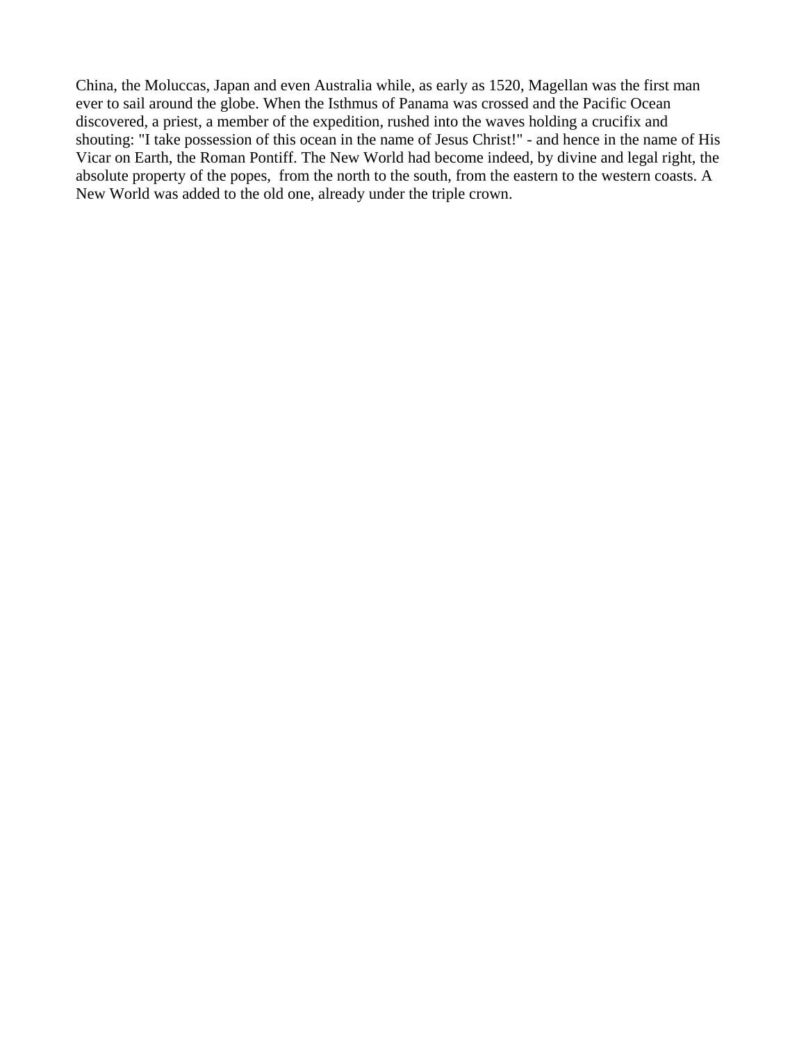China, the Moluccas, Japan and even Australia while, as early as 1520, Magellan was the first man ever to sail around the globe. When the Isthmus of Panama was crossed and the Pacific Ocean discovered, a priest, a member of the expedition, rushed into the waves holding a crucifix and shouting: "I take possession of this ocean in the name of Jesus Christ!" - and hence in the name of His Vicar on Earth, the Roman Pontiff. The New World had become indeed, by divine and legal right, the absolute property of the popes, from the north to the south, from the eastern to the western coasts. A New World was added to the old one, already under the triple crown.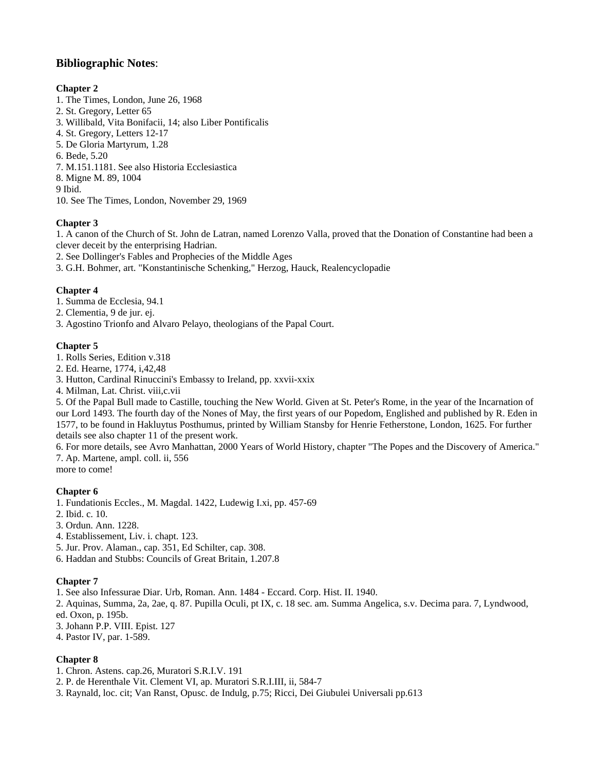## **Bibliographic Notes**:

**Chapter 2**

1. The Times, London, June 26, 1968
2. St. Gregory, Letter 65
3. Willibald, Vita Bonifacii, 14; also Liber Pontificalis
4. St. Gregory, Letters 12-17
5. De Gloria Martyrum, 1.28
6. Bede, 5.20
7. M.151.1181. See also Historia Ecclesiastica
8. Migne M. 89, 1004

9 Ibid.

10. See The Times, London, November 29, 1969

**Chapter 3**

1. A canon of the Church of St. John de Latran, named Lorenzo Valla, proved that the Donation of Constantine had been a clever deceit by the enterprising Hadrian.
2. See Dollinger's Fables and Prophecies of the Middle Ages
3. G.H. Bohmer, art. "Konstantinische Schenking," Herzog, Hauck, Realencyclopadie

**Chapter 4**

1. Summa de Ecclesia, 94.1
2. Clementia, 9 de jur. ej.
3. Agostino Trionfo and Alvaro Pelayo, theologians of the Papal Court.

**Chapter 5**

1. Rolls Series, Edition v.318
2. Ed. Hearne, 1774, i,42,48
3. Hutton, Cardinal Rinuccini's Embassy to Ireland, pp. xxvii-xxix
4. Milman, Lat. Christ. viii,c.vii
5. Of the Papal Bull made to Castille, touching the New World. Given at St. Peter's Rome, in the year of the Incarnation of our Lord 1493. The fourth day of the Nones of May, the first years of our Popedom, Englished and published by R. Eden in 1577, to be found in Hakluytus Posthumus, printed by William Stansby for Henrie Fetherstone, London, 1625. For further details see also chapter 11 of the present work.
6. For more details, see Avro Manhattan, 2000 Years of World History, chapter "The Popes and the Discovery of America."
7. Ap. Martene, ampl. coll. ii, 556

more to come!

**Chapter 6**

1. Fundationis Eccles., M. Magdal. 1422, Ludewig I.xi, pp. 457-69
2. Ibid. c. 10.
3. Ordun. Ann. 1228.
4. Establissement, Liv. i. chapt. 123.
5. Jur. Prov. Alaman., cap. 351, Ed Schilter, cap. 308.
6. Haddan and Stubbs: Councils of Great Britain, 1.207.8

**Chapter 7**

1. See also Infessurae Diar. Urb, Roman. Ann. 1484 - Eccard. Corp. Hist. II. 1940.
2. Aquinas, Summa, 2a, 2ae, q. 87. Pupilla Oculi, pt IX, c. 18 sec. am. Summa Angelica, s.v. Decima para. 7, Lyndwood, ed. Oxon, p. 195b.
3. Johann P.P. VIII. Epist. 127
4. Pastor IV, par. 1-589.

**Chapter 8**

1. Chron. Astens. cap.26, Muratori S.R.I.V. 191
2. P. de Herenthale Vit. Clement VI, ap. Muratori S.R.I.III, ii, 584-7
3. Raynald, loc. cit; Van Ranst, Opusc. de Indulg, p.75; Ricci, Dei Giubulei Universali pp.613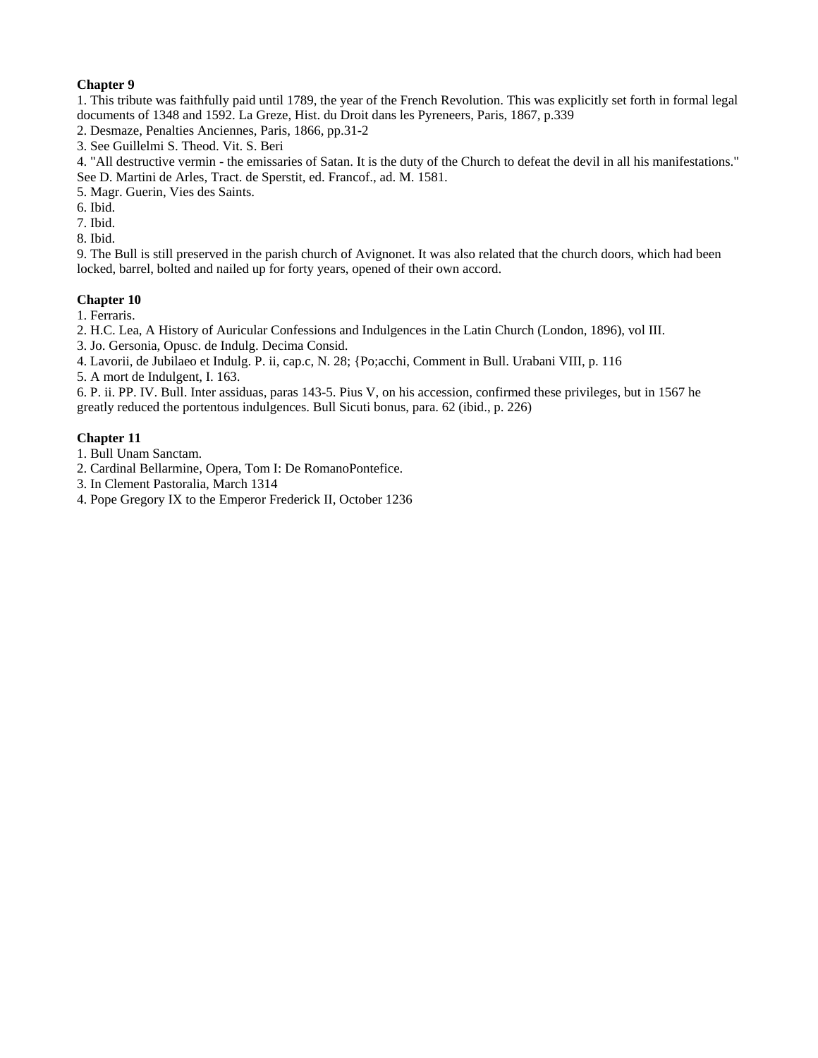**Chapter 9**

1. This tribute was faithfully paid until 1789, the year of the French Revolution. This was explicitly set forth in formal legal documents of 1348 and 1592. La Greze, Hist. du Droit dans les Pyreneers, Paris, 1867, p.339
2. Desmaze, Penalties Anciennes, Paris, 1866, pp.31-2
3. See Guillelmi S. Theod. Vit. S. Beri
4. "All destructive vermin - the emissaries of Satan. It is the duty of the Church to defeat the devil in all his manifestations." See D. Martini de Arles, Tract. de Sperstit, ed. Francof., ad. M. 1581.
5. Magr. Guerin, Vies des Saints.
6. Ibid.
7. Ibid.
8. Ibid.
9. The Bull is still preserved in the parish church of Avignonet. It was also related that the church doors, which had been locked, barrel, bolted and nailed up for forty years, opened of their own accord.

**Chapter 10**

1. Ferraris.
2. H.C. Lea, A History of Auricular Confessions and Indulgences in the Latin Church (London, 1896), vol III.
3. Jo. Gersonia, Opusc. de Indulg. Decima Consid.
4. Lavorii, de Jubilaeo et Indulg. P. ii, cap.c, N. 28; {Po;acchi, Comment in Bull. Urabani VIII, p. 116
5. A mort de Indulgent, I. 163.
6. P. ii. PP. IV. Bull. Inter assiduas, paras 143-5. Pius V, on his accession, confirmed these privileges, but in 1567 he greatly reduced the portentous indulgences. Bull Sicuti bonus, para. 62 (ibid., p. 226)

**Chapter 11**

1. Bull Unam Sanctam.
2. Cardinal Bellarmine, Opera, Tom I: De RomanoPontefice.
3. In Clement Pastoralia, March 1314
4. Pope Gregory IX to the Emperor Frederick II, October 1236